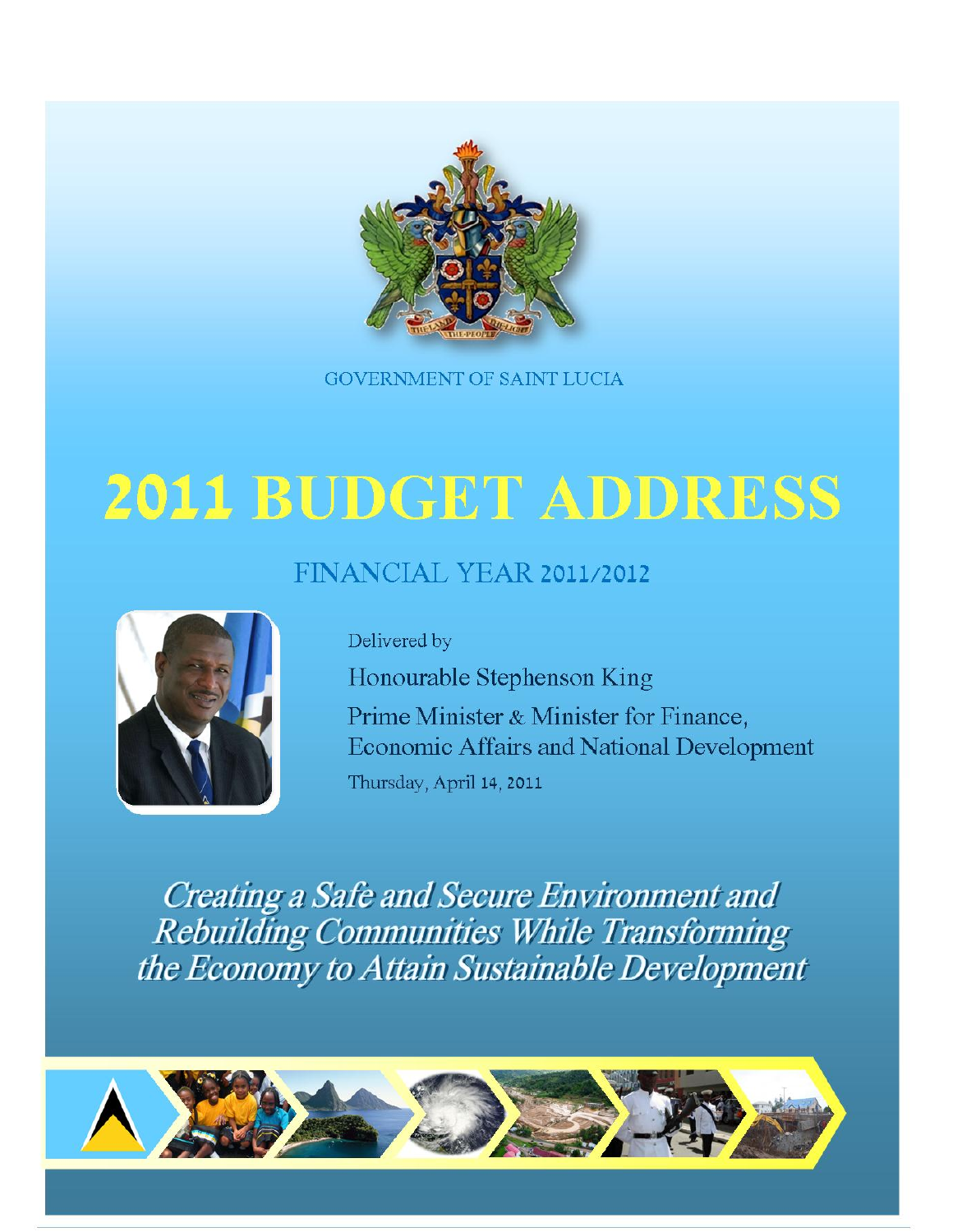GOVERNMENT OF SAINT LUCIA

# 2011 BUDGET ADDRESS

## FINANCIAL YEAR 2011/2012

Delivered by

Honourable Stephenson King

Prime Minister & Minister for Finance, Economic Affairs and National Development

Thursday, April 14, 2011

*Creating a Safe and Secure Environment and Rebuilding Communities While Transforming the Economy to Attain Sustainable Development*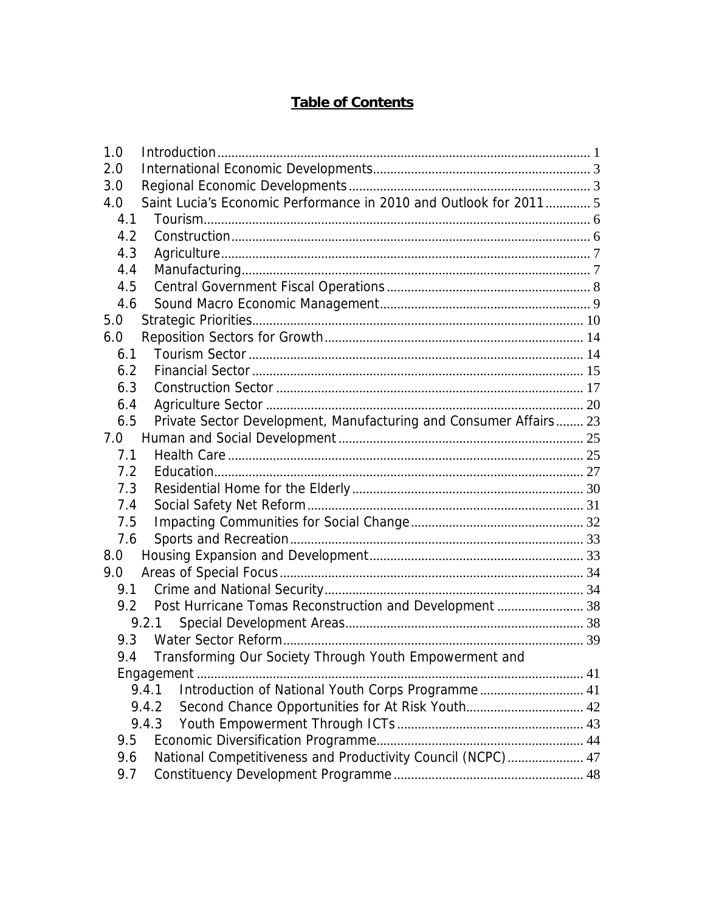# Table of Contents

- 1.0 Introduction ... 1
- 2.0 International Economic Developments ... 3
- 3.0 Regional Economic Developments ... 3
- 4.0 Saint Lucia's Economic Performance in 2010 and Outlook for 2011 ... 5
  - 4.1 Tourism ... 6
  - 4.2 Construction ... 6
  - 4.3 Agriculture ... 7
  - 4.4 Manufacturing ... 7
  - 4.5 Central Government Fiscal Operations ... 8
  - 4.6 Sound Macro Economic Management ... 9
- 5.0 Strategic Priorities ... 10
- 6.0 Reposition Sectors for Growth ... 14
  - 6.1 Tourism Sector ... 14
  - 6.2 Financial Sector ... 15
  - 6.3 Construction Sector ... 17
  - 6.4 Agriculture Sector ... 20
  - 6.5 Private Sector Development, Manufacturing and Consumer Affairs ... 23
- 7.0 Human and Social Development ... 25
  - 7.1 Health Care ... 25
  - 7.2 Education ... 27
  - 7.3 Residential Home for the Elderly ... 30
  - 7.4 Social Safety Net Reform ... 31
  - 7.5 Impacting Communities for Social Change ... 32
  - 7.6 Sports and Recreation ... 33
- 8.0 Housing Expansion and Development ... 33
- 9.0 Areas of Special Focus ... 34
  - 9.1 Crime and National Security ... 34
  - 9.2 Post Hurricane Tomas Reconstruction and Development ... 38
    - 9.2.1 Special Development Areas ... 38
  - 9.3 Water Sector Reform ... 39
  - 9.4 Transforming Our Society Through Youth Empowerment and Engagement ... 41
    - 9.4.1 Introduction of National Youth Corps Programme ... 41
    - 9.4.2 Second Chance Opportunities for At Risk Youth ... 42
    - 9.4.3 Youth Empowerment Through ICTs ... 43
  - 9.5 Economic Diversification Programme ... 44
  - 9.6 National Competitiveness and Productivity Council (NCPC) ... 47
  - 9.7 Constituency Development Programme ... 48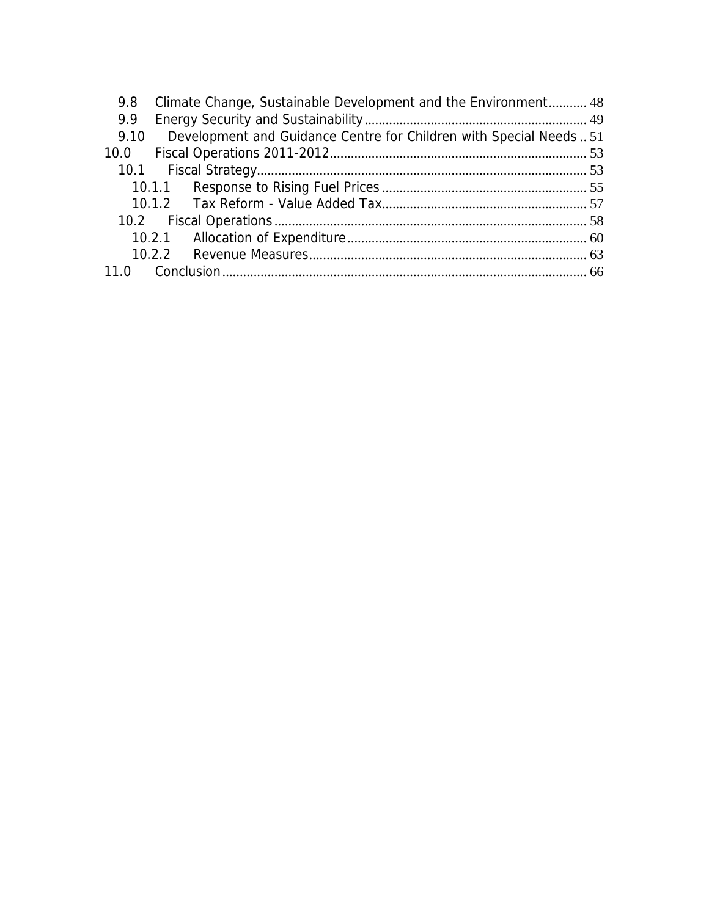9.8 Climate Change, Sustainable Development and the Environment........... 48
9.9 Energy Security and Sustainability................................................................ 49
9.10 Development and Guidance Centre for Children with Special Needs .. 51
10.0 Fiscal Operations 2011-2012.......................................................................... 53
10.1 Fiscal Strategy.............................................................................................. 53
10.1.1 Response to Rising Fuel Prices ........................................................... 55
10.1.2 Tax Reform - Value Added Tax........................................................... 57
10.2 Fiscal Operations.......................................................................................... 58
10.2.1 Allocation of Expenditure.................................................................... 60
10.2.2 Revenue Measures............................................................................... 63
11.0 Conclusion........................................................................................................ 66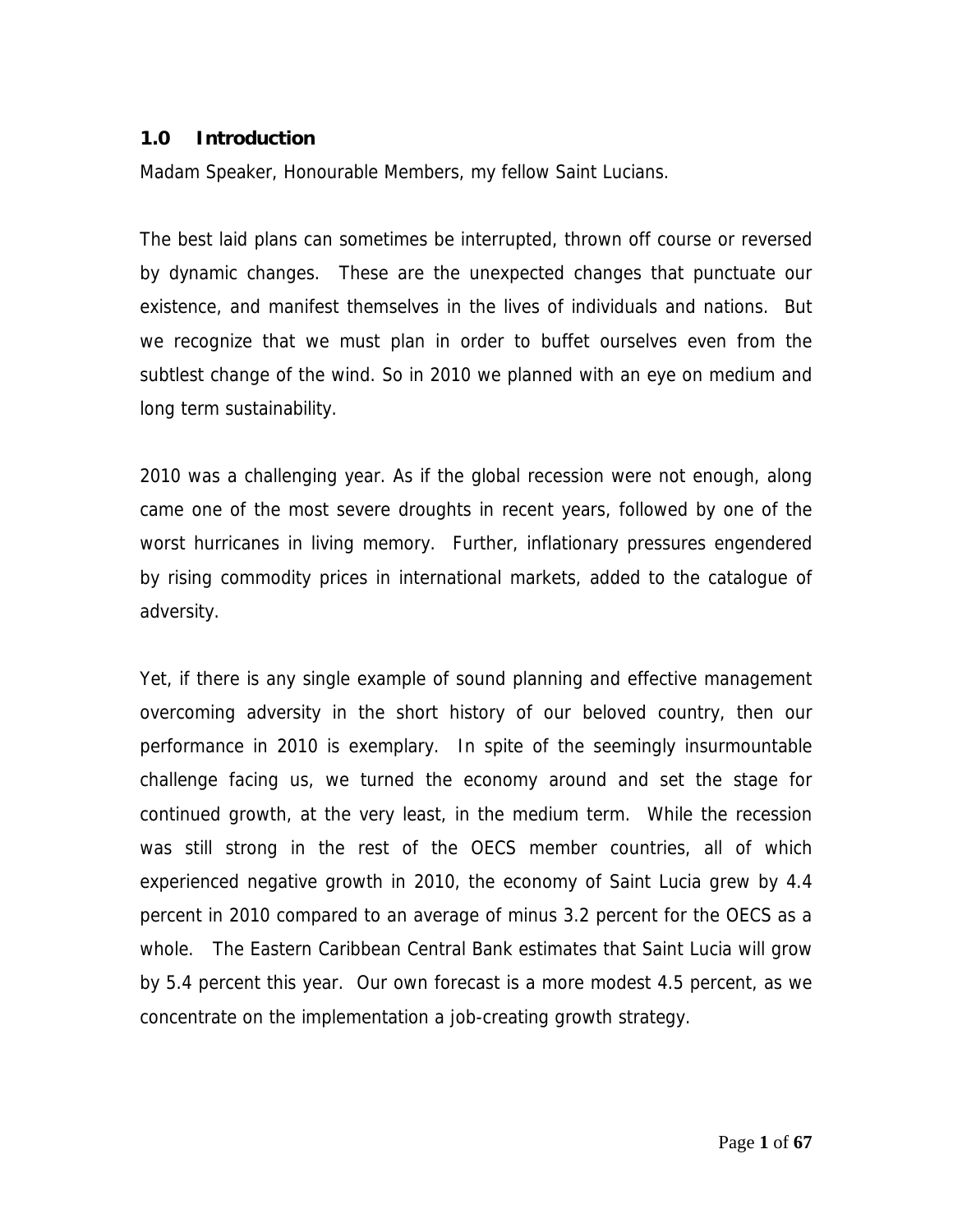## 1.0 Introduction

Madam Speaker, Honourable Members, my fellow Saint Lucians.

The best laid plans can sometimes be interrupted, thrown off course or reversed by dynamic changes. These are the unexpected changes that punctuate our existence, and manifest themselves in the lives of individuals and nations. But we recognize that we must plan in order to buffet ourselves even from the subtlest change of the wind. So in 2010 we planned with an eye on medium and long term sustainability.

2010 was a challenging year. As if the global recession were not enough, along came one of the most severe droughts in recent years, followed by one of the worst hurricanes in living memory. Further, inflationary pressures engendered by rising commodity prices in international markets, added to the catalogue of adversity.

Yet, if there is any single example of sound planning and effective management overcoming adversity in the short history of our beloved country, then our performance in 2010 is exemplary. In spite of the seemingly insurmountable challenge facing us, we turned the economy around and set the stage for continued growth, at the very least, in the medium term. While the recession was still strong in the rest of the OECS member countries, all of which experienced negative growth in 2010, the economy of Saint Lucia grew by 4.4 percent in 2010 compared to an average of minus 3.2 percent for the OECS as a whole. The Eastern Caribbean Central Bank estimates that Saint Lucia will grow by 5.4 percent this year. Our own forecast is a more modest 4.5 percent, as we concentrate on the implementation a job-creating growth strategy.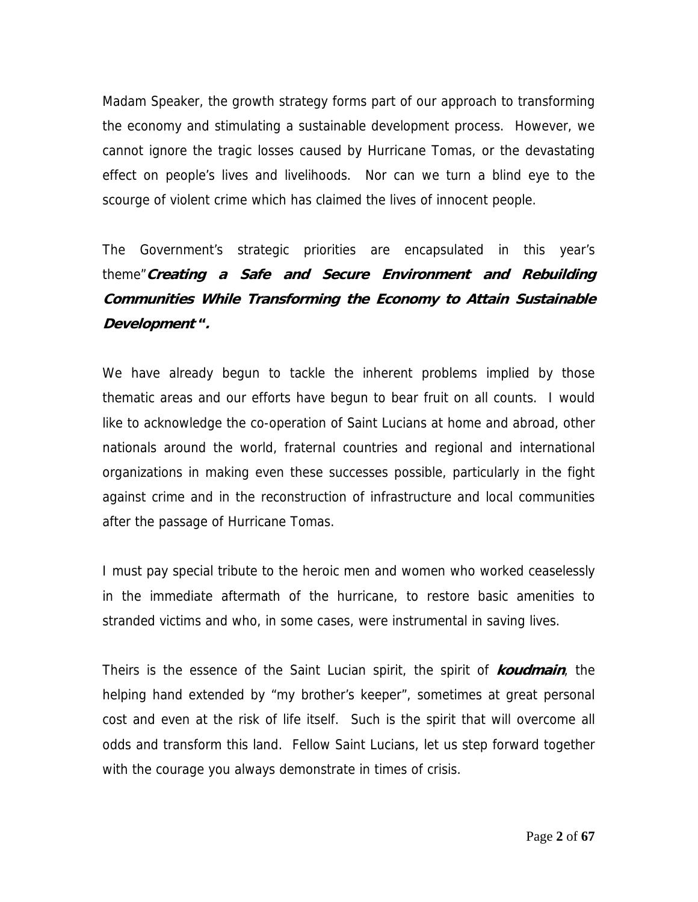Madam Speaker, the growth strategy forms part of our approach to transforming the economy and stimulating a sustainable development process. However, we cannot ignore the tragic losses caused by Hurricane Tomas, or the devastating effect on people's lives and livelihoods. Nor can we turn a blind eye to the scourge of violent crime which has claimed the lives of innocent people.

The Government's strategic priorities are encapsulated in this year's theme"***Creating a Safe and Secure Environment and Rebuilding Communities While Transforming the Economy to Attain Sustainable Development*****".**

We have already begun to tackle the inherent problems implied by those thematic areas and our efforts have begun to bear fruit on all counts. I would like to acknowledge the co-operation of Saint Lucians at home and abroad, other nationals around the world, fraternal countries and regional and international organizations in making even these successes possible, particularly in the fight against crime and in the reconstruction of infrastructure and local communities after the passage of Hurricane Tomas.

I must pay special tribute to the heroic men and women who worked ceaselessly in the immediate aftermath of the hurricane, to restore basic amenities to stranded victims and who, in some cases, were instrumental in saving lives.

Theirs is the essence of the Saint Lucian spirit, the spirit of ***koudmain***, the helping hand extended by "my brother's keeper", sometimes at great personal cost and even at the risk of life itself. Such is the spirit that will overcome all odds and transform this land. Fellow Saint Lucians, let us step forward together with the courage you always demonstrate in times of crisis.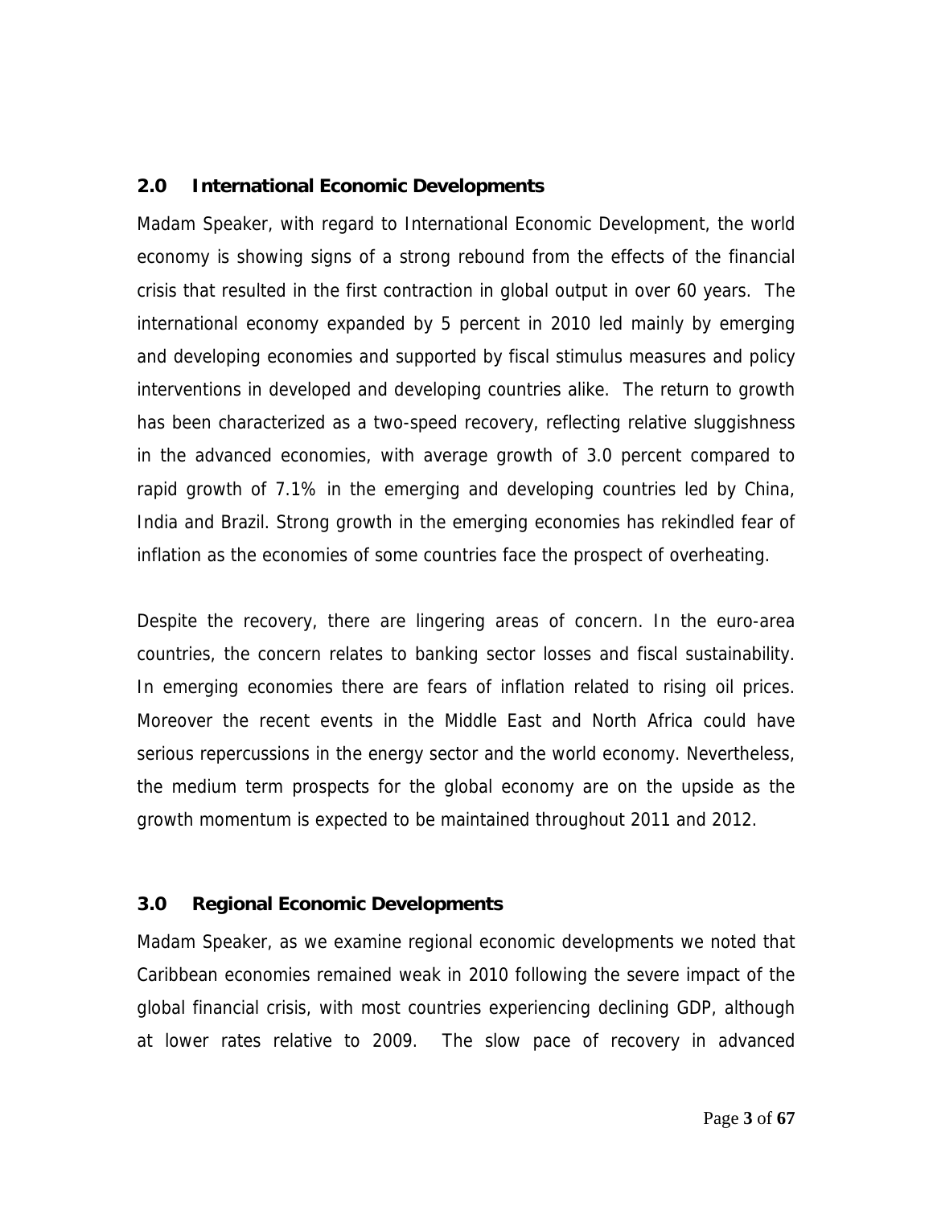## 2.0 International Economic Developments

Madam Speaker, with regard to International Economic Development, the world economy is showing signs of a strong rebound from the effects of the financial crisis that resulted in the first contraction in global output in over 60 years. The international economy expanded by 5 percent in 2010 led mainly by emerging and developing economies and supported by fiscal stimulus measures and policy interventions in developed and developing countries alike. The return to growth has been characterized as a two-speed recovery, reflecting relative sluggishness in the advanced economies, with average growth of 3.0 percent compared to rapid growth of 7.1% in the emerging and developing countries led by China, India and Brazil. Strong growth in the emerging economies has rekindled fear of inflation as the economies of some countries face the prospect of overheating.

Despite the recovery, there are lingering areas of concern. In the euro-area countries, the concern relates to banking sector losses and fiscal sustainability. In emerging economies there are fears of inflation related to rising oil prices. Moreover the recent events in the Middle East and North Africa could have serious repercussions in the energy sector and the world economy. Nevertheless, the medium term prospects for the global economy are on the upside as the growth momentum is expected to be maintained throughout 2011 and 2012.

## 3.0 Regional Economic Developments

Madam Speaker, as we examine regional economic developments we noted that Caribbean economies remained weak in 2010 following the severe impact of the global financial crisis, with most countries experiencing declining GDP, although at lower rates relative to 2009. The slow pace of recovery in advanced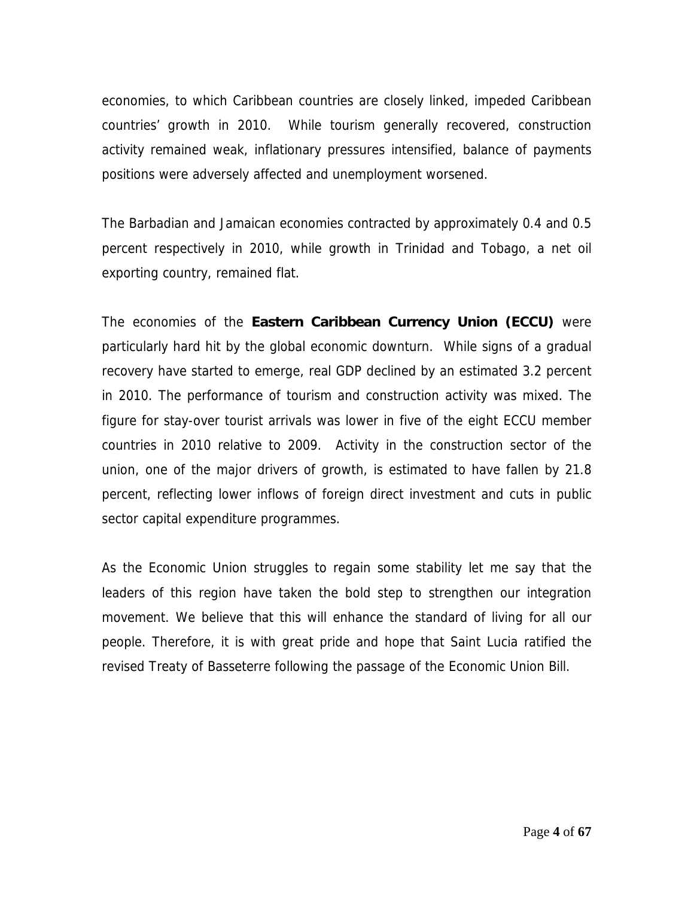economies, to which Caribbean countries are closely linked, impeded Caribbean countries' growth in 2010. While tourism generally recovered, construction activity remained weak, inflationary pressures intensified, balance of payments positions were adversely affected and unemployment worsened.

The Barbadian and Jamaican economies contracted by approximately 0.4 and 0.5 percent respectively in 2010, while growth in Trinidad and Tobago, a net oil exporting country, remained flat.

The economies of the **Eastern Caribbean Currency Union (ECCU)** were particularly hard hit by the global economic downturn. While signs of a gradual recovery have started to emerge, real GDP declined by an estimated 3.2 percent in 2010. The performance of tourism and construction activity was mixed. The figure for stay-over tourist arrivals was lower in five of the eight ECCU member countries in 2010 relative to 2009. Activity in the construction sector of the union, one of the major drivers of growth, is estimated to have fallen by 21.8 percent, reflecting lower inflows of foreign direct investment and cuts in public sector capital expenditure programmes.

As the Economic Union struggles to regain some stability let me say that the leaders of this region have taken the bold step to strengthen our integration movement. We believe that this will enhance the standard of living for all our people. Therefore, it is with great pride and hope that Saint Lucia ratified the revised Treaty of Basseterre following the passage of the Economic Union Bill.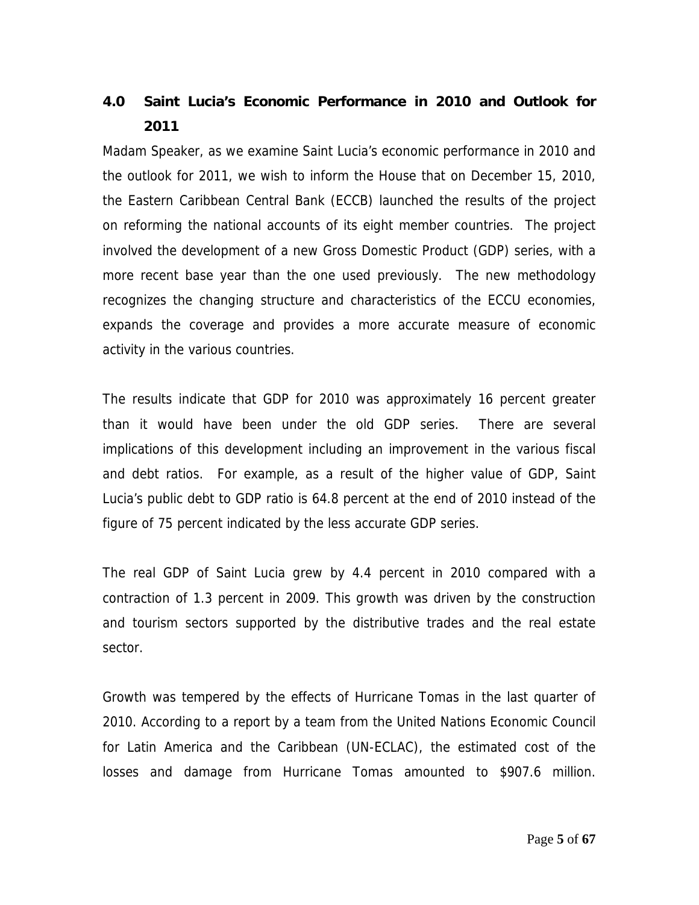## 4.0 Saint Lucia's Economic Performance in 2010 and Outlook for 2011

Madam Speaker, as we examine Saint Lucia's economic performance in 2010 and the outlook for 2011, we wish to inform the House that on December 15, 2010, the Eastern Caribbean Central Bank (ECCB) launched the results of the project on reforming the national accounts of its eight member countries. The project involved the development of a new Gross Domestic Product (GDP) series, with a more recent base year than the one used previously. The new methodology recognizes the changing structure and characteristics of the ECCU economies, expands the coverage and provides a more accurate measure of economic activity in the various countries.

The results indicate that GDP for 2010 was approximately 16 percent greater than it would have been under the old GDP series. There are several implications of this development including an improvement in the various fiscal and debt ratios. For example, as a result of the higher value of GDP, Saint Lucia's public debt to GDP ratio is 64.8 percent at the end of 2010 instead of the figure of 75 percent indicated by the less accurate GDP series.

The real GDP of Saint Lucia grew by 4.4 percent in 2010 compared with a contraction of 1.3 percent in 2009. This growth was driven by the construction and tourism sectors supported by the distributive trades and the real estate sector.

Growth was tempered by the effects of Hurricane Tomas in the last quarter of 2010. According to a report by a team from the United Nations Economic Council for Latin America and the Caribbean (UN-ECLAC), the estimated cost of the losses and damage from Hurricane Tomas amounted to $907.6 million.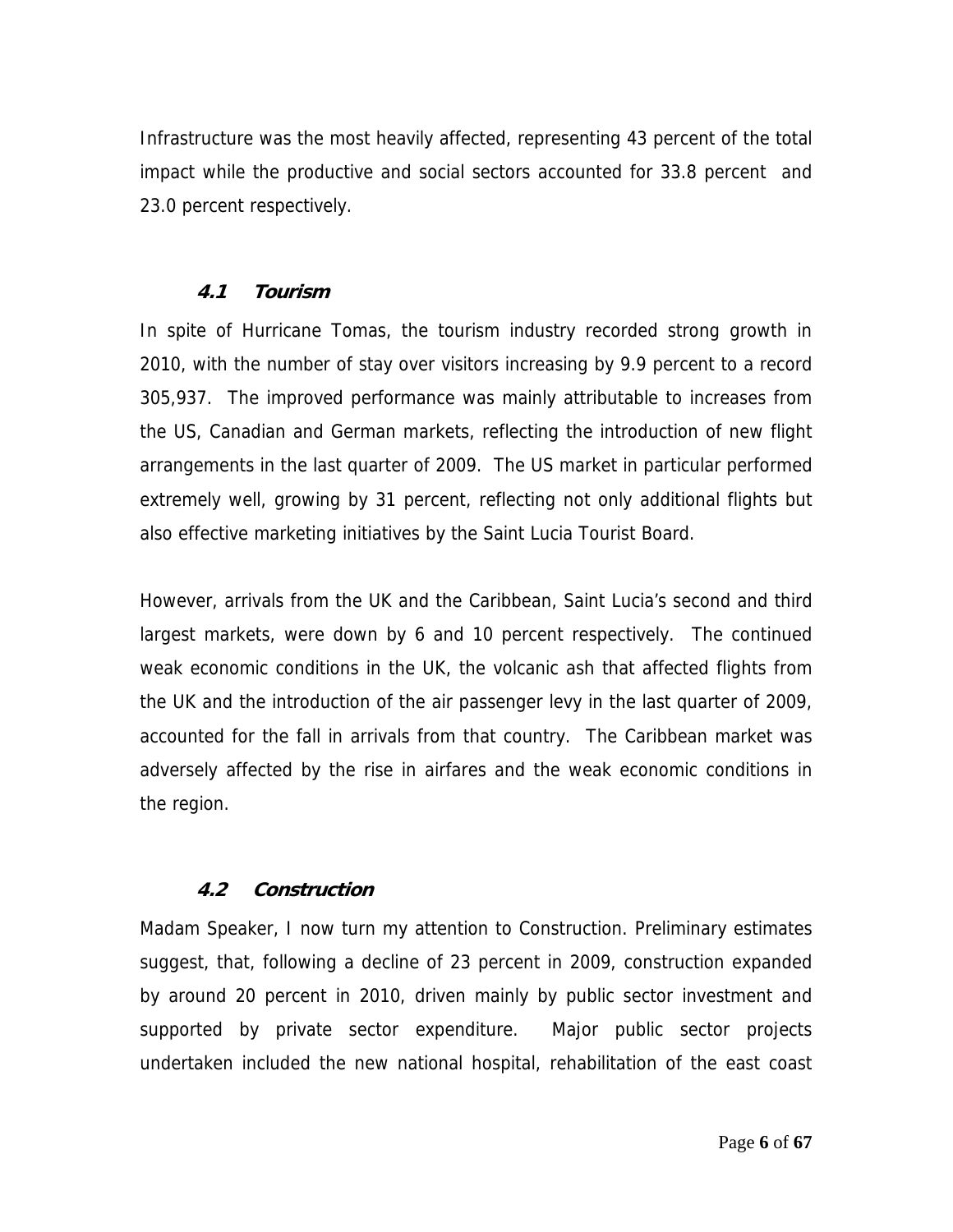Infrastructure was the most heavily affected, representing 43 percent of the total impact while the productive and social sectors accounted for 33.8 percent and 23.0 percent respectively.

### 4.1 Tourism

In spite of Hurricane Tomas, the tourism industry recorded strong growth in 2010, with the number of stay over visitors increasing by 9.9 percent to a record 305,937. The improved performance was mainly attributable to increases from the US, Canadian and German markets, reflecting the introduction of new flight arrangements in the last quarter of 2009. The US market in particular performed extremely well, growing by 31 percent, reflecting not only additional flights but also effective marketing initiatives by the Saint Lucia Tourist Board.

However, arrivals from the UK and the Caribbean, Saint Lucia's second and third largest markets, were down by 6 and 10 percent respectively. The continued weak economic conditions in the UK, the volcanic ash that affected flights from the UK and the introduction of the air passenger levy in the last quarter of 2009, accounted for the fall in arrivals from that country. The Caribbean market was adversely affected by the rise in airfares and the weak economic conditions in the region.

### 4.2 Construction

Madam Speaker, I now turn my attention to Construction. Preliminary estimates suggest, that, following a decline of 23 percent in 2009, construction expanded by around 20 percent in 2010, driven mainly by public sector investment and supported by private sector expenditure. Major public sector projects undertaken included the new national hospital, rehabilitation of the east coast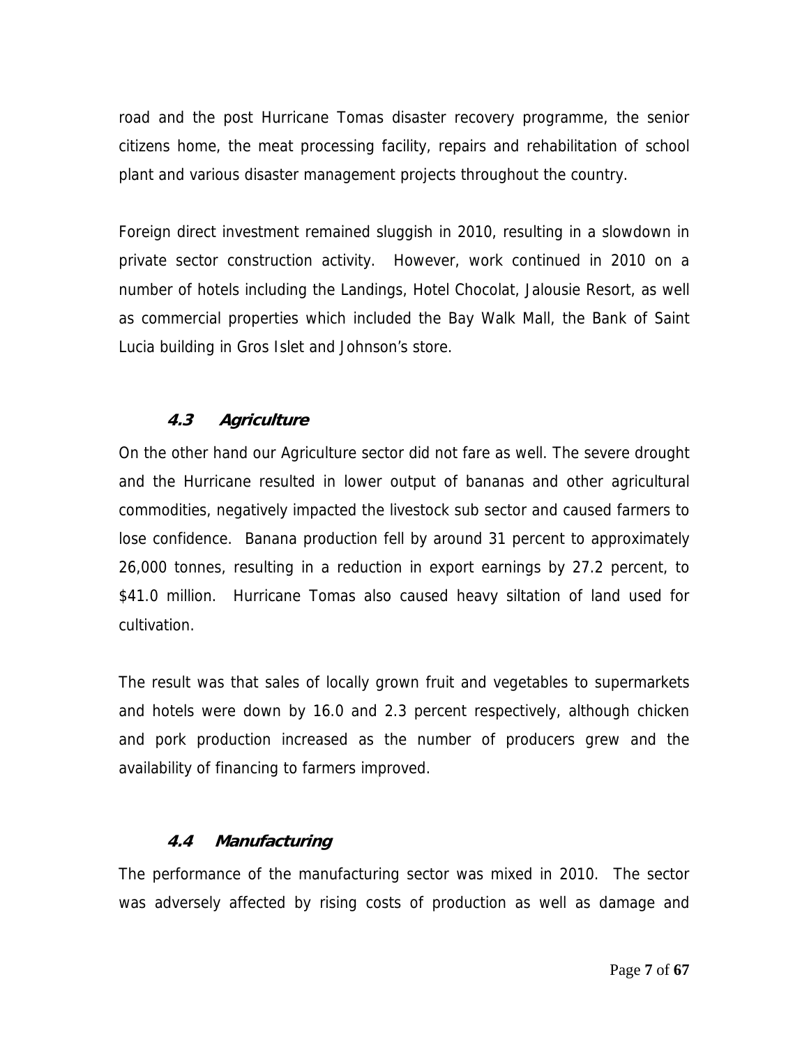road and the post Hurricane Tomas disaster recovery programme, the senior citizens home, the meat processing facility, repairs and rehabilitation of school plant and various disaster management projects throughout the country.

Foreign direct investment remained sluggish in 2010, resulting in a slowdown in private sector construction activity. However, work continued in 2010 on a number of hotels including the Landings, Hotel Chocolat, Jalousie Resort, as well as commercial properties which included the Bay Walk Mall, the Bank of Saint Lucia building in Gros Islet and Johnson's store.

### *4.3 Agriculture*

On the other hand our Agriculture sector did not fare as well. The severe drought and the Hurricane resulted in lower output of bananas and other agricultural commodities, negatively impacted the livestock sub sector and caused farmers to lose confidence. Banana production fell by around 31 percent to approximately 26,000 tonnes, resulting in a reduction in export earnings by 27.2 percent, to $41.0 million. Hurricane Tomas also caused heavy siltation of land used for cultivation.

The result was that sales of locally grown fruit and vegetables to supermarkets and hotels were down by 16.0 and 2.3 percent respectively, although chicken and pork production increased as the number of producers grew and the availability of financing to farmers improved.

### *4.4 Manufacturing*

The performance of the manufacturing sector was mixed in 2010. The sector was adversely affected by rising costs of production as well as damage and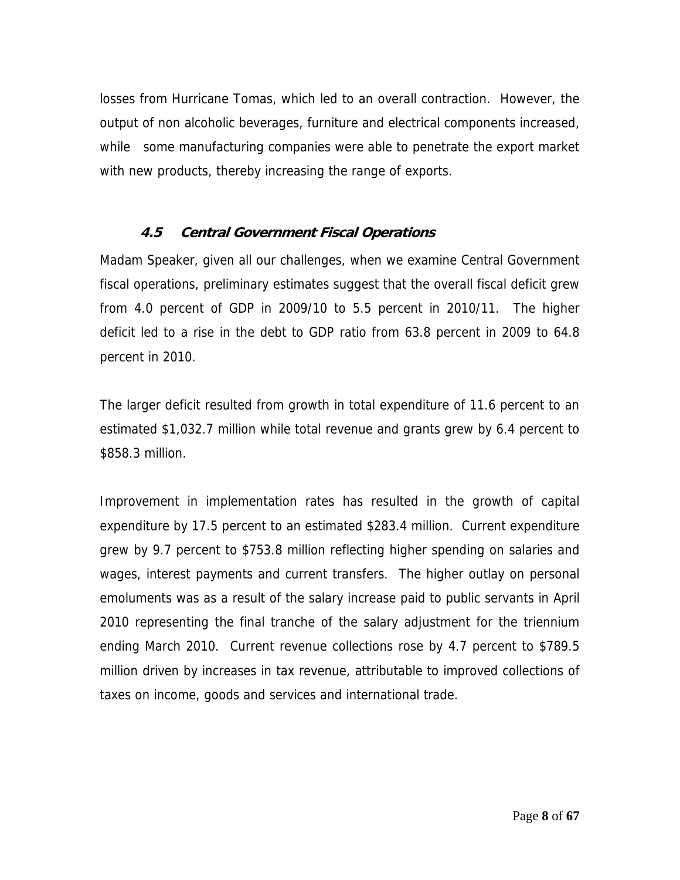losses from Hurricane Tomas, which led to an overall contraction. However, the output of non alcoholic beverages, furniture and electrical components increased, while some manufacturing companies were able to penetrate the export market with new products, thereby increasing the range of exports.

### *4.5 Central Government Fiscal Operations*

Madam Speaker, given all our challenges, when we examine Central Government fiscal operations, preliminary estimates suggest that the overall fiscal deficit grew from 4.0 percent of GDP in 2009/10 to 5.5 percent in 2010/11. The higher deficit led to a rise in the debt to GDP ratio from 63.8 percent in 2009 to 64.8 percent in 2010.

The larger deficit resulted from growth in total expenditure of 11.6 percent to an estimated $1,032.7 million while total revenue and grants grew by 6.4 percent to $858.3 million.

Improvement in implementation rates has resulted in the growth of capital expenditure by 17.5 percent to an estimated $283.4 million. Current expenditure grew by 9.7 percent to $753.8 million reflecting higher spending on salaries and wages, interest payments and current transfers. The higher outlay on personal emoluments was as a result of the salary increase paid to public servants in April 2010 representing the final tranche of the salary adjustment for the triennium ending March 2010. Current revenue collections rose by 4.7 percent to $789.5 million driven by increases in tax revenue, attributable to improved collections of taxes on income, goods and services and international trade.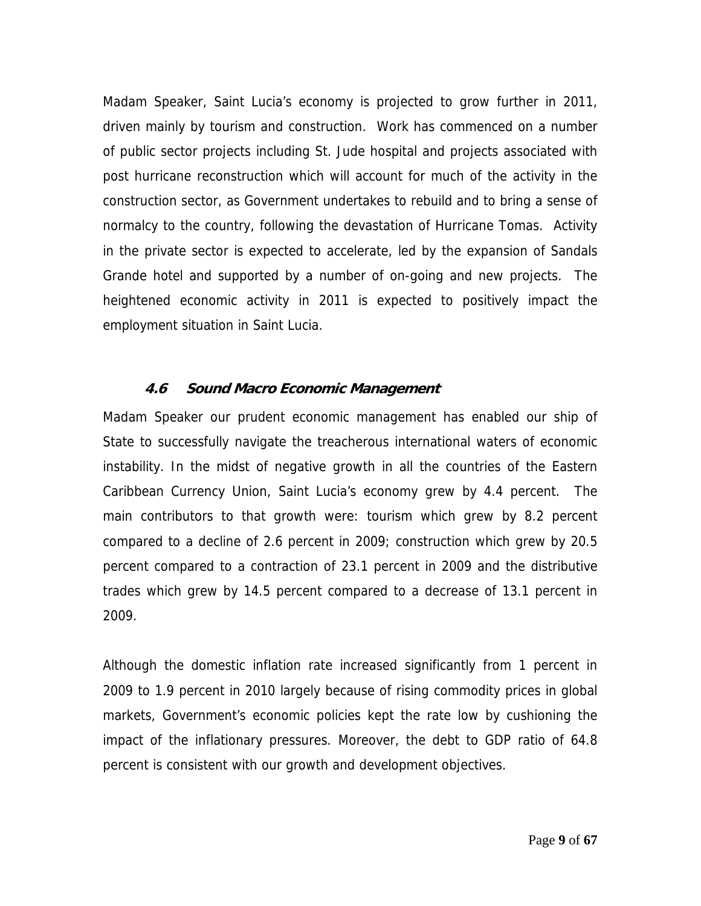Madam Speaker, Saint Lucia's economy is projected to grow further in 2011, driven mainly by tourism and construction. Work has commenced on a number of public sector projects including St. Jude hospital and projects associated with post hurricane reconstruction which will account for much of the activity in the construction sector, as Government undertakes to rebuild and to bring a sense of normalcy to the country, following the devastation of Hurricane Tomas. Activity in the private sector is expected to accelerate, led by the expansion of Sandals Grande hotel and supported by a number of on-going and new projects. The heightened economic activity in 2011 is expected to positively impact the employment situation in Saint Lucia.

### *4.6 Sound Macro Economic Management*

Madam Speaker our prudent economic management has enabled our ship of State to successfully navigate the treacherous international waters of economic instability. In the midst of negative growth in all the countries of the Eastern Caribbean Currency Union, Saint Lucia's economy grew by 4.4 percent. The main contributors to that growth were: tourism which grew by 8.2 percent compared to a decline of 2.6 percent in 2009; construction which grew by 20.5 percent compared to a contraction of 23.1 percent in 2009 and the distributive trades which grew by 14.5 percent compared to a decrease of 13.1 percent in 2009.

Although the domestic inflation rate increased significantly from 1 percent in 2009 to 1.9 percent in 2010 largely because of rising commodity prices in global markets, Government's economic policies kept the rate low by cushioning the impact of the inflationary pressures. Moreover, the debt to GDP ratio of 64.8 percent is consistent with our growth and development objectives.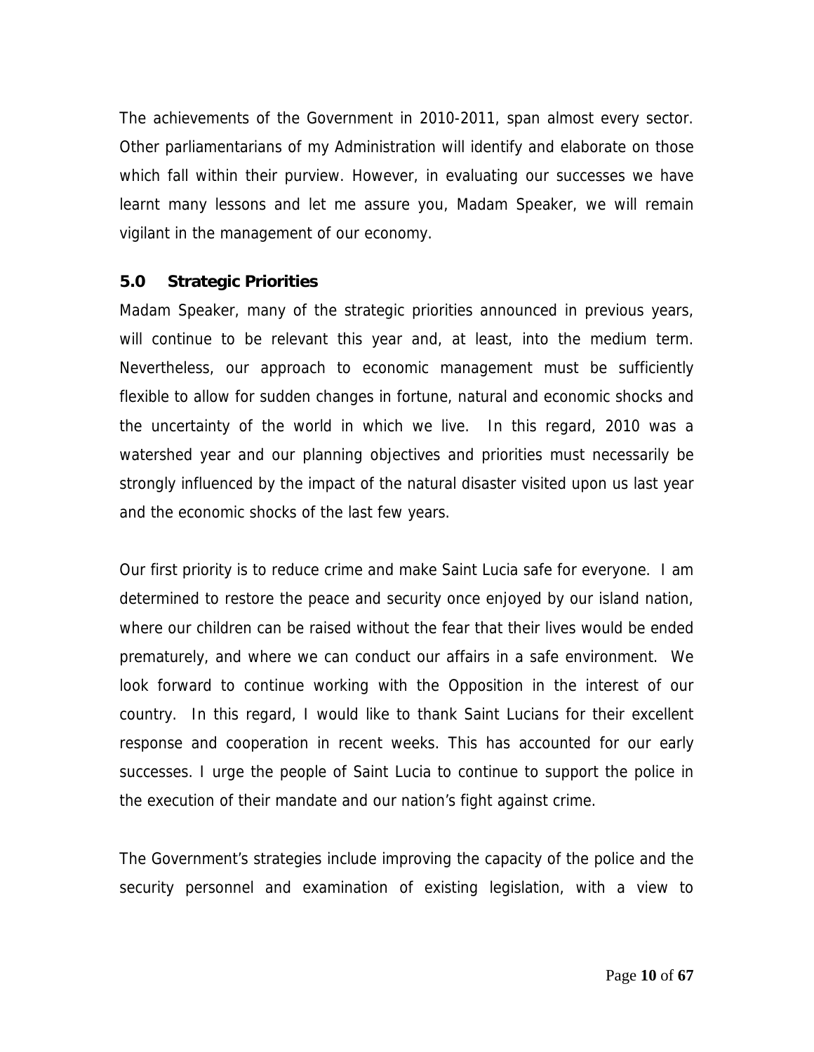The achievements of the Government in 2010-2011, span almost every sector. Other parliamentarians of my Administration will identify and elaborate on those which fall within their purview. However, in evaluating our successes we have learnt many lessons and let me assure you, Madam Speaker, we will remain vigilant in the management of our economy.

### 5.0 Strategic Priorities

Madam Speaker, many of the strategic priorities announced in previous years, will continue to be relevant this year and, at least, into the medium term. Nevertheless, our approach to economic management must be sufficiently flexible to allow for sudden changes in fortune, natural and economic shocks and the uncertainty of the world in which we live. In this regard, 2010 was a watershed year and our planning objectives and priorities must necessarily be strongly influenced by the impact of the natural disaster visited upon us last year and the economic shocks of the last few years.

Our first priority is to reduce crime and make Saint Lucia safe for everyone. I am determined to restore the peace and security once enjoyed by our island nation, where our children can be raised without the fear that their lives would be ended prematurely, and where we can conduct our affairs in a safe environment. We look forward to continue working with the Opposition in the interest of our country. In this regard, I would like to thank Saint Lucians for their excellent response and cooperation in recent weeks. This has accounted for our early successes. I urge the people of Saint Lucia to continue to support the police in the execution of their mandate and our nation's fight against crime.

The Government's strategies include improving the capacity of the police and the security personnel and examination of existing legislation, with a view to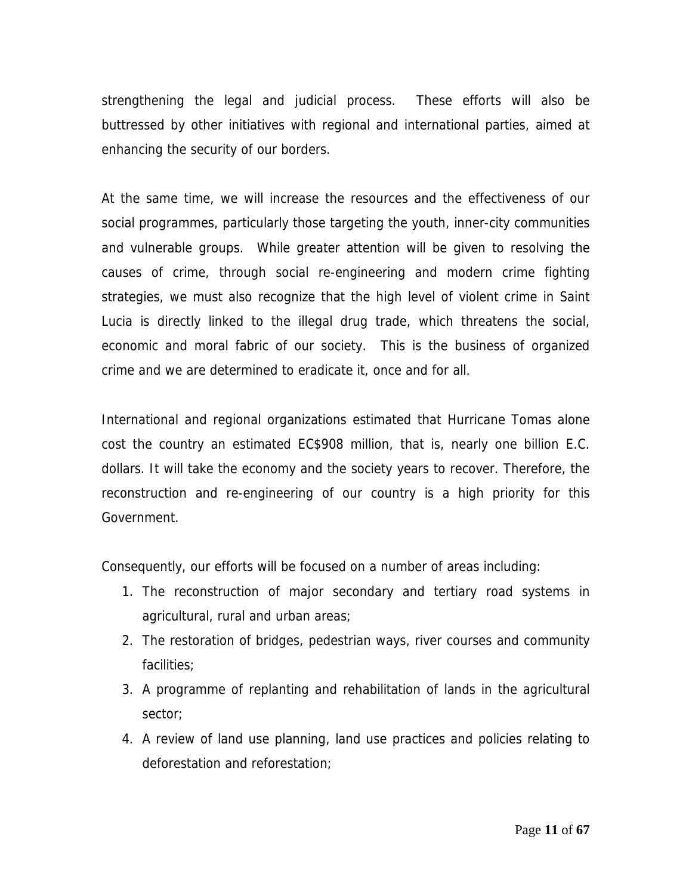strengthening the legal and judicial process. These efforts will also be buttressed by other initiatives with regional and international parties, aimed at enhancing the security of our borders.

At the same time, we will increase the resources and the effectiveness of our social programmes, particularly those targeting the youth, inner-city communities and vulnerable groups. While greater attention will be given to resolving the causes of crime, through social re-engineering and modern crime fighting strategies, we must also recognize that the high level of violent crime in Saint Lucia is directly linked to the illegal drug trade, which threatens the social, economic and moral fabric of our society. This is the business of organized crime and we are determined to eradicate it, once and for all.

International and regional organizations estimated that Hurricane Tomas alone cost the country an estimated EC$908 million, that is, nearly one billion E.C. dollars. It will take the economy and the society years to recover. Therefore, the reconstruction and re-engineering of our country is a high priority for this Government.

Consequently, our efforts will be focused on a number of areas including:

1. The reconstruction of major secondary and tertiary road systems in agricultural, rural and urban areas;
2. The restoration of bridges, pedestrian ways, river courses and community facilities;
3. A programme of replanting and rehabilitation of lands in the agricultural sector;
4. A review of land use planning, land use practices and policies relating to deforestation and reforestation;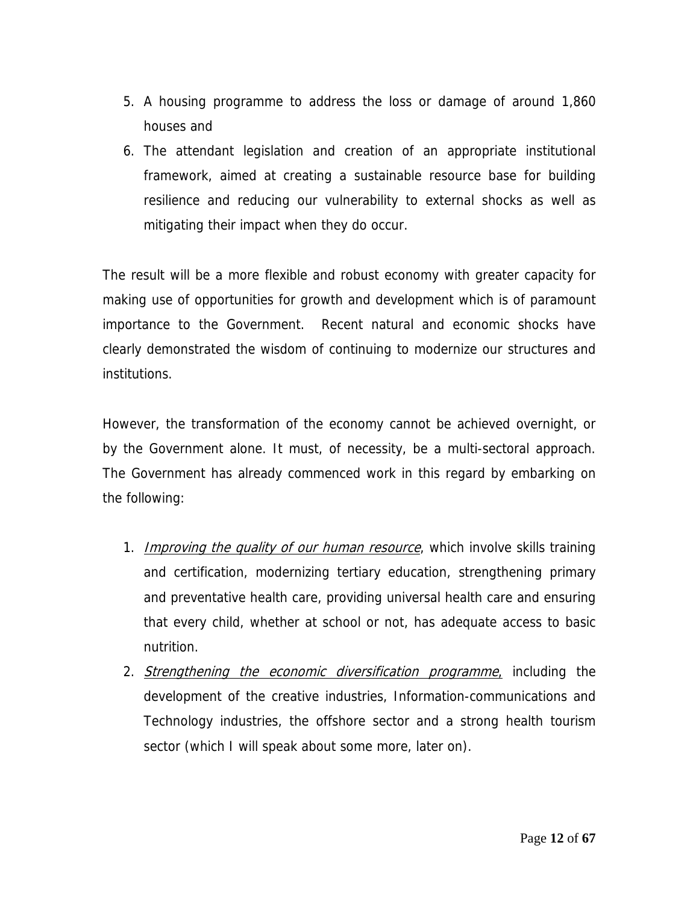5. A housing programme to address the loss or damage of around 1,860 houses and
6. The attendant legislation and creation of an appropriate institutional framework, aimed at creating a sustainable resource base for building resilience and reducing our vulnerability to external shocks as well as mitigating their impact when they do occur.

The result will be a more flexible and robust economy with greater capacity for making use of opportunities for growth and development which is of paramount importance to the Government. Recent natural and economic shocks have clearly demonstrated the wisdom of continuing to modernize our structures and institutions.

However, the transformation of the economy cannot be achieved overnight, or by the Government alone. It must, of necessity, be a multi-sectoral approach. The Government has already commenced work in this regard by embarking on the following:

1. *Improving the quality of our human resource*, which involve skills training and certification, modernizing tertiary education, strengthening primary and preventative health care, providing universal health care and ensuring that every child, whether at school or not, has adequate access to basic nutrition.
2. *Strengthening the economic diversification programme*, including the development of the creative industries, Information-communications and Technology industries, the offshore sector and a strong health tourism sector (which I will speak about some more, later on).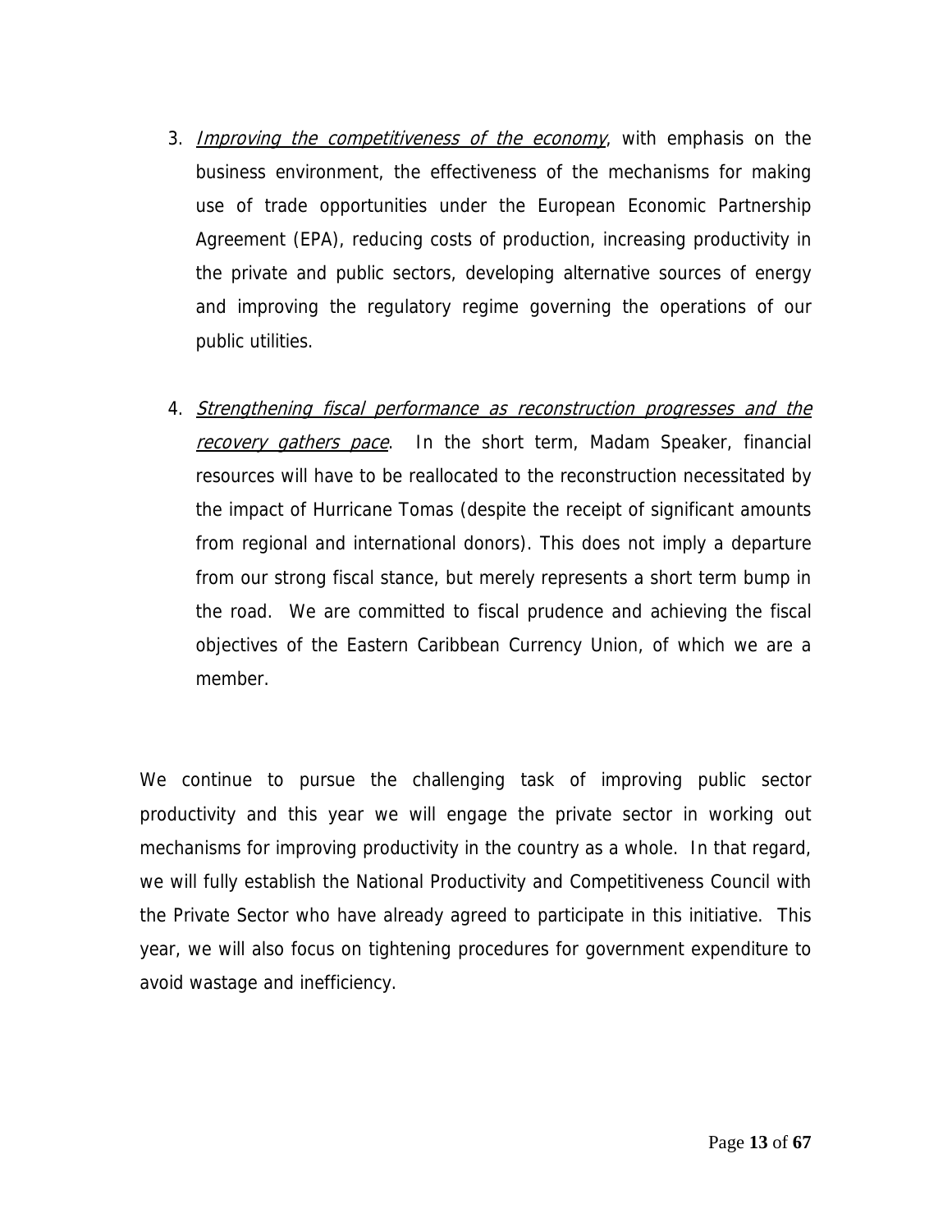3. *Improving the competitiveness of the economy*, with emphasis on the business environment, the effectiveness of the mechanisms for making use of trade opportunities under the European Economic Partnership Agreement (EPA), reducing costs of production, increasing productivity in the private and public sectors, developing alternative sources of energy and improving the regulatory regime governing the operations of our public utilities.

4. *Strengthening fiscal performance as reconstruction progresses and the recovery gathers pace*. In the short term, Madam Speaker, financial resources will have to be reallocated to the reconstruction necessitated by the impact of Hurricane Tomas (despite the receipt of significant amounts from regional and international donors). This does not imply a departure from our strong fiscal stance, but merely represents a short term bump in the road. We are committed to fiscal prudence and achieving the fiscal objectives of the Eastern Caribbean Currency Union, of which we are a member.

We continue to pursue the challenging task of improving public sector productivity and this year we will engage the private sector in working out mechanisms for improving productivity in the country as a whole. In that regard, we will fully establish the National Productivity and Competitiveness Council with the Private Sector who have already agreed to participate in this initiative. This year, we will also focus on tightening procedures for government expenditure to avoid wastage and inefficiency.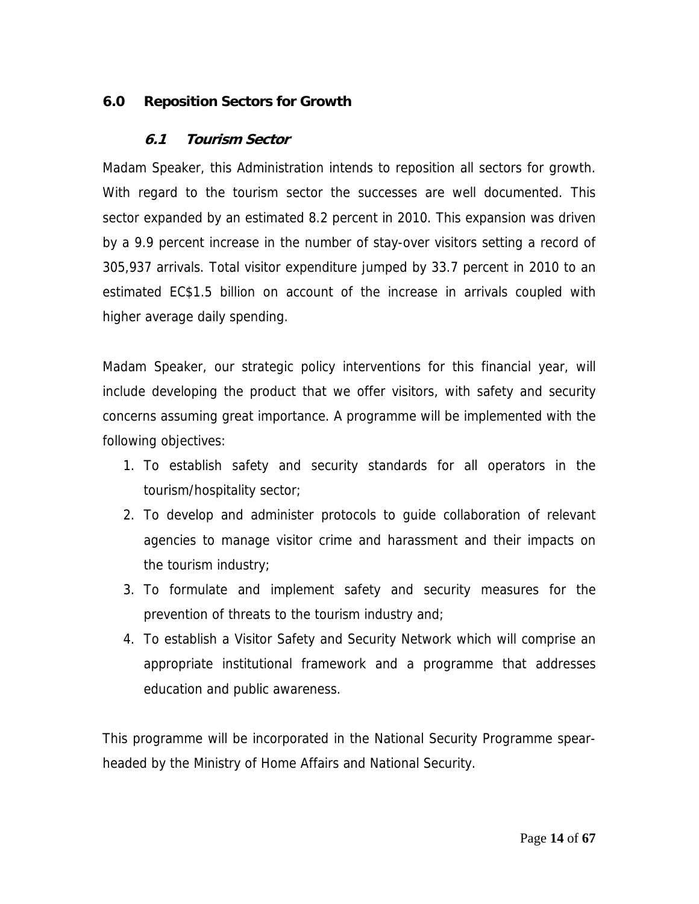## 6.0 Reposition Sectors for Growth

### 6.1 Tourism Sector

Madam Speaker, this Administration intends to reposition all sectors for growth. With regard to the tourism sector the successes are well documented. This sector expanded by an estimated 8.2 percent in 2010. This expansion was driven by a 9.9 percent increase in the number of stay-over visitors setting a record of 305,937 arrivals. Total visitor expenditure jumped by 33.7 percent in 2010 to an estimated EC$1.5 billion on account of the increase in arrivals coupled with higher average daily spending.

Madam Speaker, our strategic policy interventions for this financial year, will include developing the product that we offer visitors, with safety and security concerns assuming great importance. A programme will be implemented with the following objectives:

1. To establish safety and security standards for all operators in the tourism/hospitality sector;
2. To develop and administer protocols to guide collaboration of relevant agencies to manage visitor crime and harassment and their impacts on the tourism industry;
3. To formulate and implement safety and security measures for the prevention of threats to the tourism industry and;
4. To establish a Visitor Safety and Security Network which will comprise an appropriate institutional framework and a programme that addresses education and public awareness.

This programme will be incorporated in the National Security Programme spear-headed by the Ministry of Home Affairs and National Security.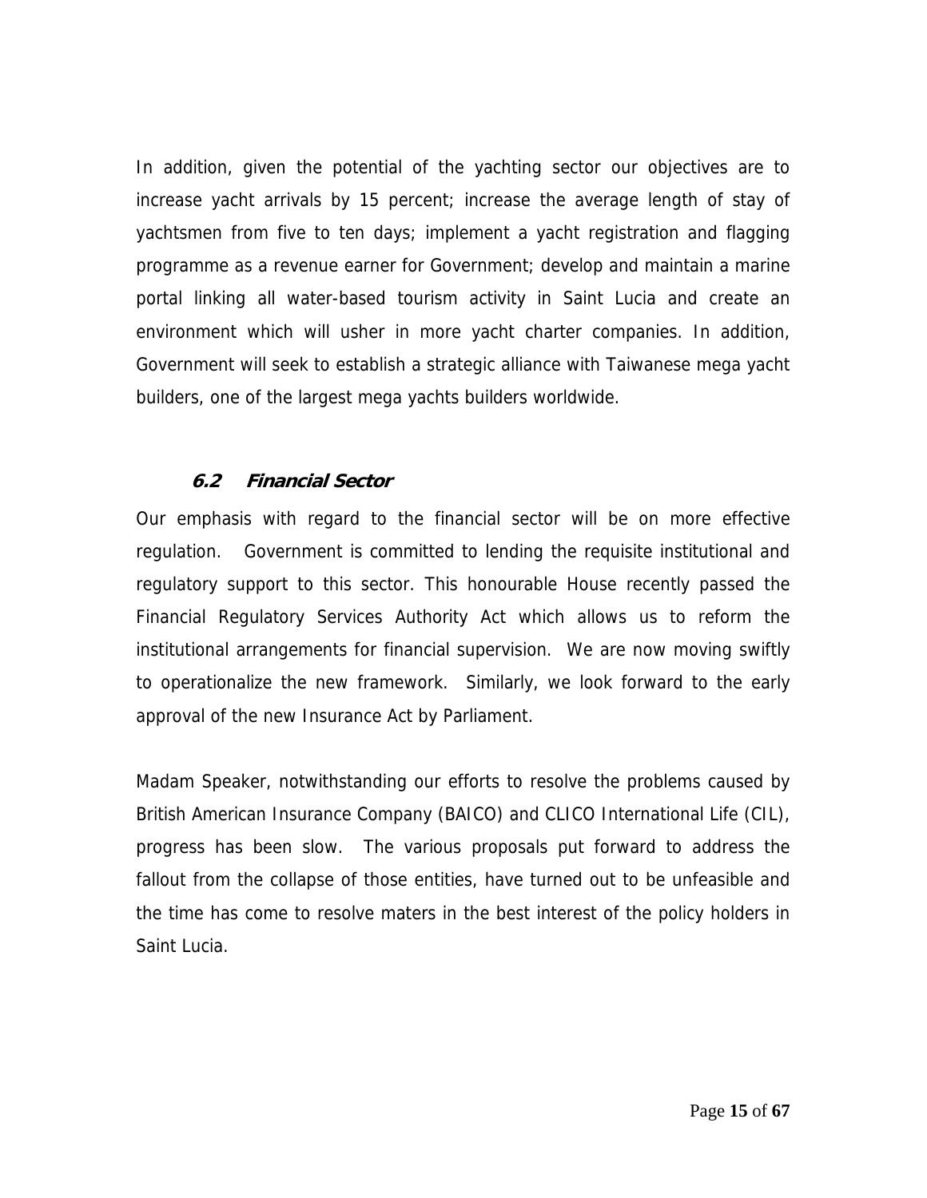In addition, given the potential of the yachting sector our objectives are to increase yacht arrivals by 15 percent; increase the average length of stay of yachtsmen from five to ten days; implement a yacht registration and flagging programme as a revenue earner for Government; develop and maintain a marine portal linking all water-based tourism activity in Saint Lucia and create an environment which will usher in more yacht charter companies. In addition, Government will seek to establish a strategic alliance with Taiwanese mega yacht builders, one of the largest mega yachts builders worldwide.

### *6.2 Financial Sector*

Our emphasis with regard to the financial sector will be on more effective regulation. Government is committed to lending the requisite institutional and regulatory support to this sector. This honourable House recently passed the Financial Regulatory Services Authority Act which allows us to reform the institutional arrangements for financial supervision. We are now moving swiftly to operationalize the new framework. Similarly, we look forward to the early approval of the new Insurance Act by Parliament.

Madam Speaker, notwithstanding our efforts to resolve the problems caused by British American Insurance Company (BAICO) and CLICO International Life (CIL), progress has been slow. The various proposals put forward to address the fallout from the collapse of those entities, have turned out to be unfeasible and the time has come to resolve maters in the best interest of the policy holders in Saint Lucia.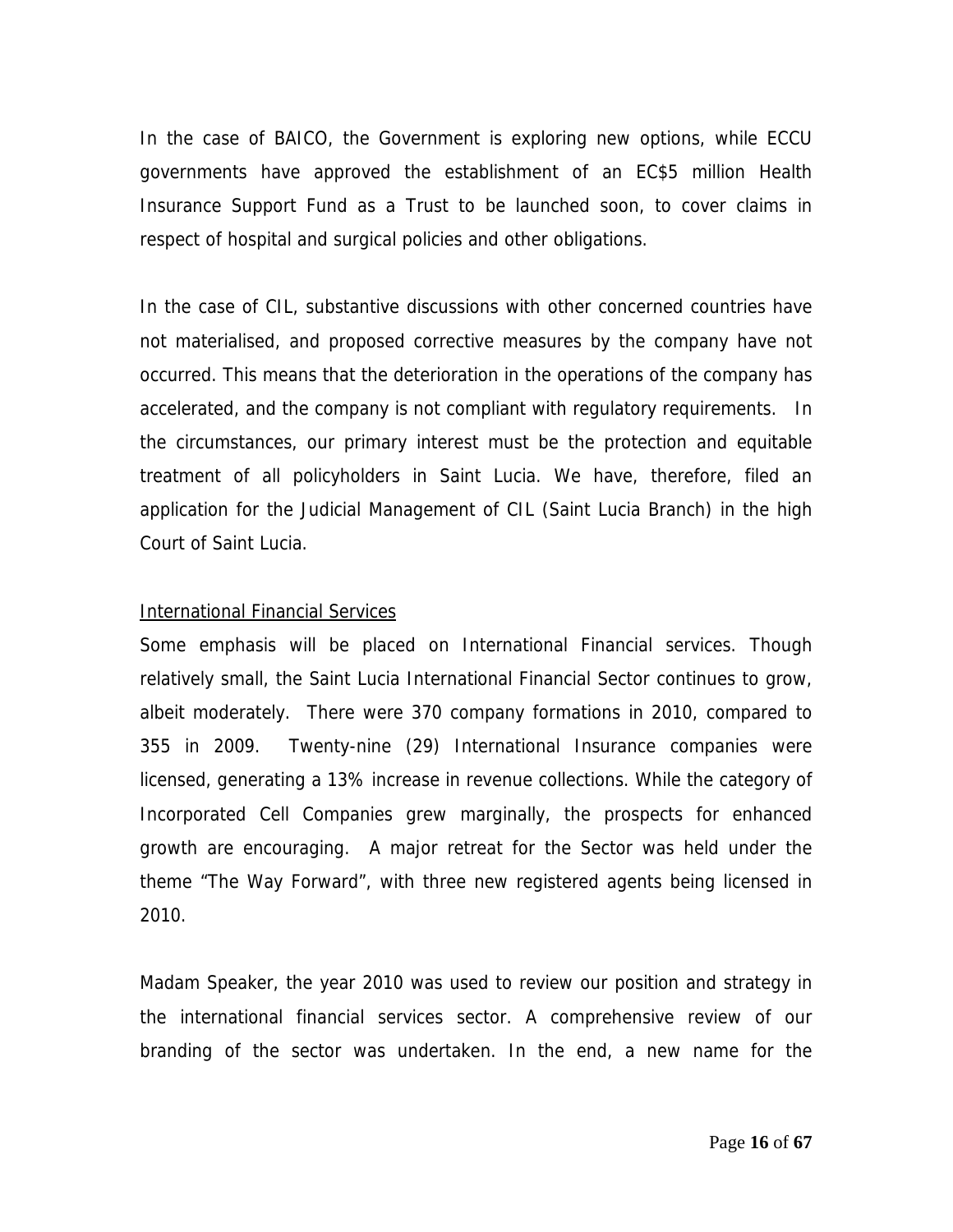In the case of BAICO, the Government is exploring new options, while ECCU governments have approved the establishment of an EC$5 million Health Insurance Support Fund as a Trust to be launched soon, to cover claims in respect of hospital and surgical policies and other obligations.

In the case of CIL, substantive discussions with other concerned countries have not materialised, and proposed corrective measures by the company have not occurred. This means that the deterioration in the operations of the company has accelerated, and the company is not compliant with regulatory requirements. In the circumstances, our primary interest must be the protection and equitable treatment of all policyholders in Saint Lucia. We have, therefore, filed an application for the Judicial Management of CIL (Saint Lucia Branch) in the high Court of Saint Lucia.

<u>International Financial Services</u>

Some emphasis will be placed on International Financial services. Though relatively small, the Saint Lucia International Financial Sector continues to grow, albeit moderately. There were 370 company formations in 2010, compared to 355 in 2009. Twenty-nine (29) International Insurance companies were licensed, generating a 13% increase in revenue collections. While the category of Incorporated Cell Companies grew marginally, the prospects for enhanced growth are encouraging. A major retreat for the Sector was held under the theme "The Way Forward", with three new registered agents being licensed in 2010.

Madam Speaker, the year 2010 was used to review our position and strategy in the international financial services sector. A comprehensive review of our branding of the sector was undertaken. In the end, a new name for the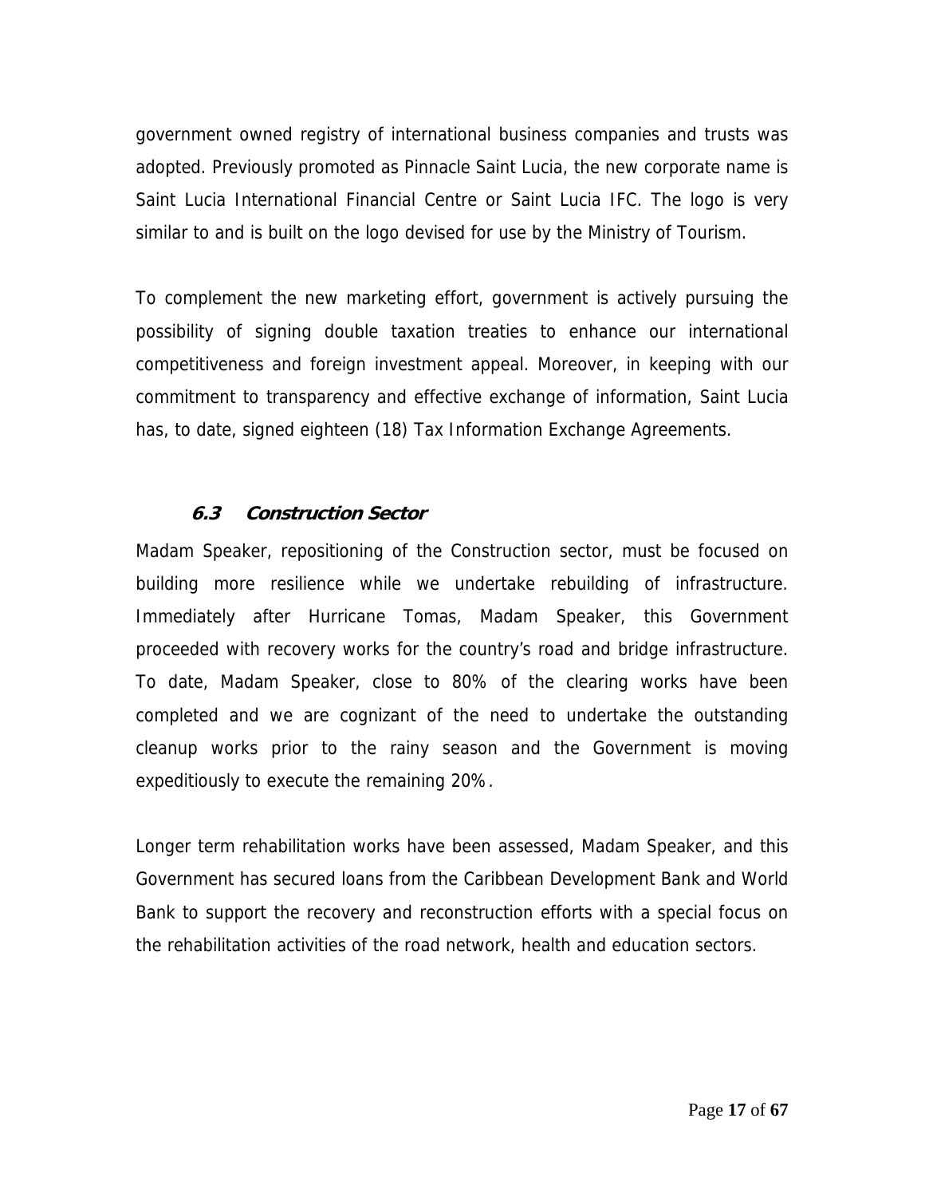government owned registry of international business companies and trusts was adopted. Previously promoted as Pinnacle Saint Lucia, the new corporate name is Saint Lucia International Financial Centre or Saint Lucia IFC. The logo is very similar to and is built on the logo devised for use by the Ministry of Tourism.

To complement the new marketing effort, government is actively pursuing the possibility of signing double taxation treaties to enhance our international competitiveness and foreign investment appeal. Moreover, in keeping with our commitment to transparency and effective exchange of information, Saint Lucia has, to date, signed eighteen (18) Tax Information Exchange Agreements.

### *6.3 Construction Sector*

Madam Speaker, repositioning of the Construction sector, must be focused on building more resilience while we undertake rebuilding of infrastructure. Immediately after Hurricane Tomas, Madam Speaker, this Government proceeded with recovery works for the country's road and bridge infrastructure. To date, Madam Speaker, close to 80% of the clearing works have been completed and we are cognizant of the need to undertake the outstanding cleanup works prior to the rainy season and the Government is moving expeditiously to execute the remaining 20%.

Longer term rehabilitation works have been assessed, Madam Speaker, and this Government has secured loans from the Caribbean Development Bank and World Bank to support the recovery and reconstruction efforts with a special focus on the rehabilitation activities of the road network, health and education sectors.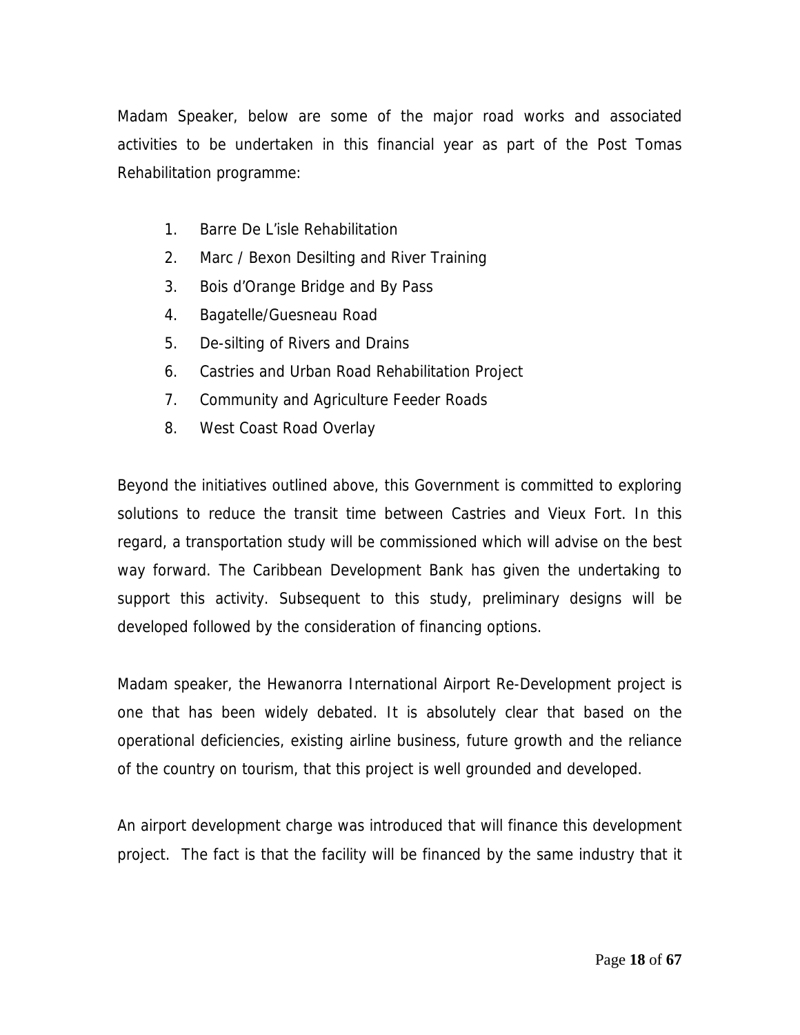Madam Speaker, below are some of the major road works and associated activities to be undertaken in this financial year as part of the Post Tomas Rehabilitation programme:

1. Barre De L'isle Rehabilitation
2. Marc / Bexon Desilting and River Training
3. Bois d'Orange Bridge and By Pass
4. Bagatelle/Guesneau Road
5. De-silting of Rivers and Drains
6. Castries and Urban Road Rehabilitation Project
7. Community and Agriculture Feeder Roads
8. West Coast Road Overlay

Beyond the initiatives outlined above, this Government is committed to exploring solutions to reduce the transit time between Castries and Vieux Fort. In this regard, a transportation study will be commissioned which will advise on the best way forward. The Caribbean Development Bank has given the undertaking to support this activity. Subsequent to this study, preliminary designs will be developed followed by the consideration of financing options.

Madam speaker, the Hewanorra International Airport Re-Development project is one that has been widely debated. It is absolutely clear that based on the operational deficiencies, existing airline business, future growth and the reliance of the country on tourism, that this project is well grounded and developed.

An airport development charge was introduced that will finance this development project. The fact is that the facility will be financed by the same industry that it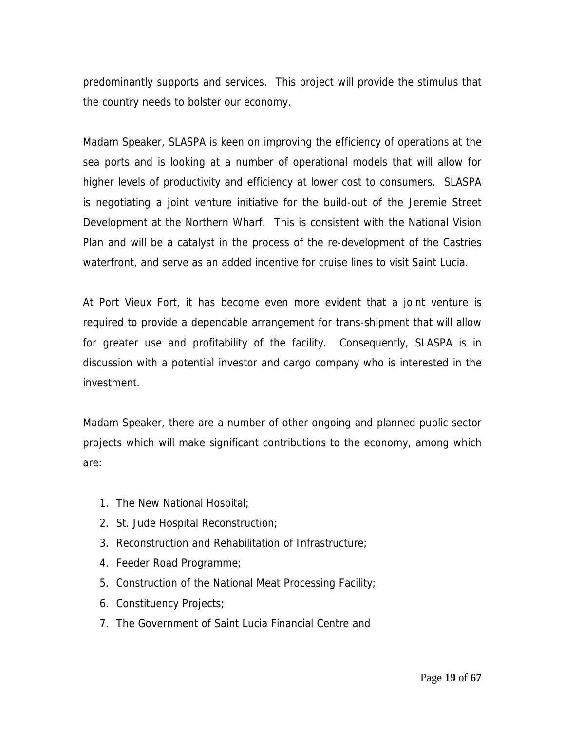predominantly supports and services. This project will provide the stimulus that the country needs to bolster our economy.

Madam Speaker, SLASPA is keen on improving the efficiency of operations at the sea ports and is looking at a number of operational models that will allow for higher levels of productivity and efficiency at lower cost to consumers. SLASPA is negotiating a joint venture initiative for the build-out of the Jeremie Street Development at the Northern Wharf. This is consistent with the National Vision Plan and will be a catalyst in the process of the re-development of the Castries waterfront, and serve as an added incentive for cruise lines to visit Saint Lucia.

At Port Vieux Fort, it has become even more evident that a joint venture is required to provide a dependable arrangement for trans-shipment that will allow for greater use and profitability of the facility. Consequently, SLASPA is in discussion with a potential investor and cargo company who is interested in the investment.

Madam Speaker, there are a number of other ongoing and planned public sector projects which will make significant contributions to the economy, among which are:

1. The New National Hospital;
2. St. Jude Hospital Reconstruction;
3. Reconstruction and Rehabilitation of Infrastructure;
4. Feeder Road Programme;
5. Construction of the National Meat Processing Facility;
6. Constituency Projects;
7. The Government of Saint Lucia Financial Centre and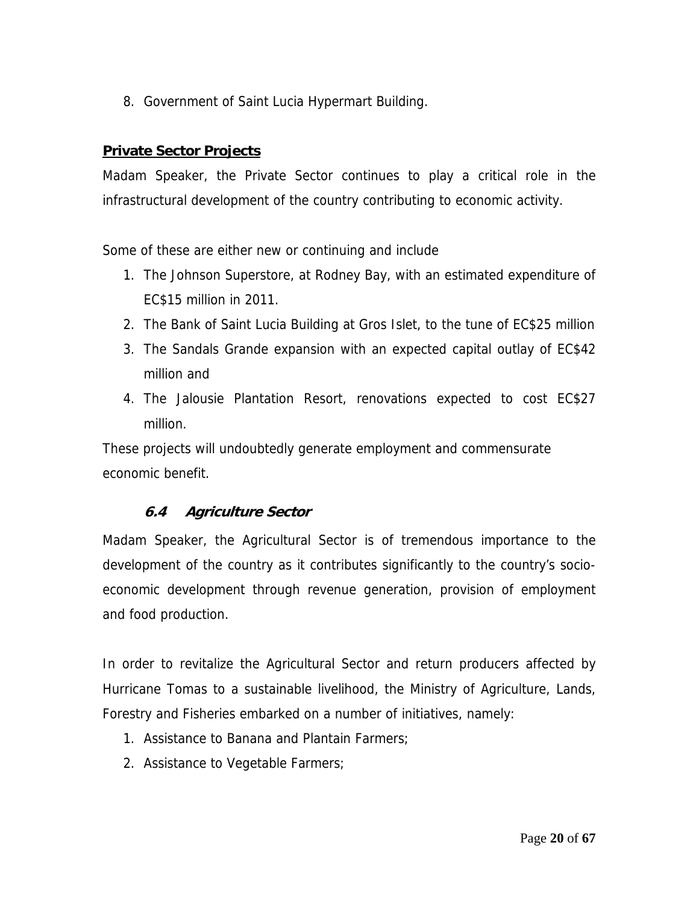8. Government of Saint Lucia Hypermart Building.

**Private Sector Projects**

Madam Speaker, the Private Sector continues to play a critical role in the infrastructural development of the country contributing to economic activity.

Some of these are either new or continuing and include

1. The Johnson Superstore, at Rodney Bay, with an estimated expenditure of EC$15 million in 2011.
2. The Bank of Saint Lucia Building at Gros Islet, to the tune of EC$25 million
3. The Sandals Grande expansion with an expected capital outlay of EC$42 million and
4. The Jalousie Plantation Resort, renovations expected to cost EC$27 million.

These projects will undoubtedly generate employment and commensurate economic benefit.

### 6.4 Agriculture Sector

Madam Speaker, the Agricultural Sector is of tremendous importance to the development of the country as it contributes significantly to the country's socio-economic development through revenue generation, provision of employment and food production.

In order to revitalize the Agricultural Sector and return producers affected by Hurricane Tomas to a sustainable livelihood, the Ministry of Agriculture, Lands, Forestry and Fisheries embarked on a number of initiatives, namely:

1. Assistance to Banana and Plantain Farmers;
2. Assistance to Vegetable Farmers;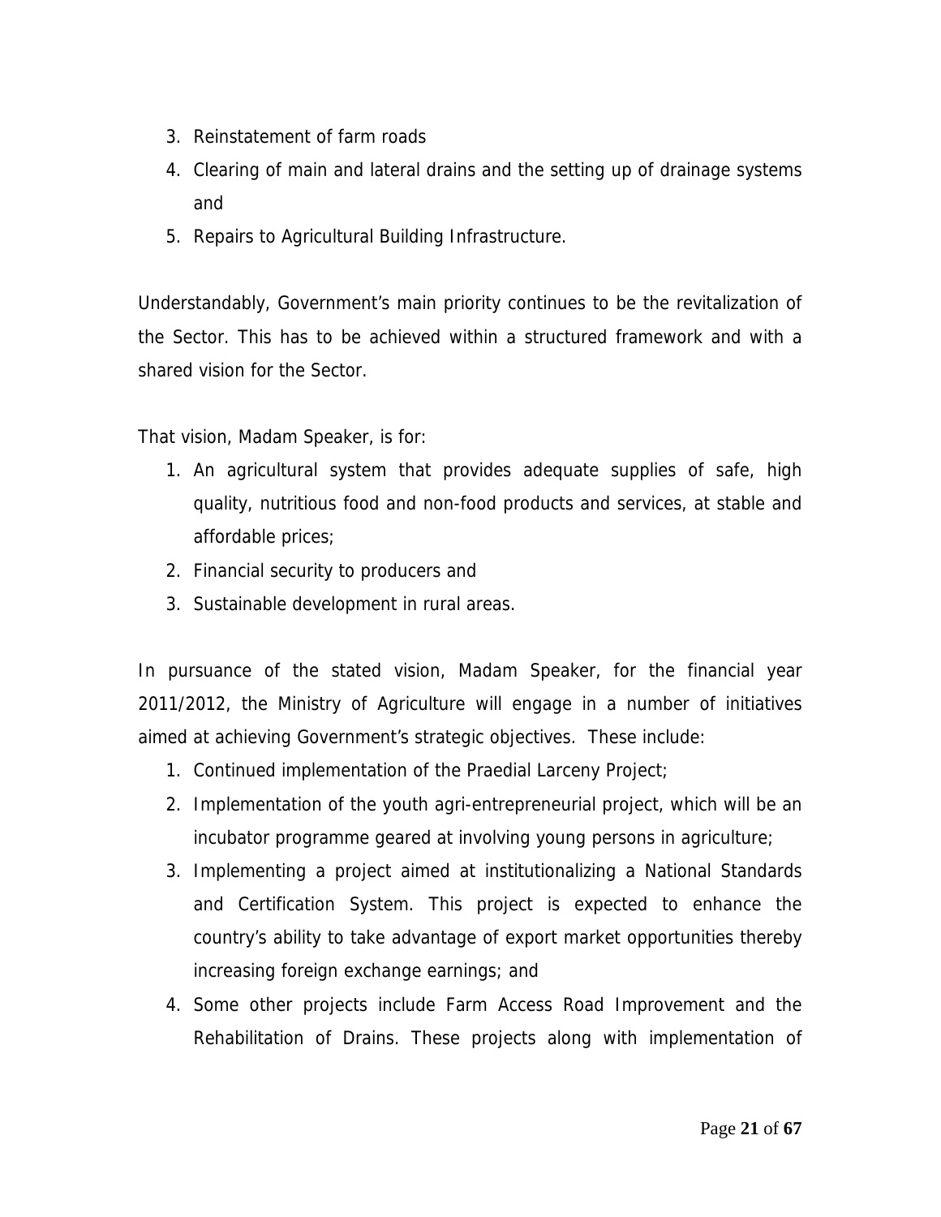3. Reinstatement of farm roads
4. Clearing of main and lateral drains and the setting up of drainage systems and
5. Repairs to Agricultural Building Infrastructure.

Understandably, Government's main priority continues to be the revitalization of the Sector. This has to be achieved within a structured framework and with a shared vision for the Sector.

That vision, Madam Speaker, is for:

1. An agricultural system that provides adequate supplies of safe, high quality, nutritious food and non-food products and services, at stable and affordable prices;
2. Financial security to producers and
3. Sustainable development in rural areas.

In pursuance of the stated vision, Madam Speaker, for the financial year 2011/2012, the Ministry of Agriculture will engage in a number of initiatives aimed at achieving Government's strategic objectives. These include:

1. Continued implementation of the Praedial Larceny Project;
2. Implementation of the youth agri-entrepreneurial project, which will be an incubator programme geared at involving young persons in agriculture;
3. Implementing a project aimed at institutionalizing a National Standards and Certification System. This project is expected to enhance the country's ability to take advantage of export market opportunities thereby increasing foreign exchange earnings; and
4. Some other projects include Farm Access Road Improvement and the Rehabilitation of Drains. These projects along with implementation of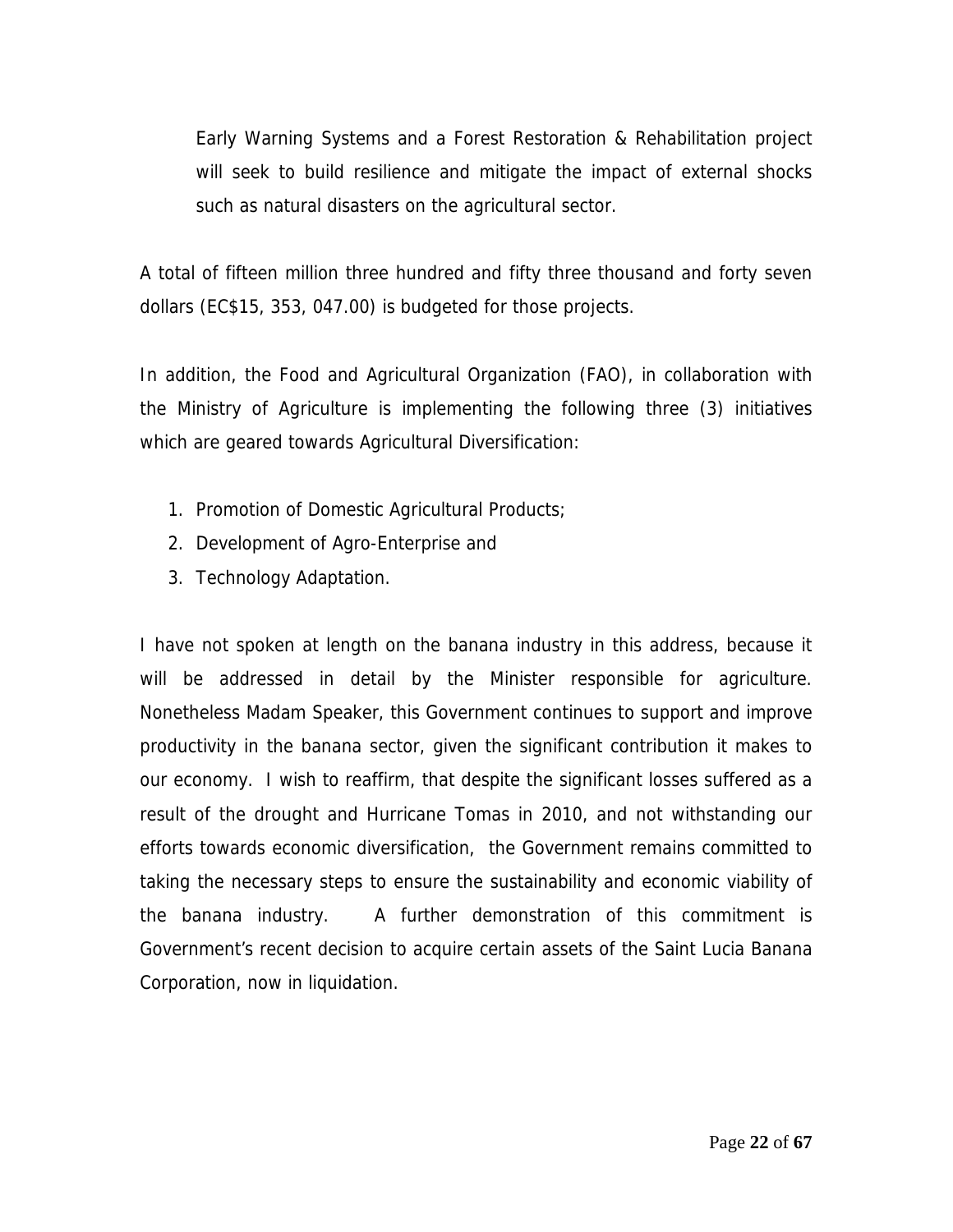Early Warning Systems and a Forest Restoration & Rehabilitation project will seek to build resilience and mitigate the impact of external shocks such as natural disasters on the agricultural sector.

A total of fifteen million three hundred and fifty three thousand and forty seven dollars (EC$15, 353, 047.00) is budgeted for those projects.

In addition, the Food and Agricultural Organization (FAO), in collaboration with the Ministry of Agriculture is implementing the following three (3) initiatives which are geared towards Agricultural Diversification:

1. Promotion of Domestic Agricultural Products;
2. Development of Agro-Enterprise and
3. Technology Adaptation.

I have not spoken at length on the banana industry in this address, because it will be addressed in detail by the Minister responsible for agriculture. Nonetheless Madam Speaker, this Government continues to support and improve productivity in the banana sector, given the significant contribution it makes to our economy. I wish to reaffirm, that despite the significant losses suffered as a result of the drought and Hurricane Tomas in 2010, and not withstanding our efforts towards economic diversification, the Government remains committed to taking the necessary steps to ensure the sustainability and economic viability of the banana industry. A further demonstration of this commitment is Government's recent decision to acquire certain assets of the Saint Lucia Banana Corporation, now in liquidation.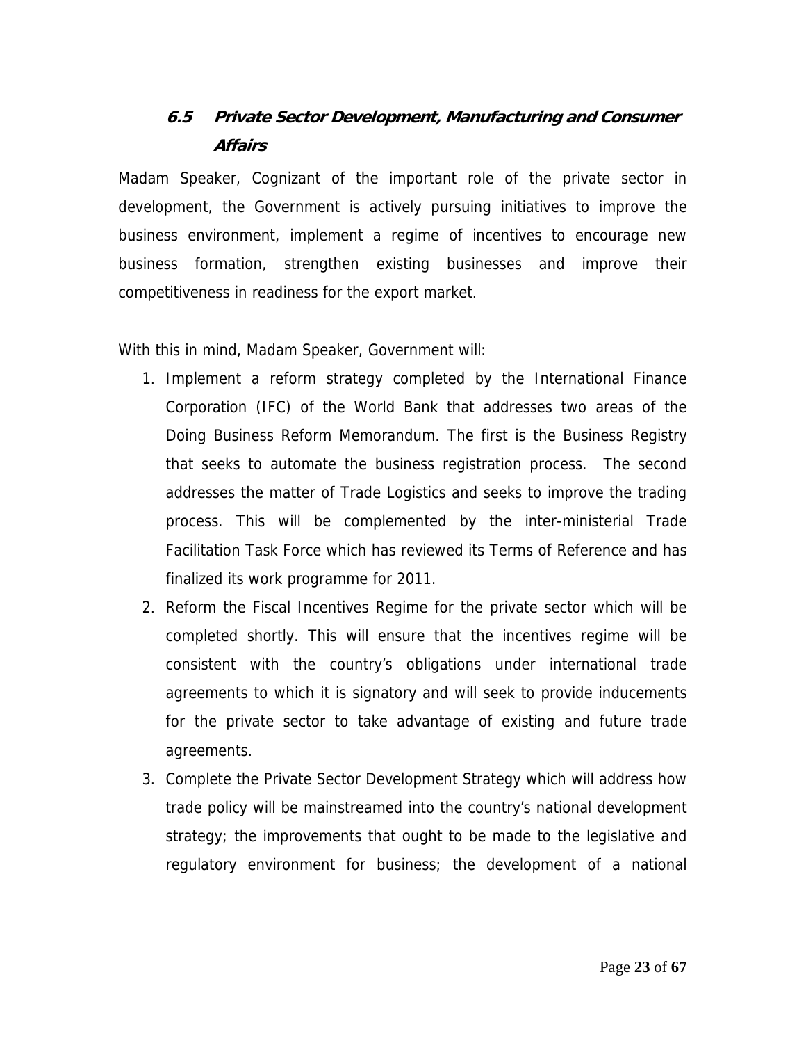### 6.5 *Private Sector Development, Manufacturing and Consumer Affairs*

Madam Speaker, Cognizant of the important role of the private sector in development, the Government is actively pursuing initiatives to improve the business environment, implement a regime of incentives to encourage new business formation, strengthen existing businesses and improve their competitiveness in readiness for the export market.

With this in mind, Madam Speaker, Government will:

1. Implement a reform strategy completed by the International Finance Corporation (IFC) of the World Bank that addresses two areas of the Doing Business Reform Memorandum. The first is the Business Registry that seeks to automate the business registration process. The second addresses the matter of Trade Logistics and seeks to improve the trading process. This will be complemented by the inter-ministerial Trade Facilitation Task Force which has reviewed its Terms of Reference and has finalized its work programme for 2011.
2. Reform the Fiscal Incentives Regime for the private sector which will be completed shortly. This will ensure that the incentives regime will be consistent with the country's obligations under international trade agreements to which it is signatory and will seek to provide inducements for the private sector to take advantage of existing and future trade agreements.
3. Complete the Private Sector Development Strategy which will address how trade policy will be mainstreamed into the country's national development strategy; the improvements that ought to be made to the legislative and regulatory environment for business; the development of a national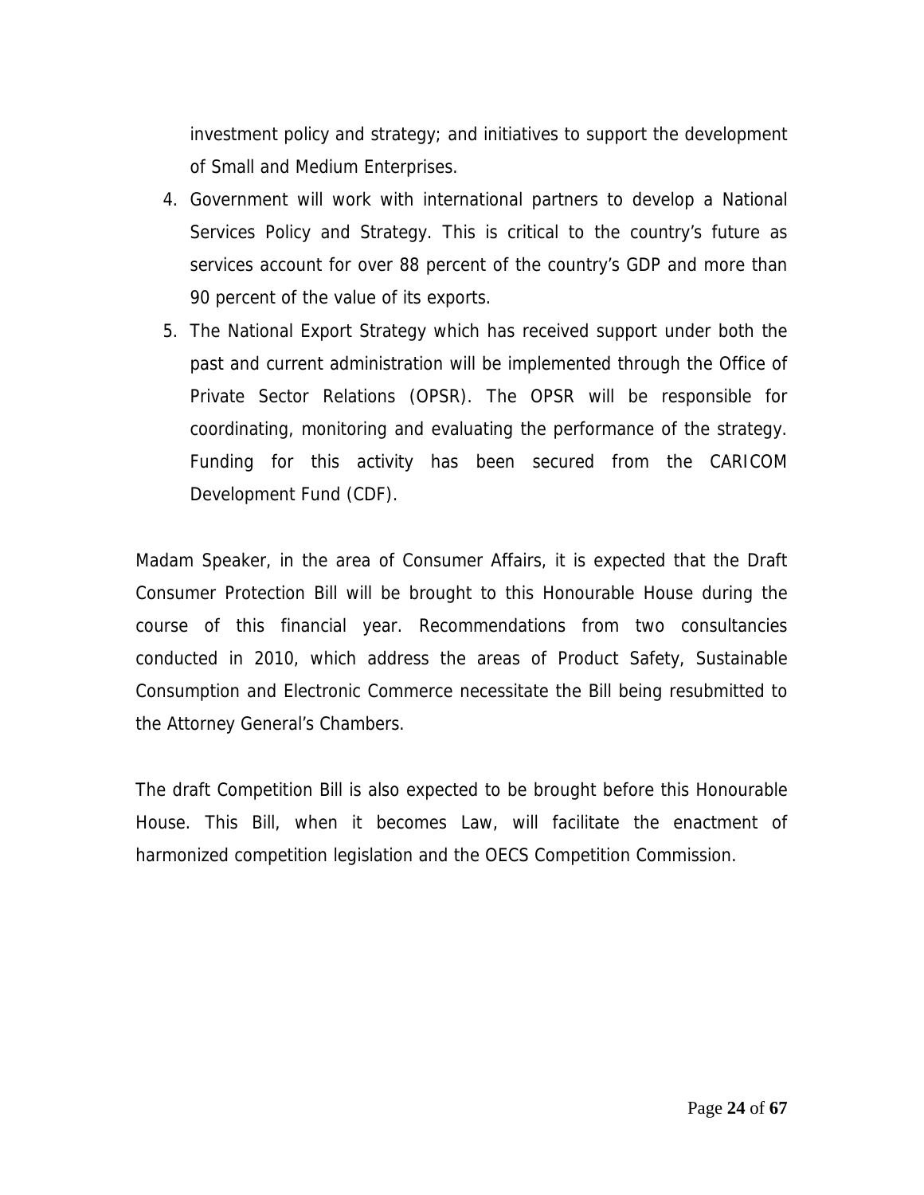investment policy and strategy; and initiatives to support the development of Small and Medium Enterprises.

4. Government will work with international partners to develop a National Services Policy and Strategy. This is critical to the country's future as services account for over 88 percent of the country's GDP and more than 90 percent of the value of its exports.
5. The National Export Strategy which has received support under both the past and current administration will be implemented through the Office of Private Sector Relations (OPSR). The OPSR will be responsible for coordinating, monitoring and evaluating the performance of the strategy. Funding for this activity has been secured from the CARICOM Development Fund (CDF).

Madam Speaker, in the area of Consumer Affairs, it is expected that the Draft Consumer Protection Bill will be brought to this Honourable House during the course of this financial year. Recommendations from two consultancies conducted in 2010, which address the areas of Product Safety, Sustainable Consumption and Electronic Commerce necessitate the Bill being resubmitted to the Attorney General's Chambers.

The draft Competition Bill is also expected to be brought before this Honourable House. This Bill, when it becomes Law, will facilitate the enactment of harmonized competition legislation and the OECS Competition Commission.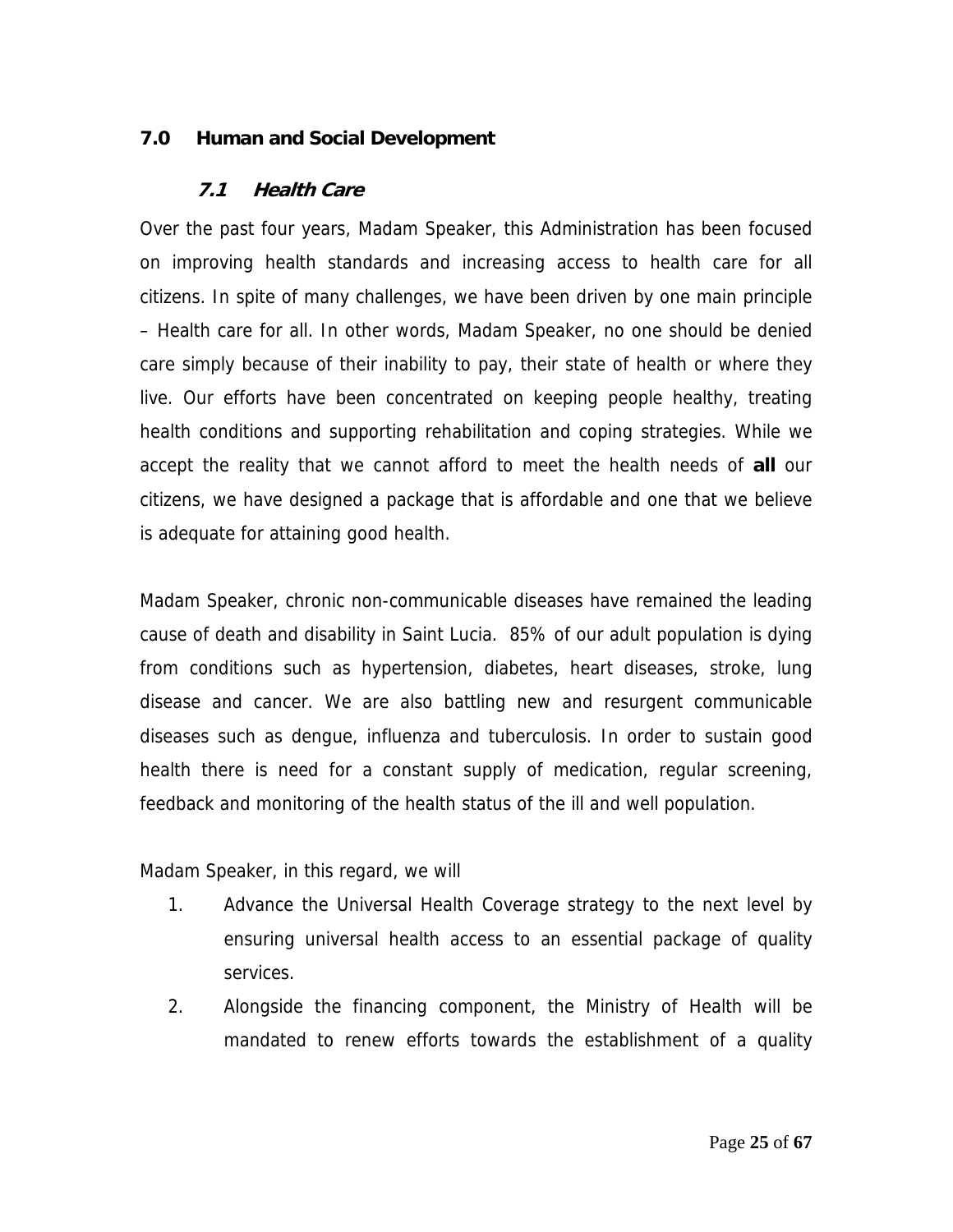## 7.0 Human and Social Development

### *7.1 Health Care*

Over the past four years, Madam Speaker, this Administration has been focused on improving health standards and increasing access to health care for all citizens. In spite of many challenges, we have been driven by one main principle – Health care for all. In other words, Madam Speaker, no one should be denied care simply because of their inability to pay, their state of health or where they live. Our efforts have been concentrated on keeping people healthy, treating health conditions and supporting rehabilitation and coping strategies. While we accept the reality that we cannot afford to meet the health needs of **all** our citizens, we have designed a package that is affordable and one that we believe is adequate for attaining good health.

Madam Speaker, chronic non-communicable diseases have remained the leading cause of death and disability in Saint Lucia. 85% of our adult population is dying from conditions such as hypertension, diabetes, heart diseases, stroke, lung disease and cancer. We are also battling new and resurgent communicable diseases such as dengue, influenza and tuberculosis. In order to sustain good health there is need for a constant supply of medication, regular screening, feedback and monitoring of the health status of the ill and well population.

Madam Speaker, in this regard, we will

1. Advance the Universal Health Coverage strategy to the next level by ensuring universal health access to an essential package of quality services.
2. Alongside the financing component, the Ministry of Health will be mandated to renew efforts towards the establishment of a quality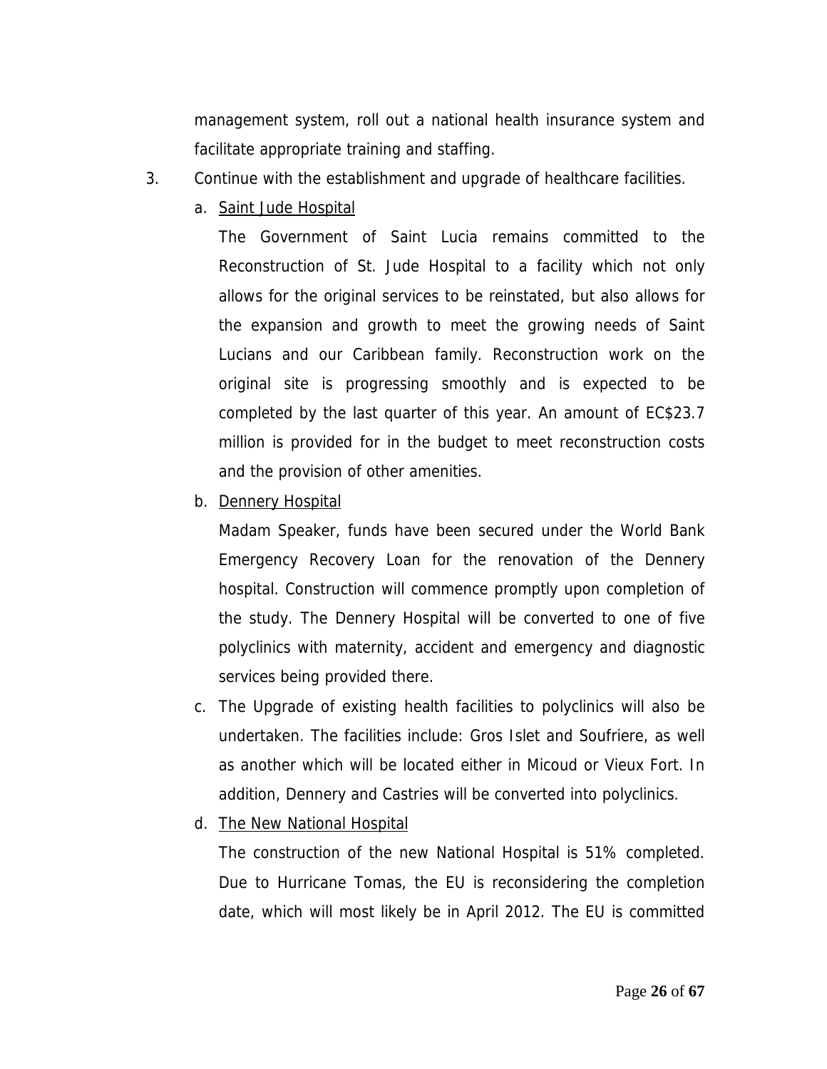management system, roll out a national health insurance system and facilitate appropriate training and staffing.

3. Continue with the establishment and upgrade of healthcare facilities.

   a. <u>Saint Jude Hospital</u>

      The Government of Saint Lucia remains committed to the Reconstruction of St. Jude Hospital to a facility which not only allows for the original services to be reinstated, but also allows for the expansion and growth to meet the growing needs of Saint Lucians and our Caribbean family. Reconstruction work on the original site is progressing smoothly and is expected to be completed by the last quarter of this year. An amount of EC$23.7 million is provided for in the budget to meet reconstruction costs and the provision of other amenities.

   b. <u>Dennery Hospital</u>

      Madam Speaker, funds have been secured under the World Bank Emergency Recovery Loan for the renovation of the Dennery hospital. Construction will commence promptly upon completion of the study. The Dennery Hospital will be converted to one of five polyclinics with maternity, accident and emergency and diagnostic services being provided there.

   c. The Upgrade of existing health facilities to polyclinics will also be undertaken. The facilities include: Gros Islet and Soufriere, as well as another which will be located either in Micoud or Vieux Fort. In addition, Dennery and Castries will be converted into polyclinics.

   d. <u>The New National Hospital</u>

      The construction of the new National Hospital is 51% completed. Due to Hurricane Tomas, the EU is reconsidering the completion date, which will most likely be in April 2012. The EU is committed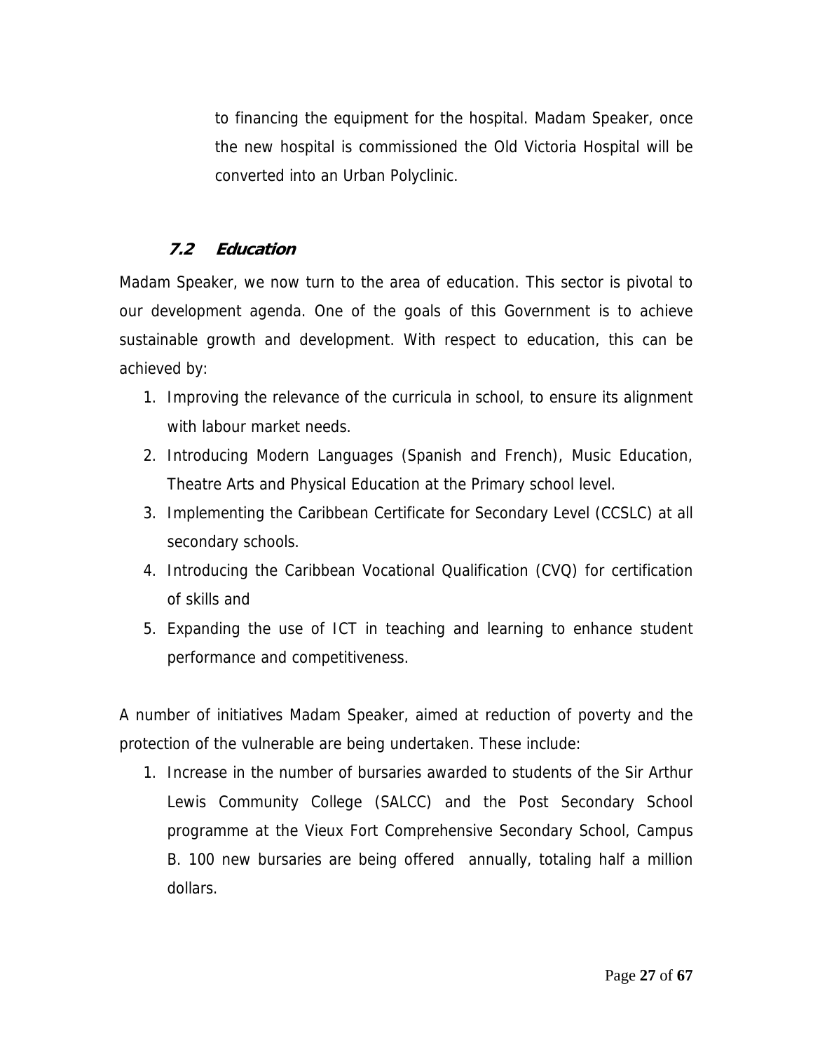to financing the equipment for the hospital. Madam Speaker, once the new hospital is commissioned the Old Victoria Hospital will be converted into an Urban Polyclinic.

### 7.2 Education

Madam Speaker, we now turn to the area of education. This sector is pivotal to our development agenda. One of the goals of this Government is to achieve sustainable growth and development. With respect to education, this can be achieved by:

1. Improving the relevance of the curricula in school, to ensure its alignment with labour market needs.
2. Introducing Modern Languages (Spanish and French), Music Education, Theatre Arts and Physical Education at the Primary school level.
3. Implementing the Caribbean Certificate for Secondary Level (CCSLC) at all secondary schools.
4. Introducing the Caribbean Vocational Qualification (CVQ) for certification of skills and
5. Expanding the use of ICT in teaching and learning to enhance student performance and competitiveness.

A number of initiatives Madam Speaker, aimed at reduction of poverty and the protection of the vulnerable are being undertaken. These include:

1. Increase in the number of bursaries awarded to students of the Sir Arthur Lewis Community College (SALCC) and the Post Secondary School programme at the Vieux Fort Comprehensive Secondary School, Campus B. 100 new bursaries are being offered annually, totaling half a million dollars.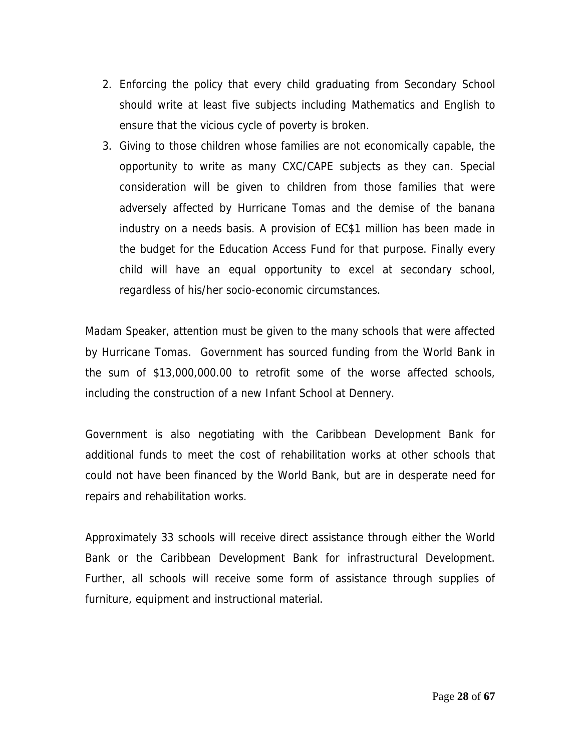2. Enforcing the policy that every child graduating from Secondary School should write at least five subjects including Mathematics and English to ensure that the vicious cycle of poverty is broken.
3. Giving to those children whose families are not economically capable, the opportunity to write as many CXC/CAPE subjects as they can. Special consideration will be given to children from those families that were adversely affected by Hurricane Tomas and the demise of the banana industry on a needs basis. A provision of EC$1 million has been made in the budget for the Education Access Fund for that purpose. Finally every child will have an equal opportunity to excel at secondary school, regardless of his/her socio-economic circumstances.

Madam Speaker, attention must be given to the many schools that were affected by Hurricane Tomas. Government has sourced funding from the World Bank in the sum of $13,000,000.00 to retrofit some of the worse affected schools, including the construction of a new Infant School at Dennery.

Government is also negotiating with the Caribbean Development Bank for additional funds to meet the cost of rehabilitation works at other schools that could not have been financed by the World Bank, but are in desperate need for repairs and rehabilitation works.

Approximately 33 schools will receive direct assistance through either the World Bank or the Caribbean Development Bank for infrastructural Development. Further, all schools will receive some form of assistance through supplies of furniture, equipment and instructional material.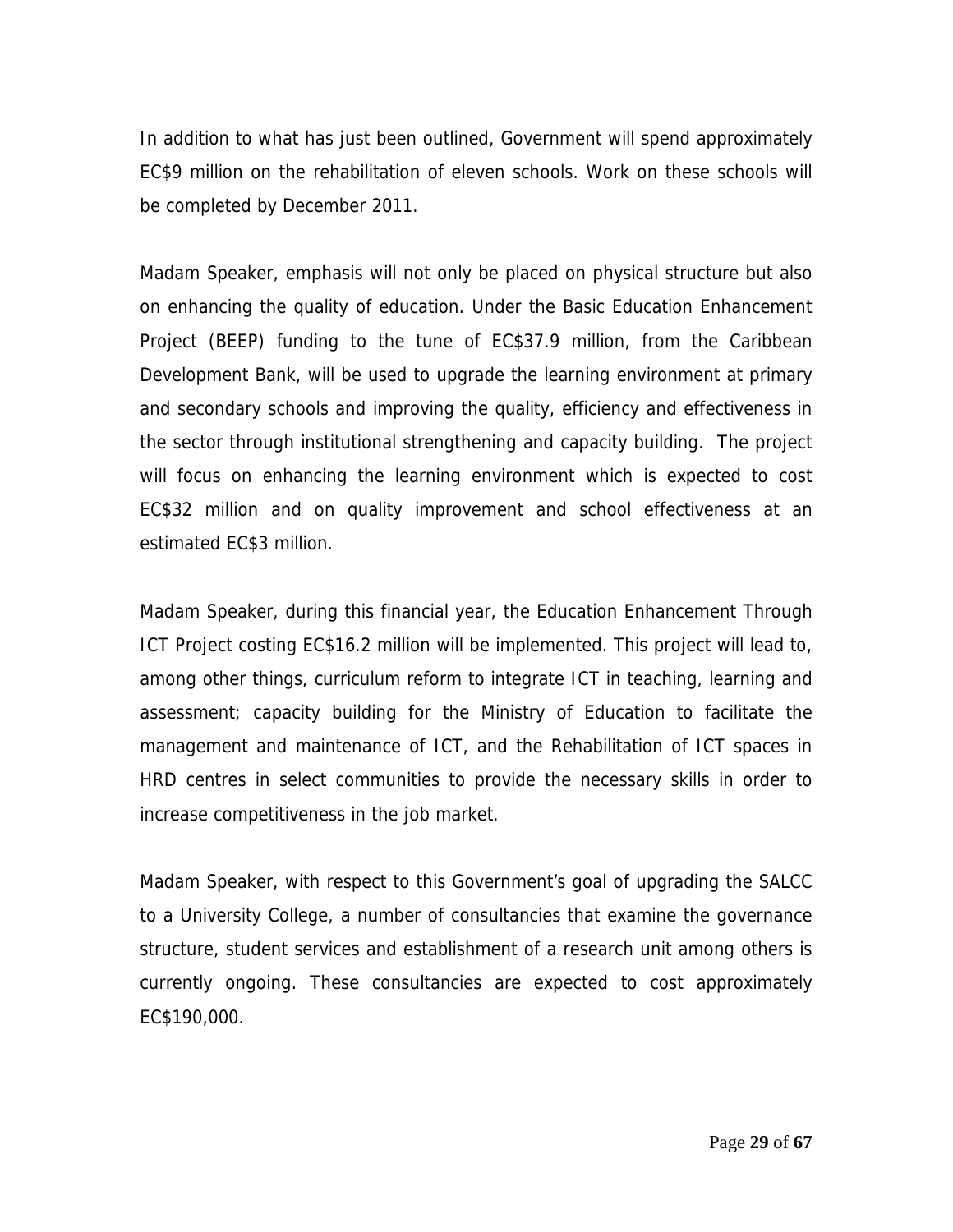In addition to what has just been outlined, Government will spend approximately EC$9 million on the rehabilitation of eleven schools. Work on these schools will be completed by December 2011.

Madam Speaker, emphasis will not only be placed on physical structure but also on enhancing the quality of education. Under the Basic Education Enhancement Project (BEEP) funding to the tune of EC$37.9 million, from the Caribbean Development Bank, will be used to upgrade the learning environment at primary and secondary schools and improving the quality, efficiency and effectiveness in the sector through institutional strengthening and capacity building. The project will focus on enhancing the learning environment which is expected to cost EC$32 million and on quality improvement and school effectiveness at an estimated EC$3 million.

Madam Speaker, during this financial year, the Education Enhancement Through ICT Project costing EC$16.2 million will be implemented. This project will lead to, among other things, curriculum reform to integrate ICT in teaching, learning and assessment; capacity building for the Ministry of Education to facilitate the management and maintenance of ICT, and the Rehabilitation of ICT spaces in HRD centres in select communities to provide the necessary skills in order to increase competitiveness in the job market.

Madam Speaker, with respect to this Government's goal of upgrading the SALCC to a University College, a number of consultancies that examine the governance structure, student services and establishment of a research unit among others is currently ongoing. These consultancies are expected to cost approximately EC$190,000.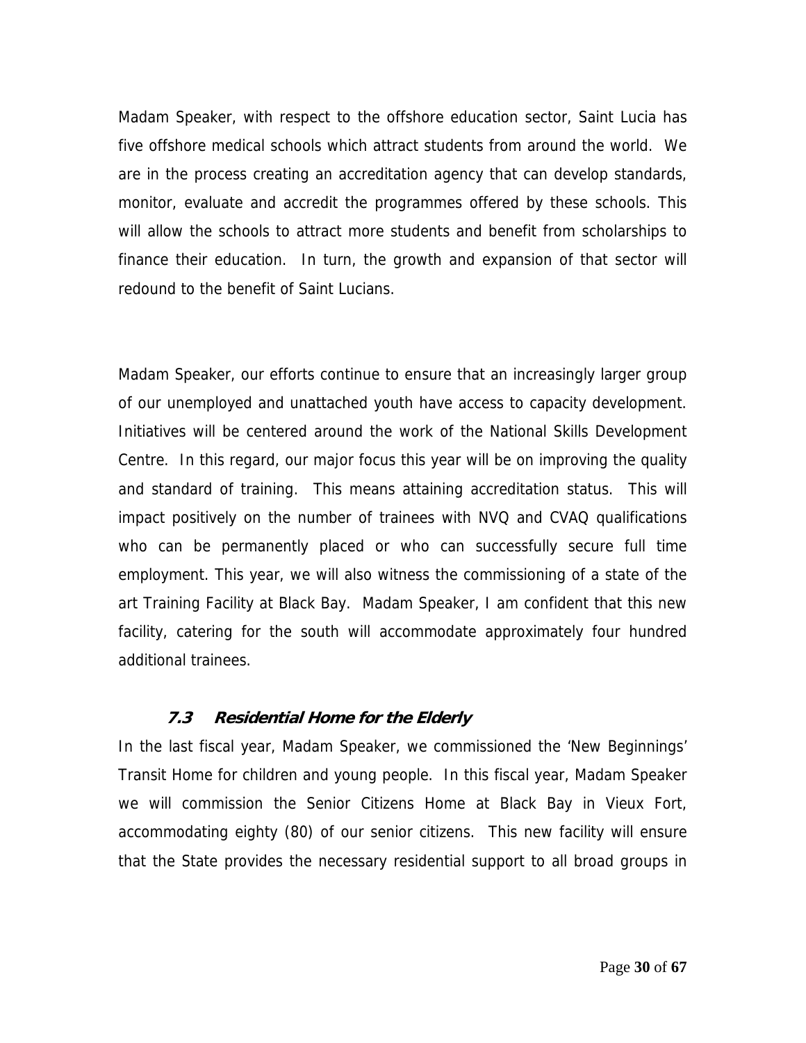Madam Speaker, with respect to the offshore education sector, Saint Lucia has five offshore medical schools which attract students from around the world. We are in the process creating an accreditation agency that can develop standards, monitor, evaluate and accredit the programmes offered by these schools. This will allow the schools to attract more students and benefit from scholarships to finance their education. In turn, the growth and expansion of that sector will redound to the benefit of Saint Lucians.

Madam Speaker, our efforts continue to ensure that an increasingly larger group of our unemployed and unattached youth have access to capacity development. Initiatives will be centered around the work of the National Skills Development Centre. In this regard, our major focus this year will be on improving the quality and standard of training. This means attaining accreditation status. This will impact positively on the number of trainees with NVQ and CVAQ qualifications who can be permanently placed or who can successfully secure full time employment. This year, we will also witness the commissioning of a state of the art Training Facility at Black Bay. Madam Speaker, I am confident that this new facility, catering for the south will accommodate approximately four hundred additional trainees.

### *7.3 Residential Home for the Elderly*

In the last fiscal year, Madam Speaker, we commissioned the 'New Beginnings' Transit Home for children and young people. In this fiscal year, Madam Speaker we will commission the Senior Citizens Home at Black Bay in Vieux Fort, accommodating eighty (80) of our senior citizens. This new facility will ensure that the State provides the necessary residential support to all broad groups in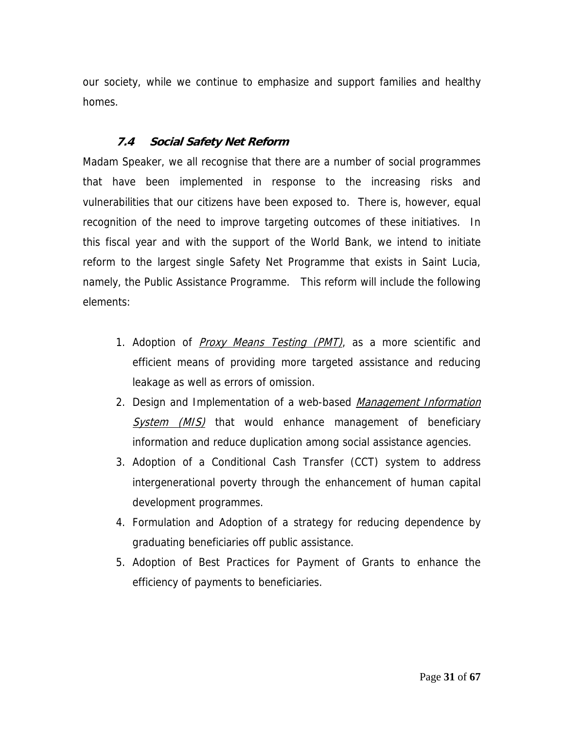our society, while we continue to emphasize and support families and healthy homes.

### *7.4 Social Safety Net Reform*

Madam Speaker, we all recognise that there are a number of social programmes that have been implemented in response to the increasing risks and vulnerabilities that our citizens have been exposed to. There is, however, equal recognition of the need to improve targeting outcomes of these initiatives. In this fiscal year and with the support of the World Bank, we intend to initiate reform to the largest single Safety Net Programme that exists in Saint Lucia, namely, the Public Assistance Programme. This reform will include the following elements:

1. Adoption of *Proxy Means Testing (PMT)*, as a more scientific and efficient means of providing more targeted assistance and reducing leakage as well as errors of omission.
2. Design and Implementation of a web-based *Management Information System (MIS)* that would enhance management of beneficiary information and reduce duplication among social assistance agencies.
3. Adoption of a Conditional Cash Transfer (CCT) system to address intergenerational poverty through the enhancement of human capital development programmes.
4. Formulation and Adoption of a strategy for reducing dependence by graduating beneficiaries off public assistance.
5. Adoption of Best Practices for Payment of Grants to enhance the efficiency of payments to beneficiaries.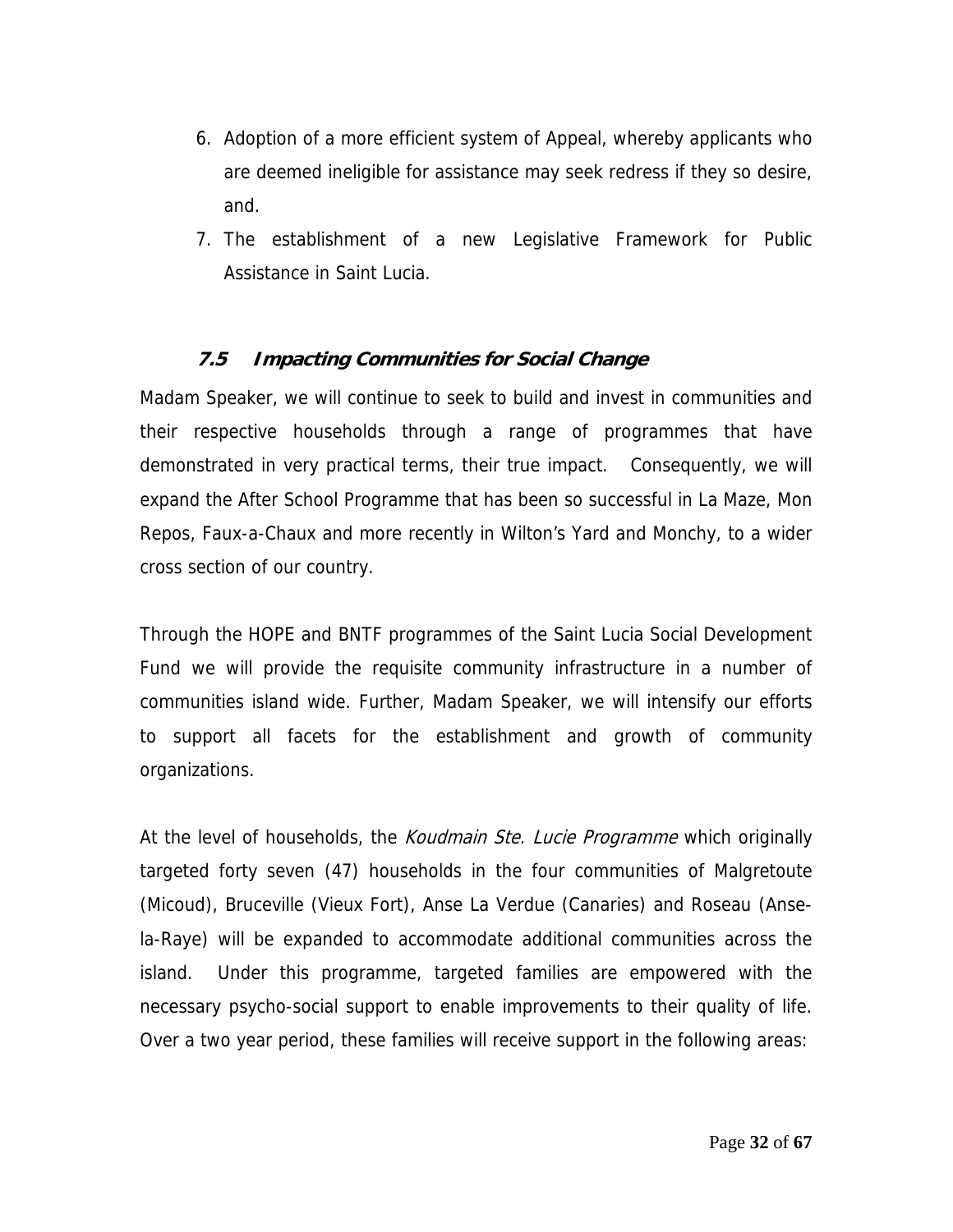6. Adoption of a more efficient system of Appeal, whereby applicants who are deemed ineligible for assistance may seek redress if they so desire, and.
7. The establishment of a new Legislative Framework for Public Assistance in Saint Lucia.

### *7.5 Impacting Communities for Social Change*

Madam Speaker, we will continue to seek to build and invest in communities and their respective households through a range of programmes that have demonstrated in very practical terms, their true impact. Consequently, we will expand the After School Programme that has been so successful in La Maze, Mon Repos, Faux-a-Chaux and more recently in Wilton's Yard and Monchy, to a wider cross section of our country.

Through the HOPE and BNTF programmes of the Saint Lucia Social Development Fund we will provide the requisite community infrastructure in a number of communities island wide. Further, Madam Speaker, we will intensify our efforts to support all facets for the establishment and growth of community organizations.

At the level of households, the *Koudmain Ste. Lucie Programme* which originally targeted forty seven (47) households in the four communities of Malgretoute (Micoud), Bruceville (Vieux Fort), Anse La Verdue (Canaries) and Roseau (Anse-la-Raye) will be expanded to accommodate additional communities across the island. Under this programme, targeted families are empowered with the necessary psycho-social support to enable improvements to their quality of life. Over a two year period, these families will receive support in the following areas: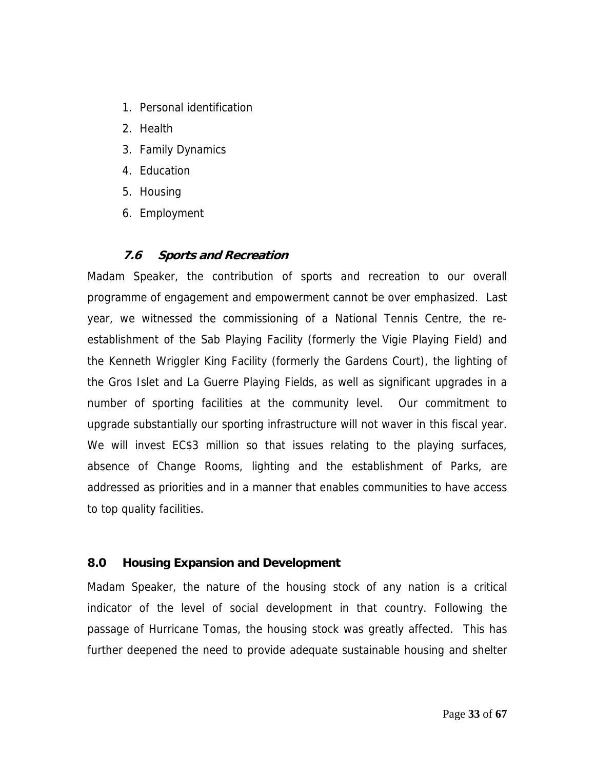1. Personal identification
2. Health
3. Family Dynamics
4. Education
5. Housing
6. Employment

### *7.6 Sports and Recreation*

Madam Speaker, the contribution of sports and recreation to our overall programme of engagement and empowerment cannot be over emphasized. Last year, we witnessed the commissioning of a National Tennis Centre, the re-establishment of the Sab Playing Facility (formerly the Vigie Playing Field) and the Kenneth Wriggler King Facility (formerly the Gardens Court), the lighting of the Gros Islet and La Guerre Playing Fields, as well as significant upgrades in a number of sporting facilities at the community level. Our commitment to upgrade substantially our sporting infrastructure will not waver in this fiscal year. We will invest EC$3 million so that issues relating to the playing surfaces, absence of Change Rooms, lighting and the establishment of Parks, are addressed as priorities and in a manner that enables communities to have access to top quality facilities.

## 8.0 Housing Expansion and Development

Madam Speaker, the nature of the housing stock of any nation is a critical indicator of the level of social development in that country. Following the passage of Hurricane Tomas, the housing stock was greatly affected. This has further deepened the need to provide adequate sustainable housing and shelter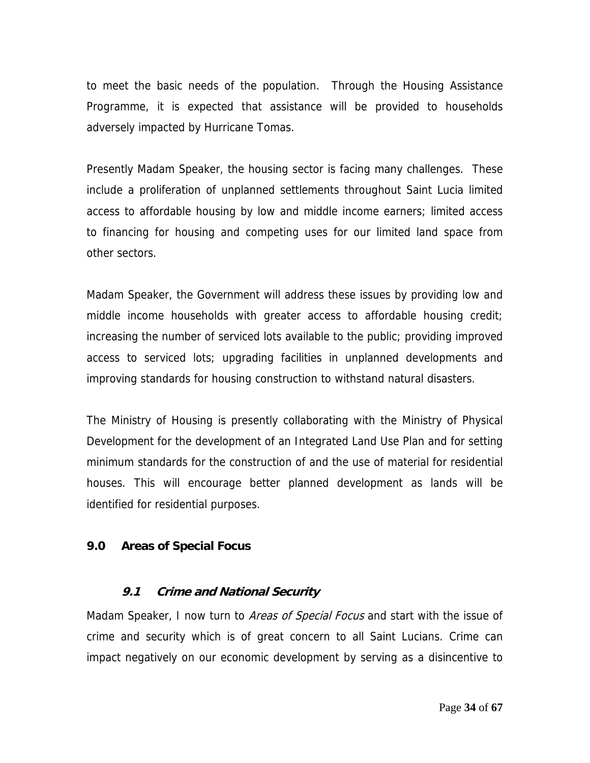to meet the basic needs of the population. Through the Housing Assistance Programme, it is expected that assistance will be provided to households adversely impacted by Hurricane Tomas.

Presently Madam Speaker, the housing sector is facing many challenges. These include a proliferation of unplanned settlements throughout Saint Lucia limited access to affordable housing by low and middle income earners; limited access to financing for housing and competing uses for our limited land space from other sectors.

Madam Speaker, the Government will address these issues by providing low and middle income households with greater access to affordable housing credit; increasing the number of serviced lots available to the public; providing improved access to serviced lots; upgrading facilities in unplanned developments and improving standards for housing construction to withstand natural disasters.

The Ministry of Housing is presently collaborating with the Ministry of Physical Development for the development of an Integrated Land Use Plan and for setting minimum standards for the construction of and the use of material for residential houses. This will encourage better planned development as lands will be identified for residential purposes.

## 9.0 Areas of Special Focus

### *9.1 Crime and National Security*

Madam Speaker, I now turn to *Areas of Special Focus* and start with the issue of crime and security which is of great concern to all Saint Lucians. Crime can impact negatively on our economic development by serving as a disincentive to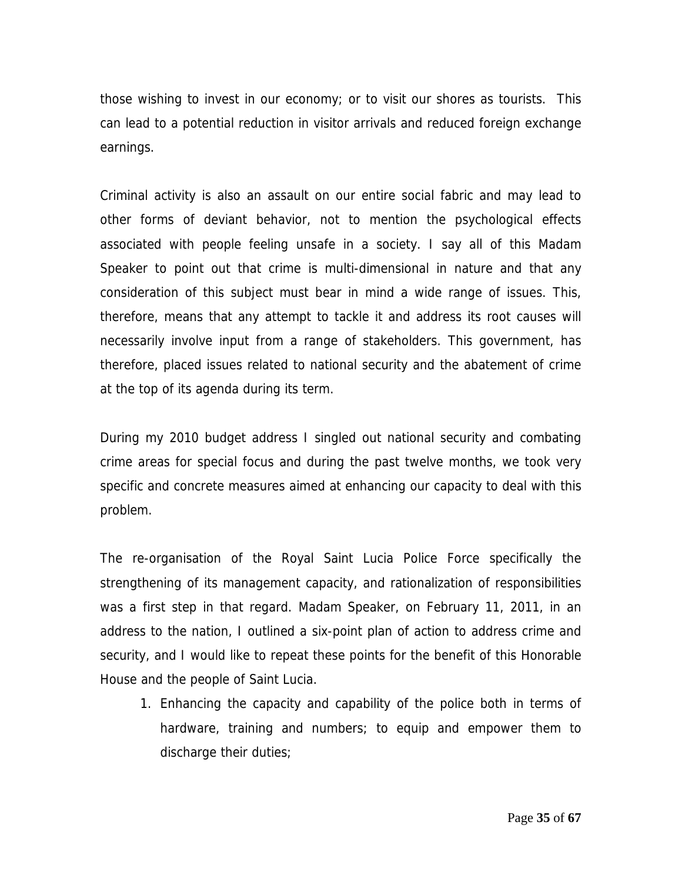those wishing to invest in our economy; or to visit our shores as tourists. This can lead to a potential reduction in visitor arrivals and reduced foreign exchange earnings.

Criminal activity is also an assault on our entire social fabric and may lead to other forms of deviant behavior, not to mention the psychological effects associated with people feeling unsafe in a society. I say all of this Madam Speaker to point out that crime is multi-dimensional in nature and that any consideration of this subject must bear in mind a wide range of issues. This, therefore, means that any attempt to tackle it and address its root causes will necessarily involve input from a range of stakeholders. This government, has therefore, placed issues related to national security and the abatement of crime at the top of its agenda during its term.

During my 2010 budget address I singled out national security and combating crime areas for special focus and during the past twelve months, we took very specific and concrete measures aimed at enhancing our capacity to deal with this problem.

The re-organisation of the Royal Saint Lucia Police Force specifically the strengthening of its management capacity, and rationalization of responsibilities was a first step in that regard. Madam Speaker, on February 11, 2011, in an address to the nation, I outlined a six-point plan of action to address crime and security, and I would like to repeat these points for the benefit of this Honorable House and the people of Saint Lucia.

1. Enhancing the capacity and capability of the police both in terms of hardware, training and numbers; to equip and empower them to discharge their duties;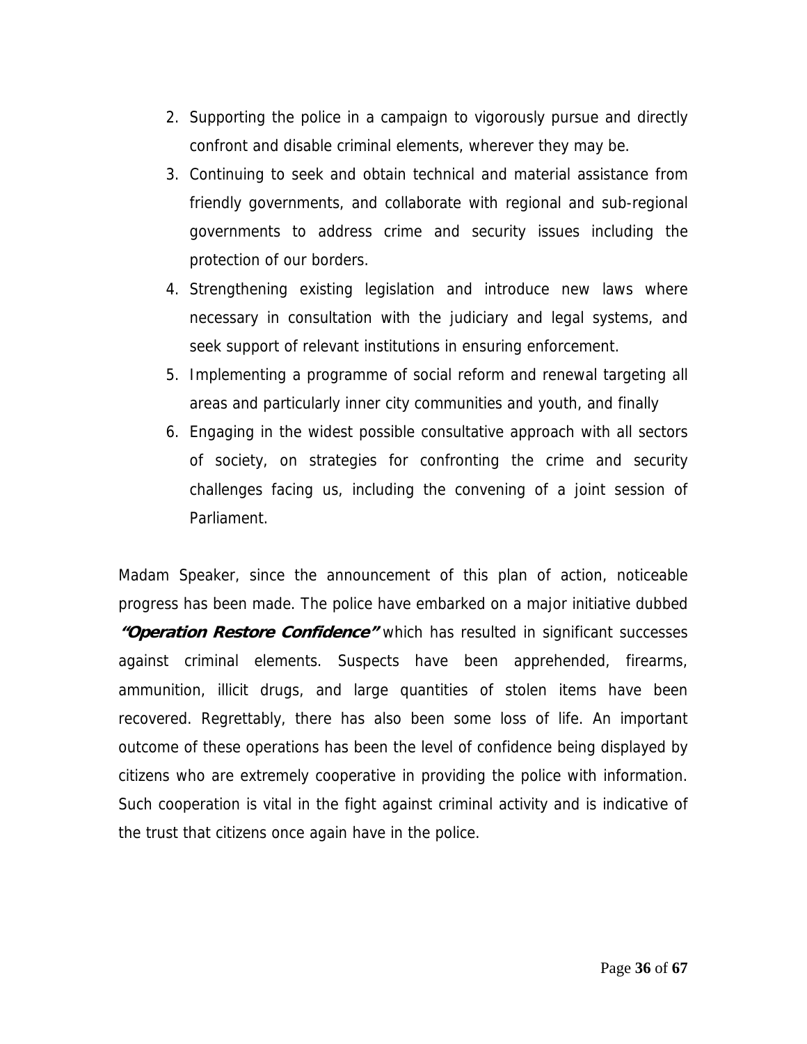2. Supporting the police in a campaign to vigorously pursue and directly confront and disable criminal elements, wherever they may be.
3. Continuing to seek and obtain technical and material assistance from friendly governments, and collaborate with regional and sub-regional governments to address crime and security issues including the protection of our borders.
4. Strengthening existing legislation and introduce new laws where necessary in consultation with the judiciary and legal systems, and seek support of relevant institutions in ensuring enforcement.
5. Implementing a programme of social reform and renewal targeting all areas and particularly inner city communities and youth, and finally
6. Engaging in the widest possible consultative approach with all sectors of society, on strategies for confronting the crime and security challenges facing us, including the convening of a joint session of Parliament.

Madam Speaker, since the announcement of this plan of action, noticeable progress has been made. The police have embarked on a major initiative dubbed ***"Operation Restore Confidence"*** which has resulted in significant successes against criminal elements. Suspects have been apprehended, firearms, ammunition, illicit drugs, and large quantities of stolen items have been recovered. Regrettably, there has also been some loss of life. An important outcome of these operations has been the level of confidence being displayed by citizens who are extremely cooperative in providing the police with information. Such cooperation is vital in the fight against criminal activity and is indicative of the trust that citizens once again have in the police.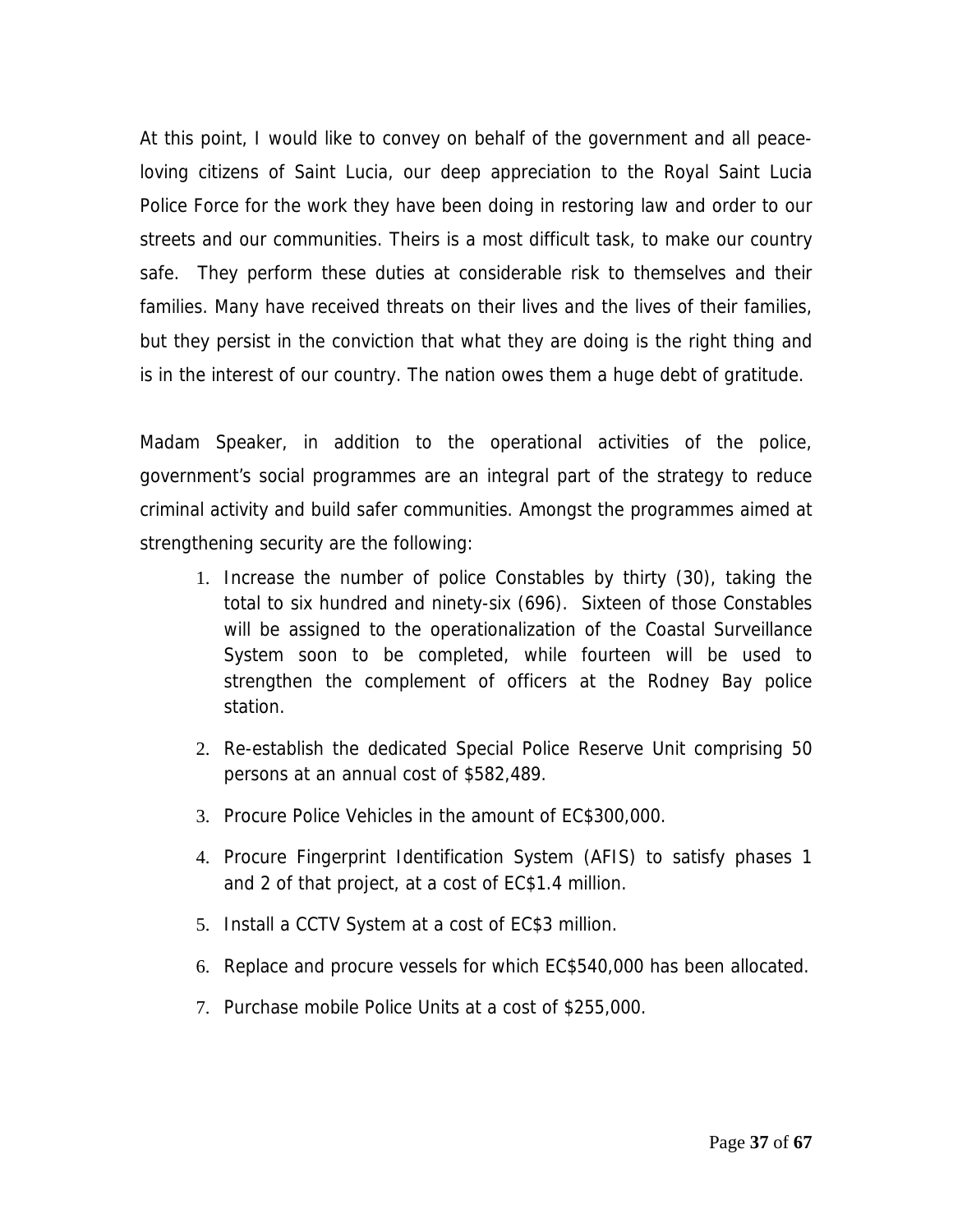At this point, I would like to convey on behalf of the government and all peace-loving citizens of Saint Lucia, our deep appreciation to the Royal Saint Lucia Police Force for the work they have been doing in restoring law and order to our streets and our communities. Theirs is a most difficult task, to make our country safe. They perform these duties at considerable risk to themselves and their families. Many have received threats on their lives and the lives of their families, but they persist in the conviction that what they are doing is the right thing and is in the interest of our country. The nation owes them a huge debt of gratitude.

Madam Speaker, in addition to the operational activities of the police, government's social programmes are an integral part of the strategy to reduce criminal activity and build safer communities. Amongst the programmes aimed at strengthening security are the following:

1. Increase the number of police Constables by thirty (30), taking the total to six hundred and ninety-six (696). Sixteen of those Constables will be assigned to the operationalization of the Coastal Surveillance System soon to be completed, while fourteen will be used to strengthen the complement of officers at the Rodney Bay police station.
2. Re-establish the dedicated Special Police Reserve Unit comprising 50 persons at an annual cost of $582,489.
3. Procure Police Vehicles in the amount of EC$300,000.
4. Procure Fingerprint Identification System (AFIS) to satisfy phases 1 and 2 of that project, at a cost of EC$1.4 million.
5. Install a CCTV System at a cost of EC$3 million.
6. Replace and procure vessels for which EC$540,000 has been allocated.
7. Purchase mobile Police Units at a cost of $255,000.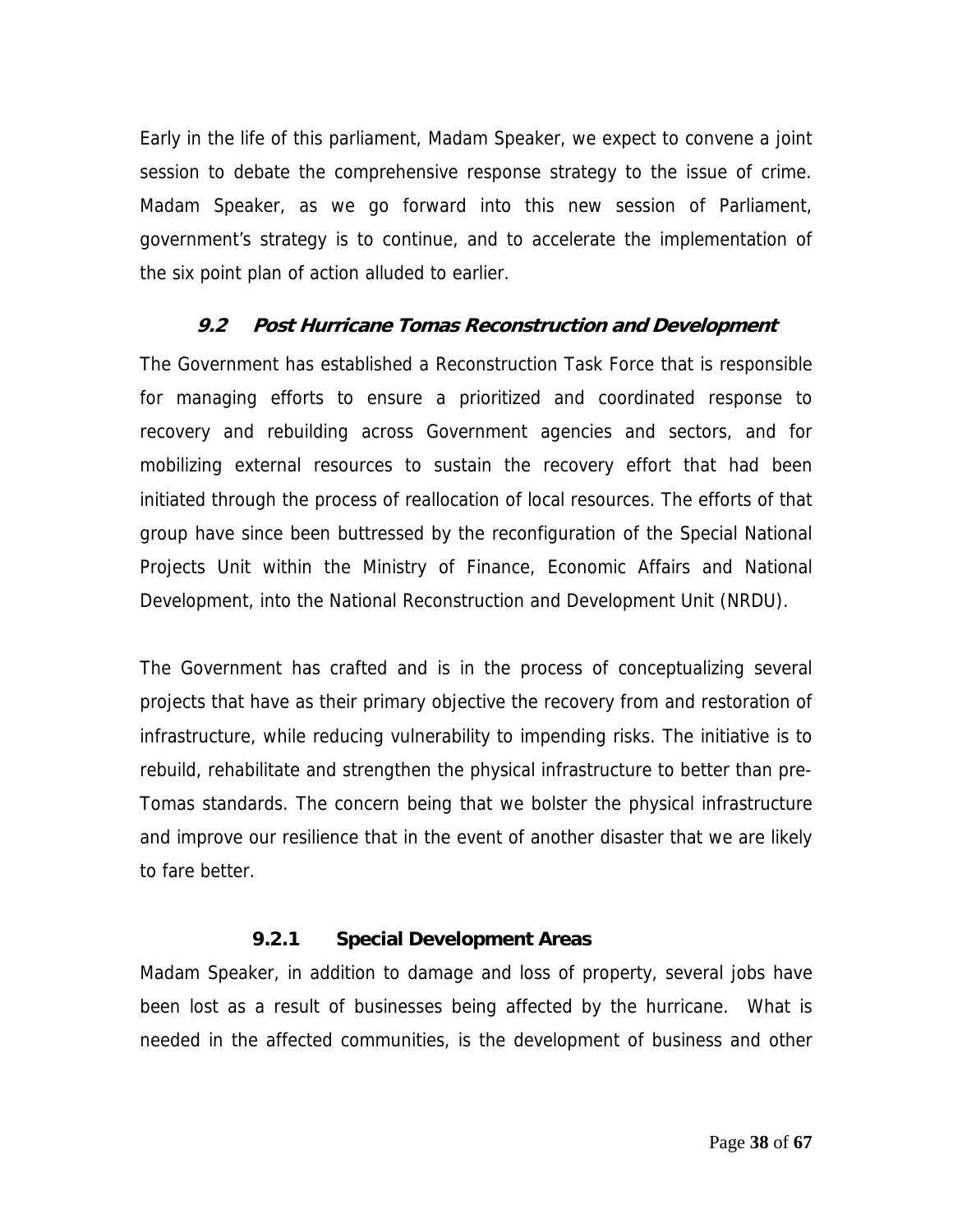Early in the life of this parliament, Madam Speaker, we expect to convene a joint session to debate the comprehensive response strategy to the issue of crime. Madam Speaker, as we go forward into this new session of Parliament, government's strategy is to continue, and to accelerate the implementation of the six point plan of action alluded to earlier.

## *9.2 Post Hurricane Tomas Reconstruction and Development*

The Government has established a Reconstruction Task Force that is responsible for managing efforts to ensure a prioritized and coordinated response to recovery and rebuilding across Government agencies and sectors, and for mobilizing external resources to sustain the recovery effort that had been initiated through the process of reallocation of local resources. The efforts of that group have since been buttressed by the reconfiguration of the Special National Projects Unit within the Ministry of Finance, Economic Affairs and National Development, into the National Reconstruction and Development Unit (NRDU).

The Government has crafted and is in the process of conceptualizing several projects that have as their primary objective the recovery from and restoration of infrastructure, while reducing vulnerability to impending risks. The initiative is to rebuild, rehabilitate and strengthen the physical infrastructure to better than pre-Tomas standards. The concern being that we bolster the physical infrastructure and improve our resilience that in the event of another disaster that we are likely to fare better.

### 9.2.1 Special Development Areas

Madam Speaker, in addition to damage and loss of property, several jobs have been lost as a result of businesses being affected by the hurricane. What is needed in the affected communities, is the development of business and other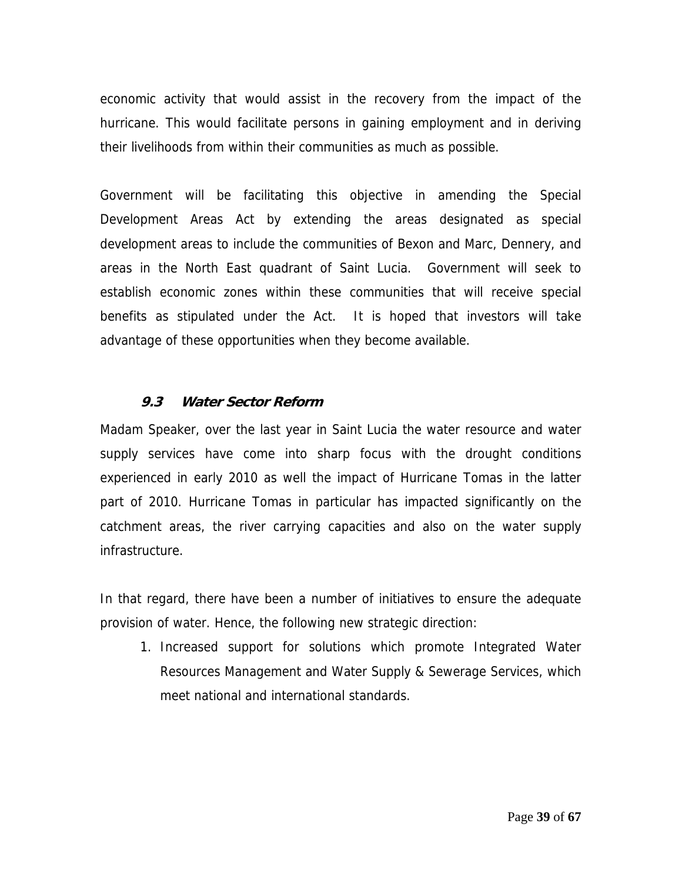economic activity that would assist in the recovery from the impact of the hurricane. This would facilitate persons in gaining employment and in deriving their livelihoods from within their communities as much as possible.

Government will be facilitating this objective in amending the Special Development Areas Act by extending the areas designated as special development areas to include the communities of Bexon and Marc, Dennery, and areas in the North East quadrant of Saint Lucia. Government will seek to establish economic zones within these communities that will receive special benefits as stipulated under the Act. It is hoped that investors will take advantage of these opportunities when they become available.

### *9.3 Water Sector Reform*

Madam Speaker, over the last year in Saint Lucia the water resource and water supply services have come into sharp focus with the drought conditions experienced in early 2010 as well the impact of Hurricane Tomas in the latter part of 2010. Hurricane Tomas in particular has impacted significantly on the catchment areas, the river carrying capacities and also on the water supply infrastructure.

In that regard, there have been a number of initiatives to ensure the adequate provision of water. Hence, the following new strategic direction:

1. Increased support for solutions which promote Integrated Water Resources Management and Water Supply & Sewerage Services, which meet national and international standards.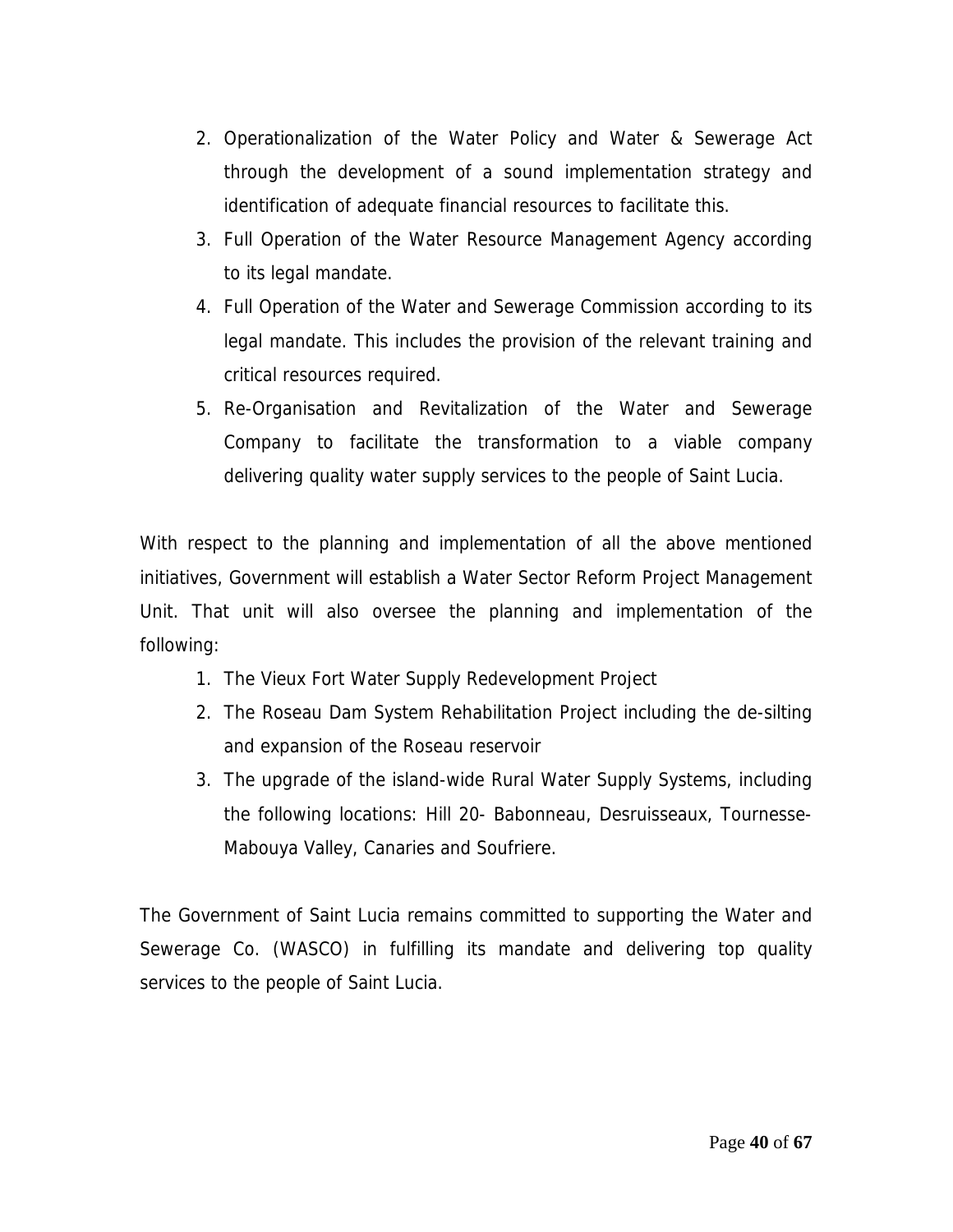2. Operationalization of the Water Policy and Water & Sewerage Act through the development of a sound implementation strategy and identification of adequate financial resources to facilitate this.
3. Full Operation of the Water Resource Management Agency according to its legal mandate.
4. Full Operation of the Water and Sewerage Commission according to its legal mandate. This includes the provision of the relevant training and critical resources required.
5. Re-Organisation and Revitalization of the Water and Sewerage Company to facilitate the transformation to a viable company delivering quality water supply services to the people of Saint Lucia.

With respect to the planning and implementation of all the above mentioned initiatives, Government will establish a Water Sector Reform Project Management Unit. That unit will also oversee the planning and implementation of the following:

1. The Vieux Fort Water Supply Redevelopment Project
2. The Roseau Dam System Rehabilitation Project including the de-silting and expansion of the Roseau reservoir
3. The upgrade of the island-wide Rural Water Supply Systems, including the following locations: Hill 20- Babonneau, Desruisseaux, Tournesse-Mabouya Valley, Canaries and Soufriere.

The Government of Saint Lucia remains committed to supporting the Water and Sewerage Co. (WASCO) in fulfilling its mandate and delivering top quality services to the people of Saint Lucia.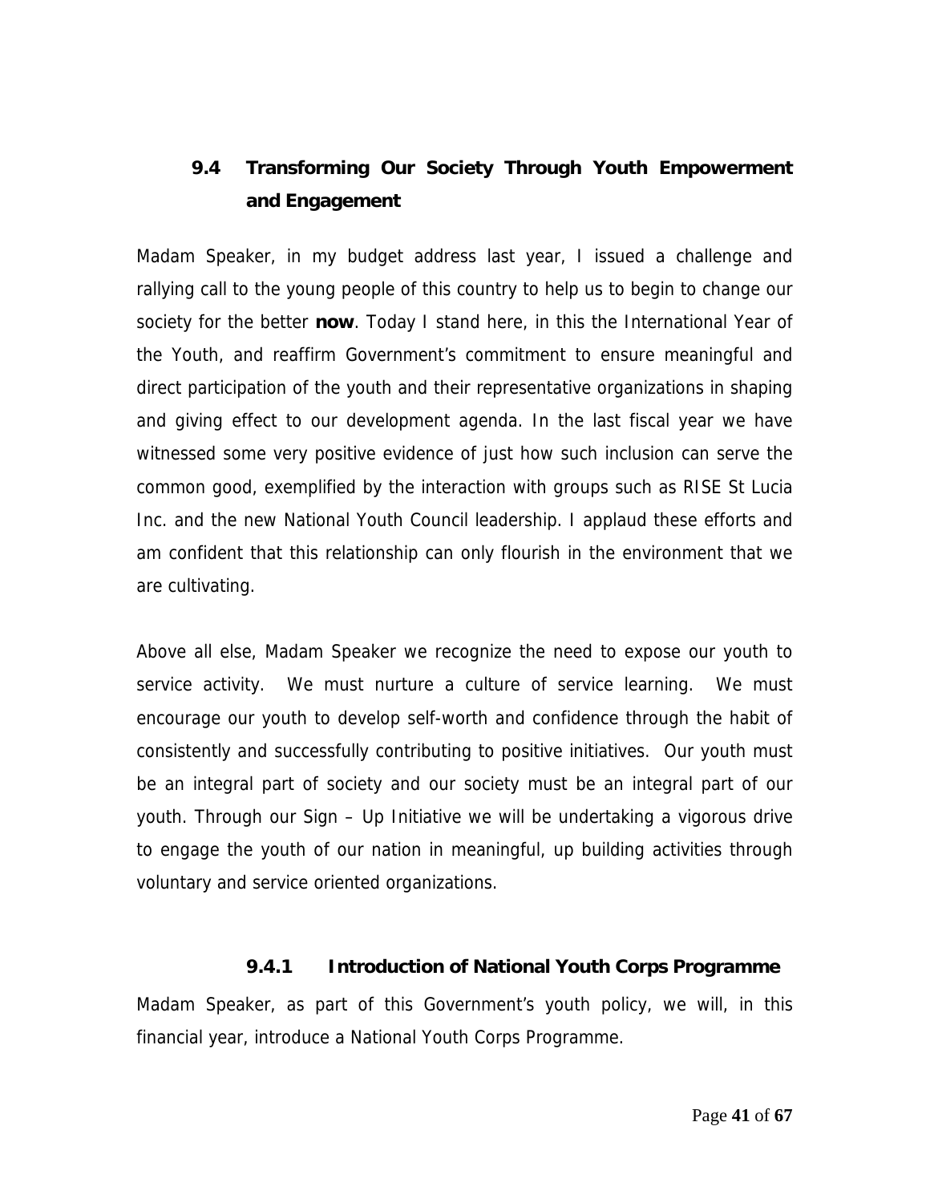## 9.4 Transforming Our Society Through Youth Empowerment and Engagement

Madam Speaker, in my budget address last year, I issued a challenge and rallying call to the young people of this country to help us to begin to change our society for the better **now**. Today I stand here, in this the International Year of the Youth, and reaffirm Government's commitment to ensure meaningful and direct participation of the youth and their representative organizations in shaping and giving effect to our development agenda. In the last fiscal year we have witnessed some very positive evidence of just how such inclusion can serve the common good, exemplified by the interaction with groups such as RISE St Lucia Inc. and the new National Youth Council leadership. I applaud these efforts and am confident that this relationship can only flourish in the environment that we are cultivating.

Above all else, Madam Speaker we recognize the need to expose our youth to service activity. We must nurture a culture of service learning. We must encourage our youth to develop self-worth and confidence through the habit of consistently and successfully contributing to positive initiatives. Our youth must be an integral part of society and our society must be an integral part of our youth. Through our Sign – Up Initiative we will be undertaking a vigorous drive to engage the youth of our nation in meaningful, up building activities through voluntary and service oriented organizations.

### 9.4.1 Introduction of National Youth Corps Programme

Madam Speaker, as part of this Government's youth policy, we will, in this financial year, introduce a National Youth Corps Programme.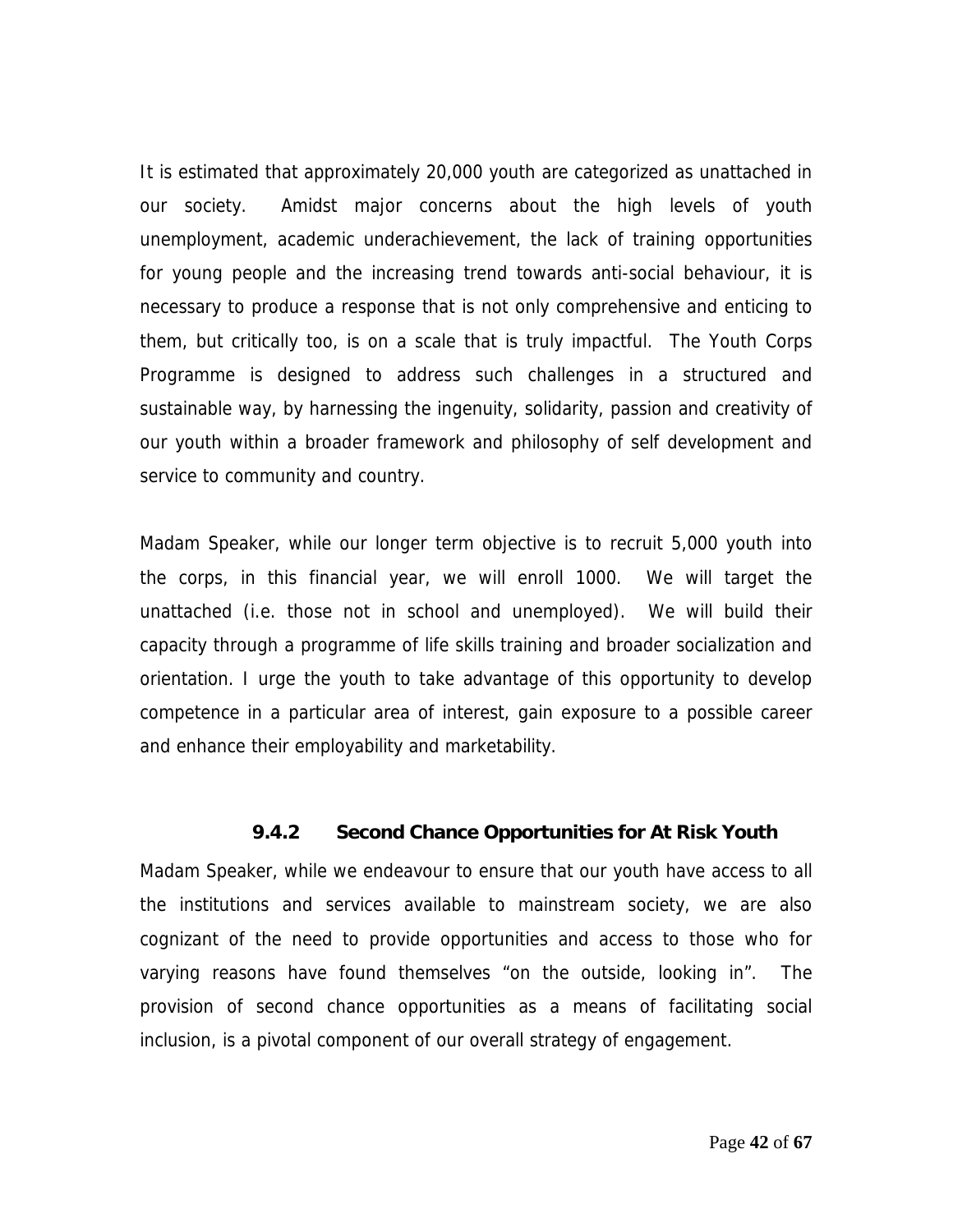It is estimated that approximately 20,000 youth are categorized as unattached in our society. Amidst major concerns about the high levels of youth unemployment, academic underachievement, the lack of training opportunities for young people and the increasing trend towards anti-social behaviour, it is necessary to produce a response that is not only comprehensive and enticing to them, but critically too, is on a scale that is truly impactful. The Youth Corps Programme is designed to address such challenges in a structured and sustainable way, by harnessing the ingenuity, solidarity, passion and creativity of our youth within a broader framework and philosophy of self development and service to community and country.

Madam Speaker, while our longer term objective is to recruit 5,000 youth into the corps, in this financial year, we will enroll 1000. We will target the unattached (i.e. those not in school and unemployed). We will build their capacity through a programme of life skills training and broader socialization and orientation. I urge the youth to take advantage of this opportunity to develop competence in a particular area of interest, gain exposure to a possible career and enhance their employability and marketability.

#### 9.4.2 Second Chance Opportunities for At Risk Youth

Madam Speaker, while we endeavour to ensure that our youth have access to all the institutions and services available to mainstream society, we are also cognizant of the need to provide opportunities and access to those who for varying reasons have found themselves "on the outside, looking in". The provision of second chance opportunities as a means of facilitating social inclusion, is a pivotal component of our overall strategy of engagement.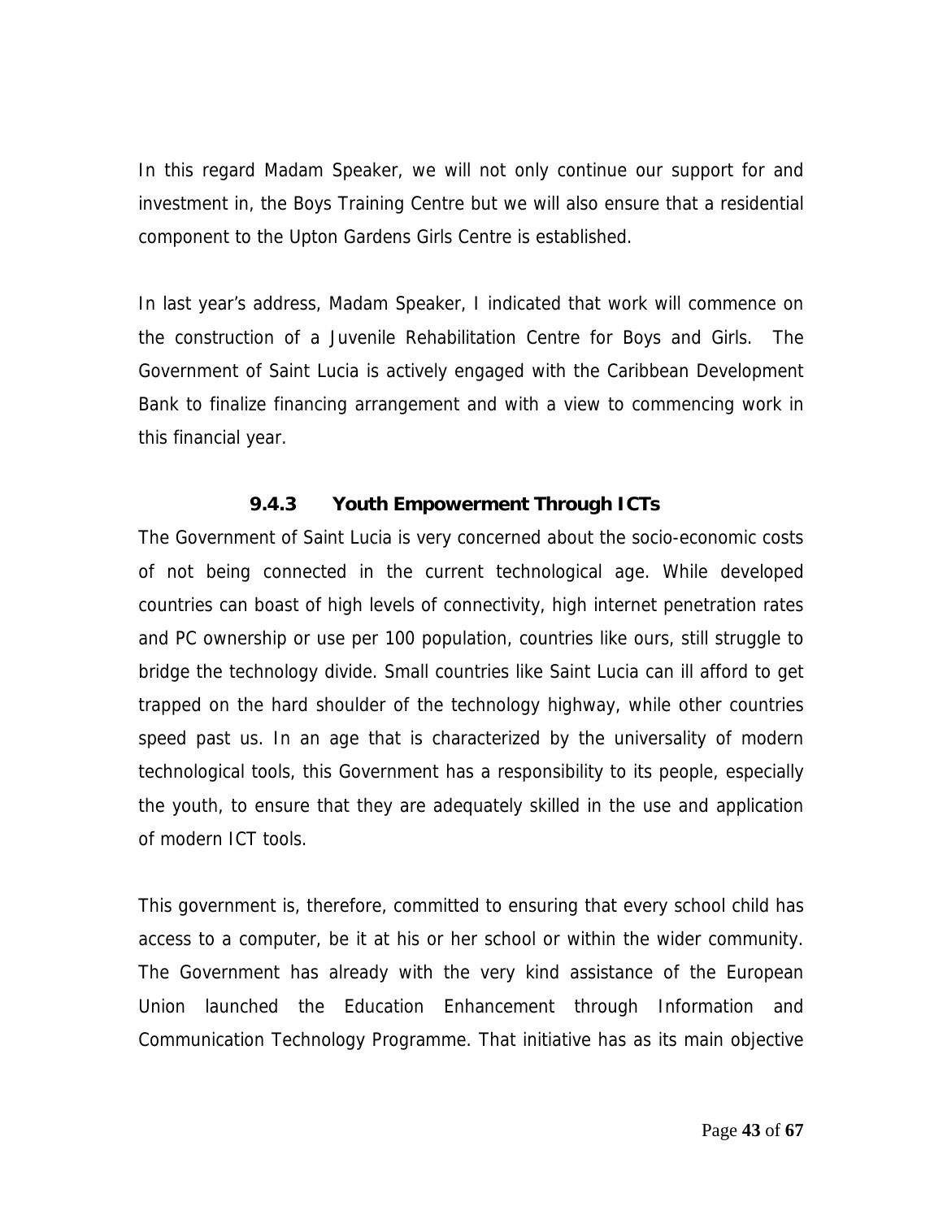In this regard Madam Speaker, we will not only continue our support for and investment in, the Boys Training Centre but we will also ensure that a residential component to the Upton Gardens Girls Centre is established.

In last year's address, Madam Speaker, I indicated that work will commence on the construction of a Juvenile Rehabilitation Centre for Boys and Girls. The Government of Saint Lucia is actively engaged with the Caribbean Development Bank to finalize financing arrangement and with a view to commencing work in this financial year.

#### 9.4.3 Youth Empowerment Through ICTs

The Government of Saint Lucia is very concerned about the socio-economic costs of not being connected in the current technological age. While developed countries can boast of high levels of connectivity, high internet penetration rates and PC ownership or use per 100 population, countries like ours, still struggle to bridge the technology divide. Small countries like Saint Lucia can ill afford to get trapped on the hard shoulder of the technology highway, while other countries speed past us. In an age that is characterized by the universality of modern technological tools, this Government has a responsibility to its people, especially the youth, to ensure that they are adequately skilled in the use and application of modern ICT tools.

This government is, therefore, committed to ensuring that every school child has access to a computer, be it at his or her school or within the wider community. The Government has already with the very kind assistance of the European Union launched the Education Enhancement through Information and Communication Technology Programme. That initiative has as its main objective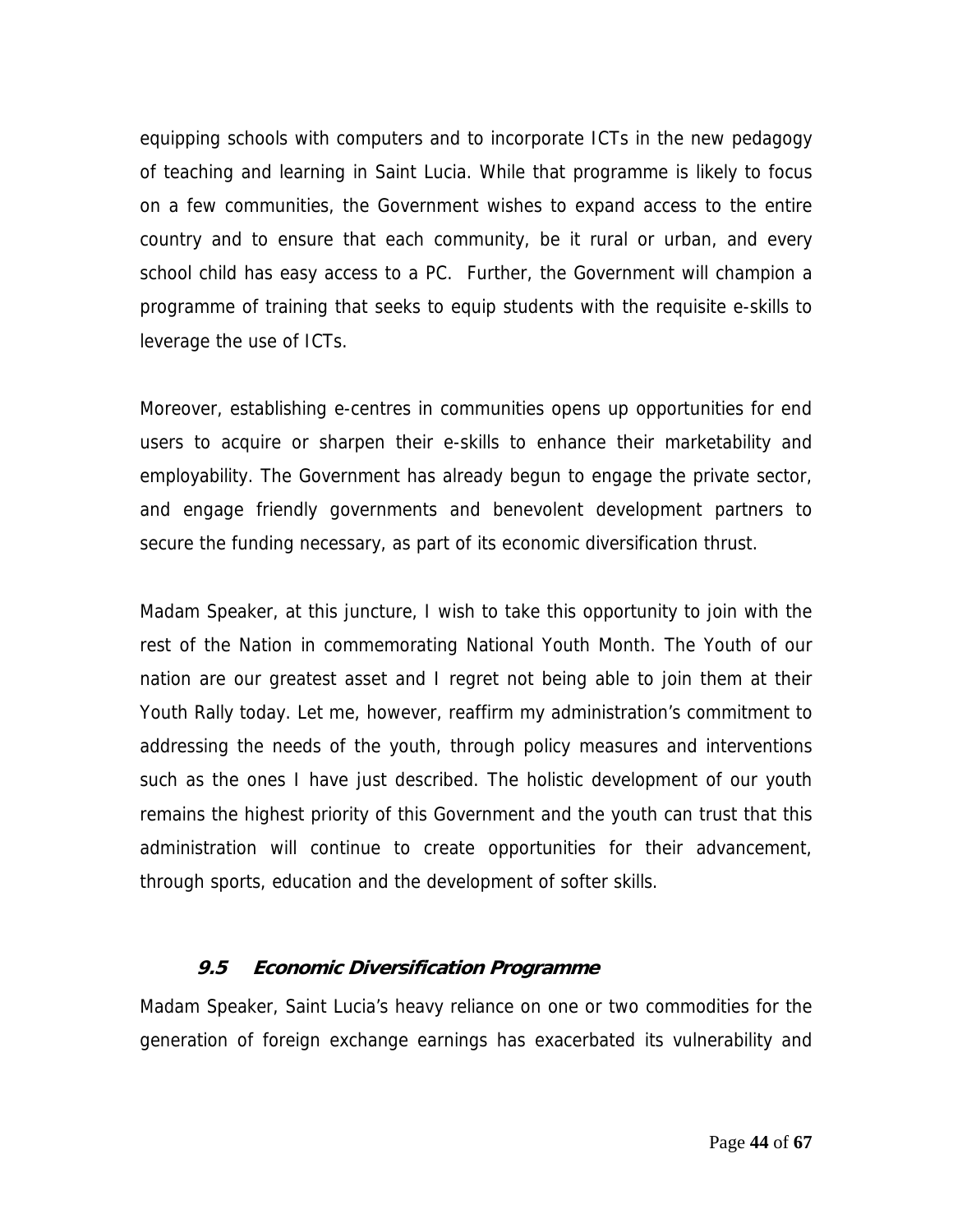equipping schools with computers and to incorporate ICTs in the new pedagogy of teaching and learning in Saint Lucia. While that programme is likely to focus on a few communities, the Government wishes to expand access to the entire country and to ensure that each community, be it rural or urban, and every school child has easy access to a PC. Further, the Government will champion a programme of training that seeks to equip students with the requisite e-skills to leverage the use of ICTs.

Moreover, establishing e-centres in communities opens up opportunities for end users to acquire or sharpen their e-skills to enhance their marketability and employability. The Government has already begun to engage the private sector, and engage friendly governments and benevolent development partners to secure the funding necessary, as part of its economic diversification thrust.

Madam Speaker, at this juncture, I wish to take this opportunity to join with the rest of the Nation in commemorating National Youth Month. The Youth of our nation are our greatest asset and I regret not being able to join them at their Youth Rally today. Let me, however, reaffirm my administration's commitment to addressing the needs of the youth, through policy measures and interventions such as the ones I have just described. The holistic development of our youth remains the highest priority of this Government and the youth can trust that this administration will continue to create opportunities for their advancement, through sports, education and the development of softer skills.

### *9.5 Economic Diversification Programme*

Madam Speaker, Saint Lucia's heavy reliance on one or two commodities for the generation of foreign exchange earnings has exacerbated its vulnerability and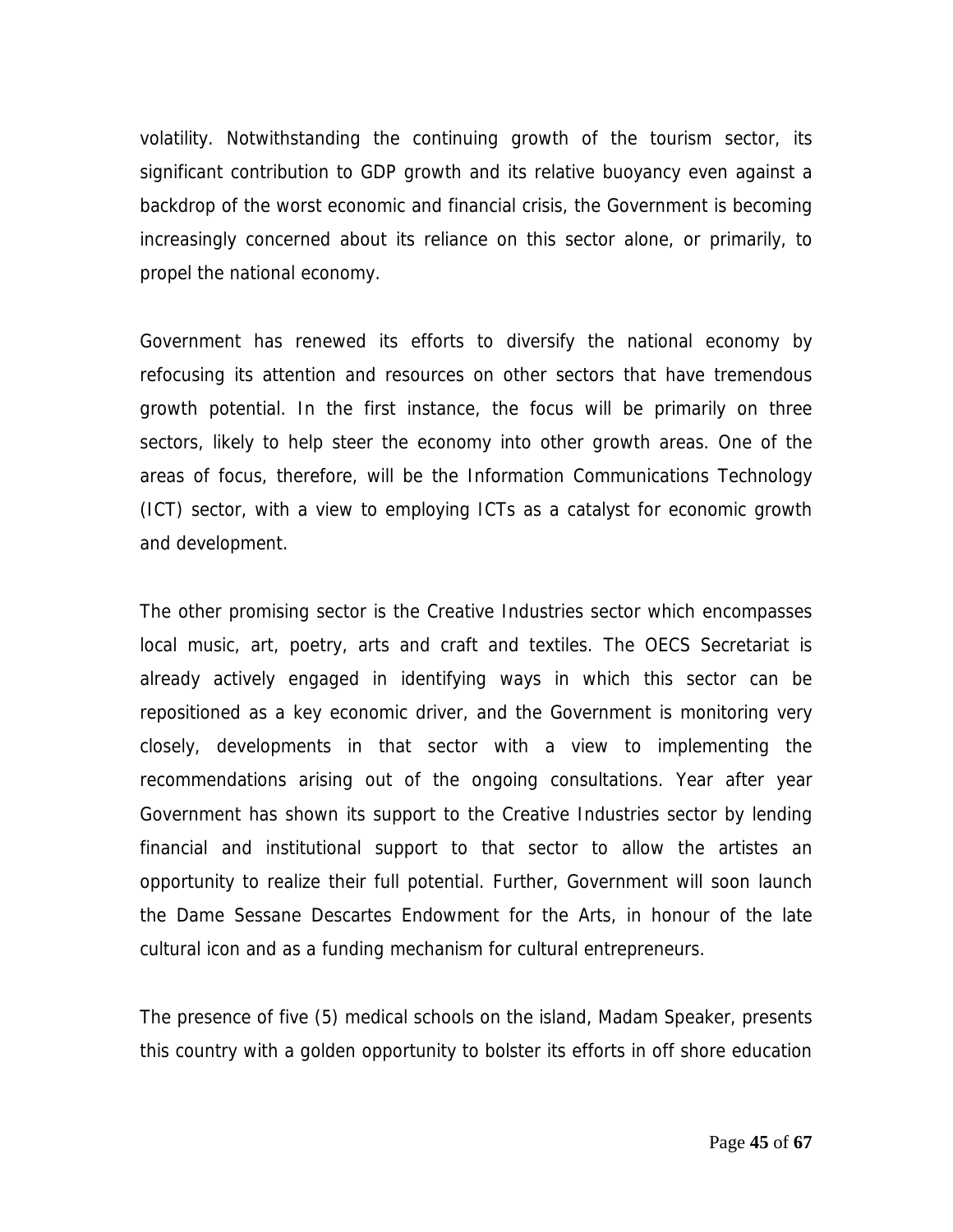volatility. Notwithstanding the continuing growth of the tourism sector, its significant contribution to GDP growth and its relative buoyancy even against a backdrop of the worst economic and financial crisis, the Government is becoming increasingly concerned about its reliance on this sector alone, or primarily, to propel the national economy.

Government has renewed its efforts to diversify the national economy by refocusing its attention and resources on other sectors that have tremendous growth potential. In the first instance, the focus will be primarily on three sectors, likely to help steer the economy into other growth areas. One of the areas of focus, therefore, will be the Information Communications Technology (ICT) sector, with a view to employing ICTs as a catalyst for economic growth and development.

The other promising sector is the Creative Industries sector which encompasses local music, art, poetry, arts and craft and textiles. The OECS Secretariat is already actively engaged in identifying ways in which this sector can be repositioned as a key economic driver, and the Government is monitoring very closely, developments in that sector with a view to implementing the recommendations arising out of the ongoing consultations. Year after year Government has shown its support to the Creative Industries sector by lending financial and institutional support to that sector to allow the artistes an opportunity to realize their full potential. Further, Government will soon launch the Dame Sessane Descartes Endowment for the Arts, in honour of the late cultural icon and as a funding mechanism for cultural entrepreneurs.

The presence of five (5) medical schools on the island, Madam Speaker, presents this country with a golden opportunity to bolster its efforts in off shore education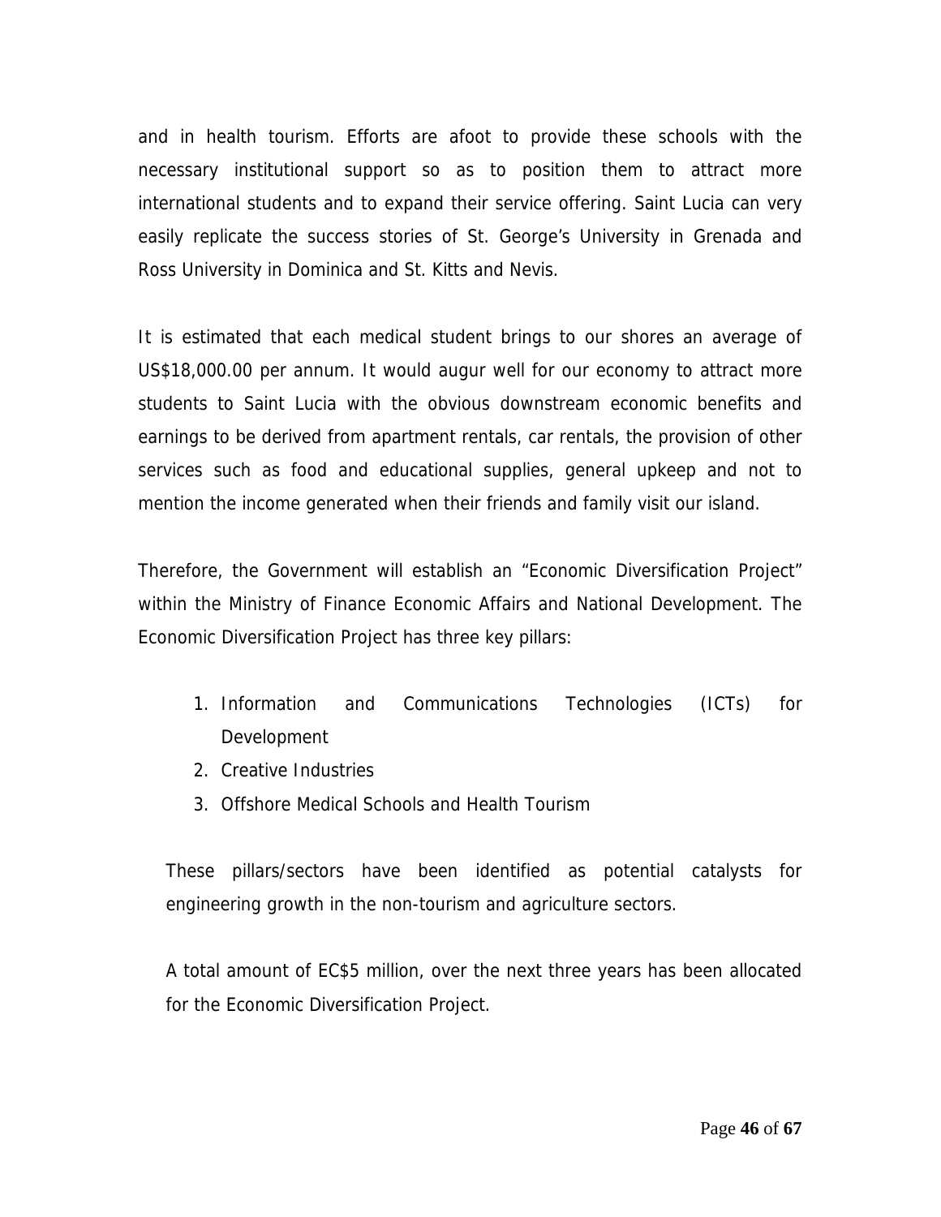and in health tourism. Efforts are afoot to provide these schools with the necessary institutional support so as to position them to attract more international students and to expand their service offering. Saint Lucia can very easily replicate the success stories of St. George's University in Grenada and Ross University in Dominica and St. Kitts and Nevis.

It is estimated that each medical student brings to our shores an average of US$18,000.00 per annum. It would augur well for our economy to attract more students to Saint Lucia with the obvious downstream economic benefits and earnings to be derived from apartment rentals, car rentals, the provision of other services such as food and educational supplies, general upkeep and not to mention the income generated when their friends and family visit our island.

Therefore, the Government will establish an "Economic Diversification Project" within the Ministry of Finance Economic Affairs and National Development. The Economic Diversification Project has three key pillars:

1. Information and Communications Technologies (ICTs) for Development
2. Creative Industries
3. Offshore Medical Schools and Health Tourism

These pillars/sectors have been identified as potential catalysts for engineering growth in the non-tourism and agriculture sectors.

A total amount of EC$5 million, over the next three years has been allocated for the Economic Diversification Project.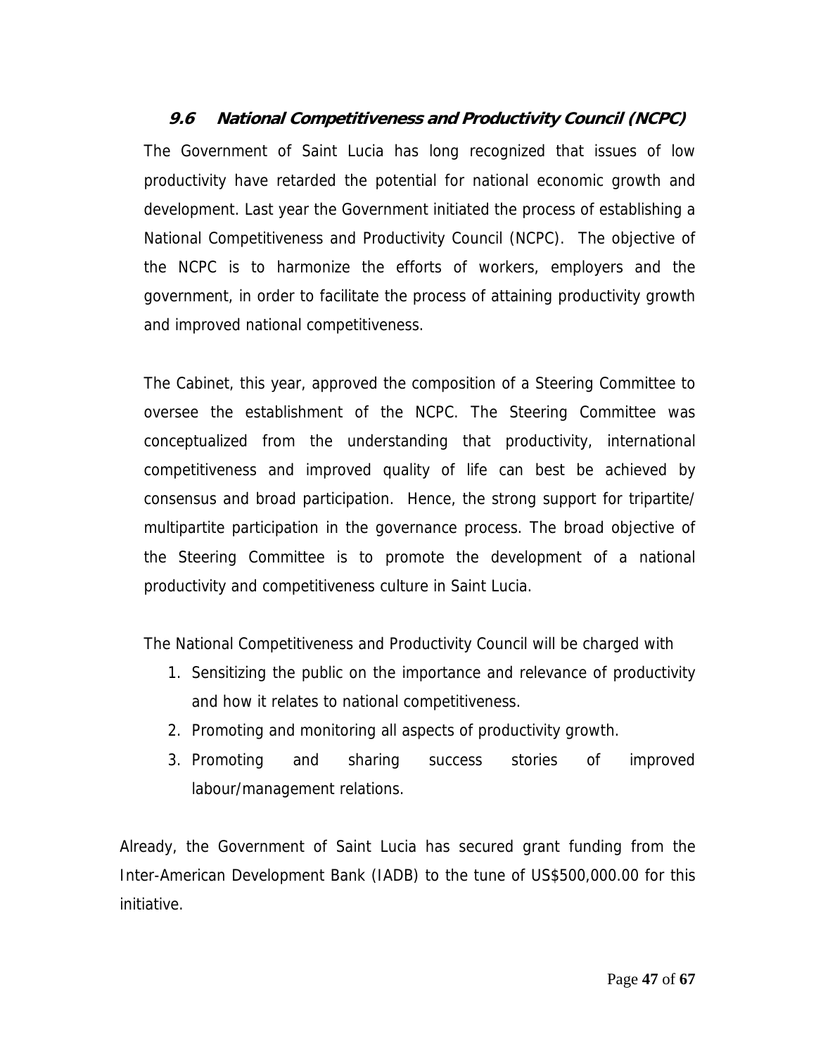### 9.6 National Competitiveness and Productivity Council (NCPC)

The Government of Saint Lucia has long recognized that issues of low productivity have retarded the potential for national economic growth and development. Last year the Government initiated the process of establishing a National Competitiveness and Productivity Council (NCPC). The objective of the NCPC is to harmonize the efforts of workers, employers and the government, in order to facilitate the process of attaining productivity growth and improved national competitiveness.

The Cabinet, this year, approved the composition of a Steering Committee to oversee the establishment of the NCPC. The Steering Committee was conceptualized from the understanding that productivity, international competitiveness and improved quality of life can best be achieved by consensus and broad participation. Hence, the strong support for tripartite/ multipartite participation in the governance process. The broad objective of the Steering Committee is to promote the development of a national productivity and competitiveness culture in Saint Lucia.

The National Competitiveness and Productivity Council will be charged with

1. Sensitizing the public on the importance and relevance of productivity and how it relates to national competitiveness.
2. Promoting and monitoring all aspects of productivity growth.
3. Promoting and sharing success stories of improved labour/management relations.

Already, the Government of Saint Lucia has secured grant funding from the Inter-American Development Bank (IADB) to the tune of US$500,000.00 for this initiative.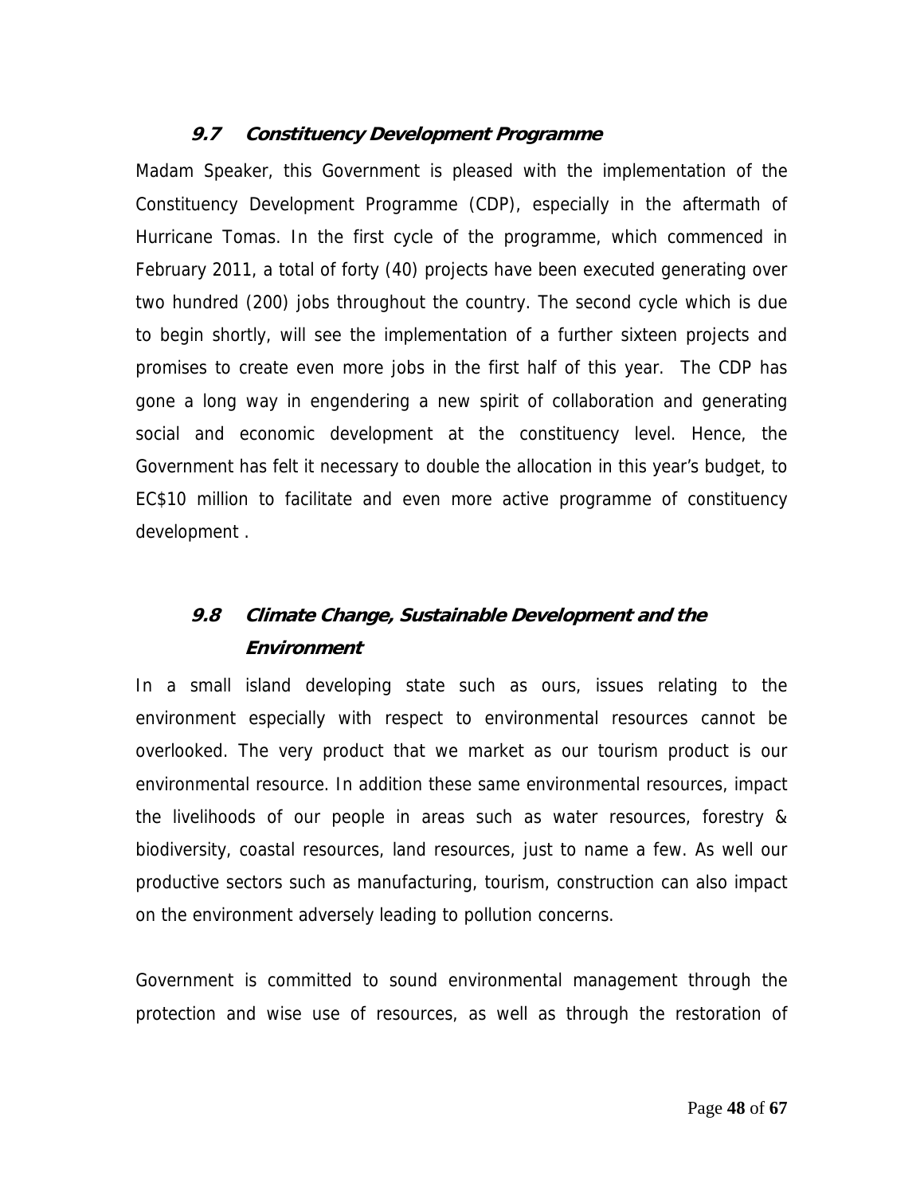### *9.7 Constituency Development Programme*

Madam Speaker, this Government is pleased with the implementation of the Constituency Development Programme (CDP), especially in the aftermath of Hurricane Tomas. In the first cycle of the programme, which commenced in February 2011, a total of forty (40) projects have been executed generating over two hundred (200) jobs throughout the country. The second cycle which is due to begin shortly, will see the implementation of a further sixteen projects and promises to create even more jobs in the first half of this year. The CDP has gone a long way in engendering a new spirit of collaboration and generating social and economic development at the constituency level. Hence, the Government has felt it necessary to double the allocation in this year's budget, to EC$10 million to facilitate and even more active programme of constituency development .

### *9.8 Climate Change, Sustainable Development and the Environment*

In a small island developing state such as ours, issues relating to the environment especially with respect to environmental resources cannot be overlooked. The very product that we market as our tourism product is our environmental resource. In addition these same environmental resources, impact the livelihoods of our people in areas such as water resources, forestry & biodiversity, coastal resources, land resources, just to name a few. As well our productive sectors such as manufacturing, tourism, construction can also impact on the environment adversely leading to pollution concerns.

Government is committed to sound environmental management through the protection and wise use of resources, as well as through the restoration of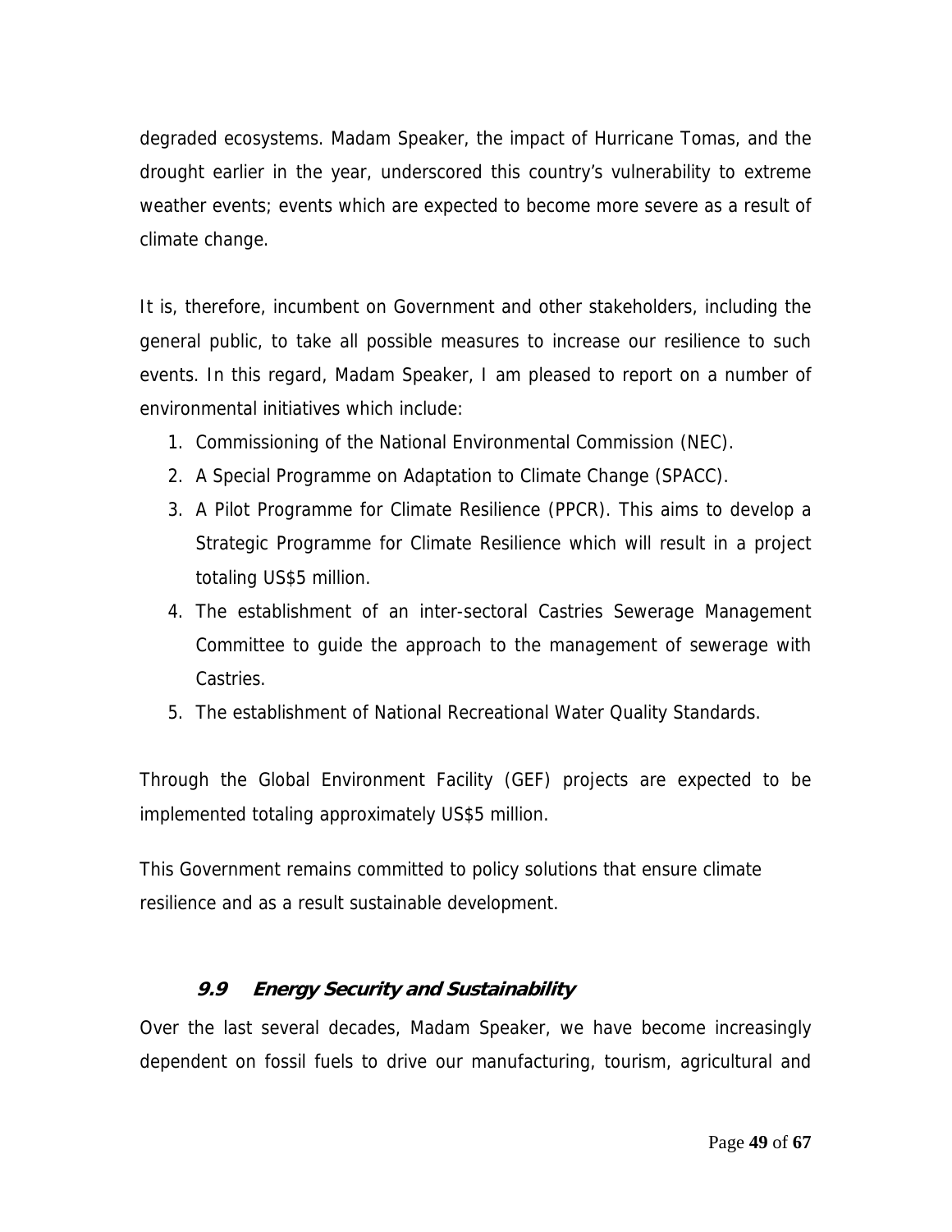degraded ecosystems. Madam Speaker, the impact of Hurricane Tomas, and the drought earlier in the year, underscored this country's vulnerability to extreme weather events; events which are expected to become more severe as a result of climate change.

It is, therefore, incumbent on Government and other stakeholders, including the general public, to take all possible measures to increase our resilience to such events. In this regard, Madam Speaker, I am pleased to report on a number of environmental initiatives which include:

1. Commissioning of the National Environmental Commission (NEC).
2. A Special Programme on Adaptation to Climate Change (SPACC).
3. A Pilot Programme for Climate Resilience (PPCR). This aims to develop a Strategic Programme for Climate Resilience which will result in a project totaling US$5 million.
4. The establishment of an inter-sectoral Castries Sewerage Management Committee to guide the approach to the management of sewerage with Castries.
5. The establishment of National Recreational Water Quality Standards.

Through the Global Environment Facility (GEF) projects are expected to be implemented totaling approximately US$5 million.

This Government remains committed to policy solutions that ensure climate resilience and as a result sustainable development.

### *9.9 Energy Security and Sustainability*

Over the last several decades, Madam Speaker, we have become increasingly dependent on fossil fuels to drive our manufacturing, tourism, agricultural and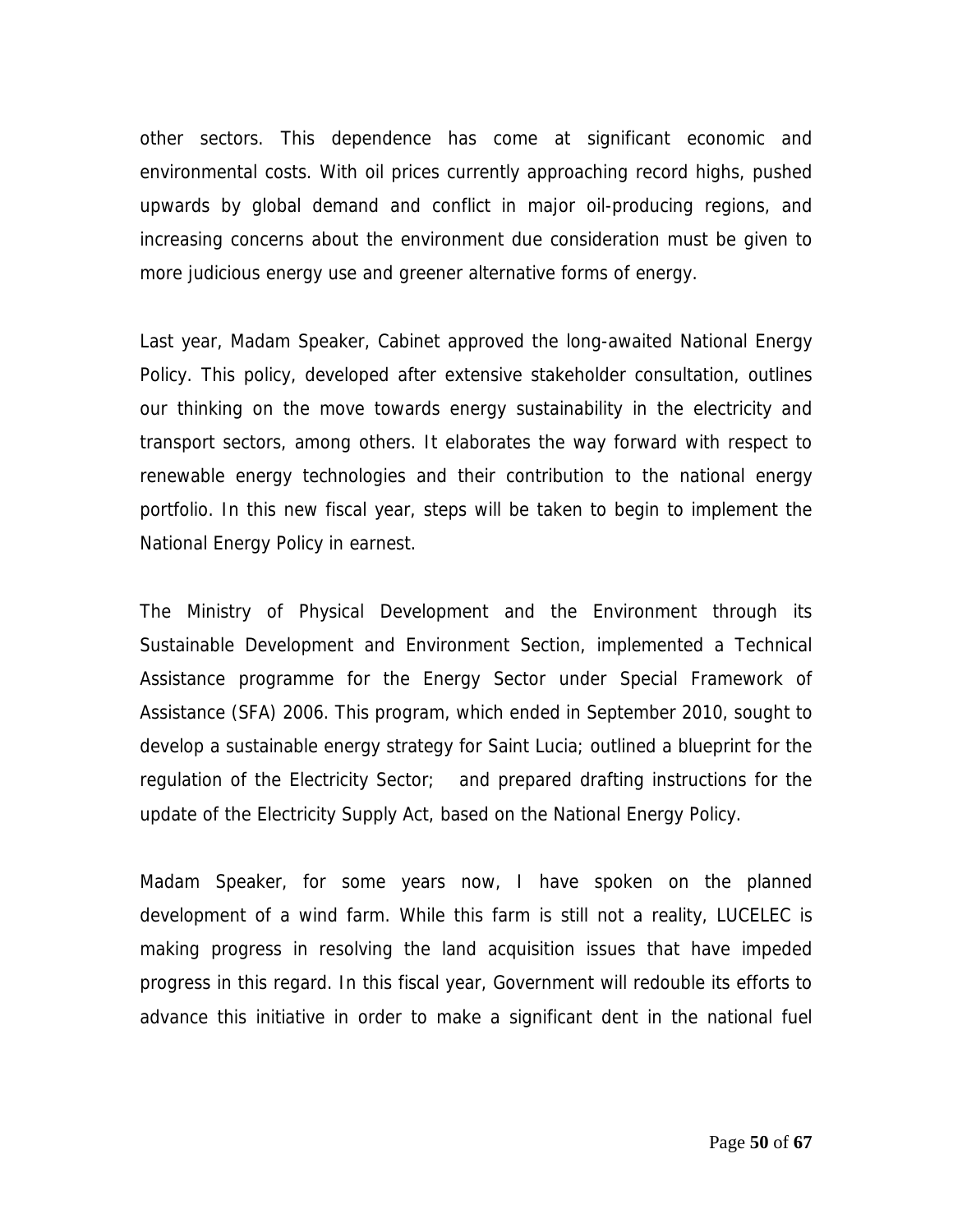other sectors. This dependence has come at significant economic and environmental costs. With oil prices currently approaching record highs, pushed upwards by global demand and conflict in major oil-producing regions, and increasing concerns about the environment due consideration must be given to more judicious energy use and greener alternative forms of energy.

Last year, Madam Speaker, Cabinet approved the long-awaited National Energy Policy. This policy, developed after extensive stakeholder consultation, outlines our thinking on the move towards energy sustainability in the electricity and transport sectors, among others. It elaborates the way forward with respect to renewable energy technologies and their contribution to the national energy portfolio. In this new fiscal year, steps will be taken to begin to implement the National Energy Policy in earnest.

The Ministry of Physical Development and the Environment through its Sustainable Development and Environment Section, implemented a Technical Assistance programme for the Energy Sector under Special Framework of Assistance (SFA) 2006. This program, which ended in September 2010, sought to develop a sustainable energy strategy for Saint Lucia; outlined a blueprint for the regulation of the Electricity Sector; and prepared drafting instructions for the update of the Electricity Supply Act, based on the National Energy Policy.

Madam Speaker, for some years now, I have spoken on the planned development of a wind farm. While this farm is still not a reality, LUCELEC is making progress in resolving the land acquisition issues that have impeded progress in this regard. In this fiscal year, Government will redouble its efforts to advance this initiative in order to make a significant dent in the national fuel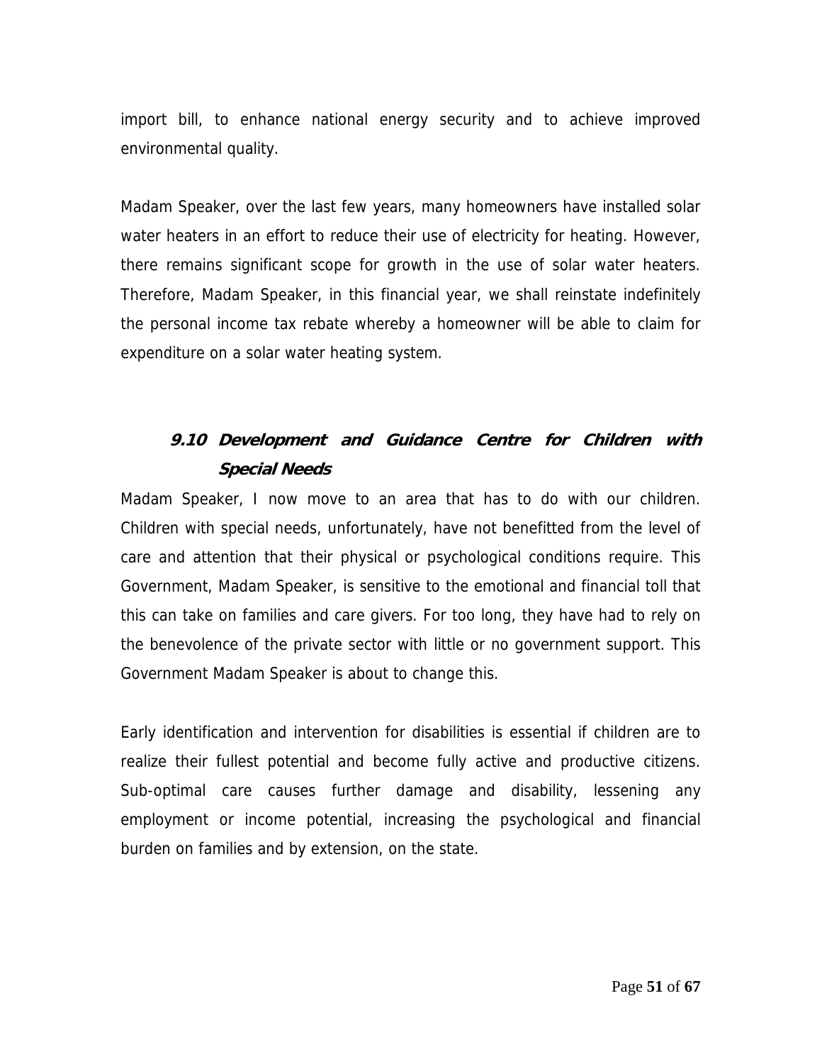import bill, to enhance national energy security and to achieve improved environmental quality.

Madam Speaker, over the last few years, many homeowners have installed solar water heaters in an effort to reduce their use of electricity for heating. However, there remains significant scope for growth in the use of solar water heaters. Therefore, Madam Speaker, in this financial year, we shall reinstate indefinitely the personal income tax rebate whereby a homeowner will be able to claim for expenditure on a solar water heating system.

### ***9.10 Development and Guidance Centre for Children with Special Needs***

Madam Speaker, I now move to an area that has to do with our children. Children with special needs, unfortunately, have not benefitted from the level of care and attention that their physical or psychological conditions require. This Government, Madam Speaker, is sensitive to the emotional and financial toll that this can take on families and care givers. For too long, they have had to rely on the benevolence of the private sector with little or no government support. This Government Madam Speaker is about to change this.

Early identification and intervention for disabilities is essential if children are to realize their fullest potential and become fully active and productive citizens. Sub-optimal care causes further damage and disability, lessening any employment or income potential, increasing the psychological and financial burden on families and by extension, on the state.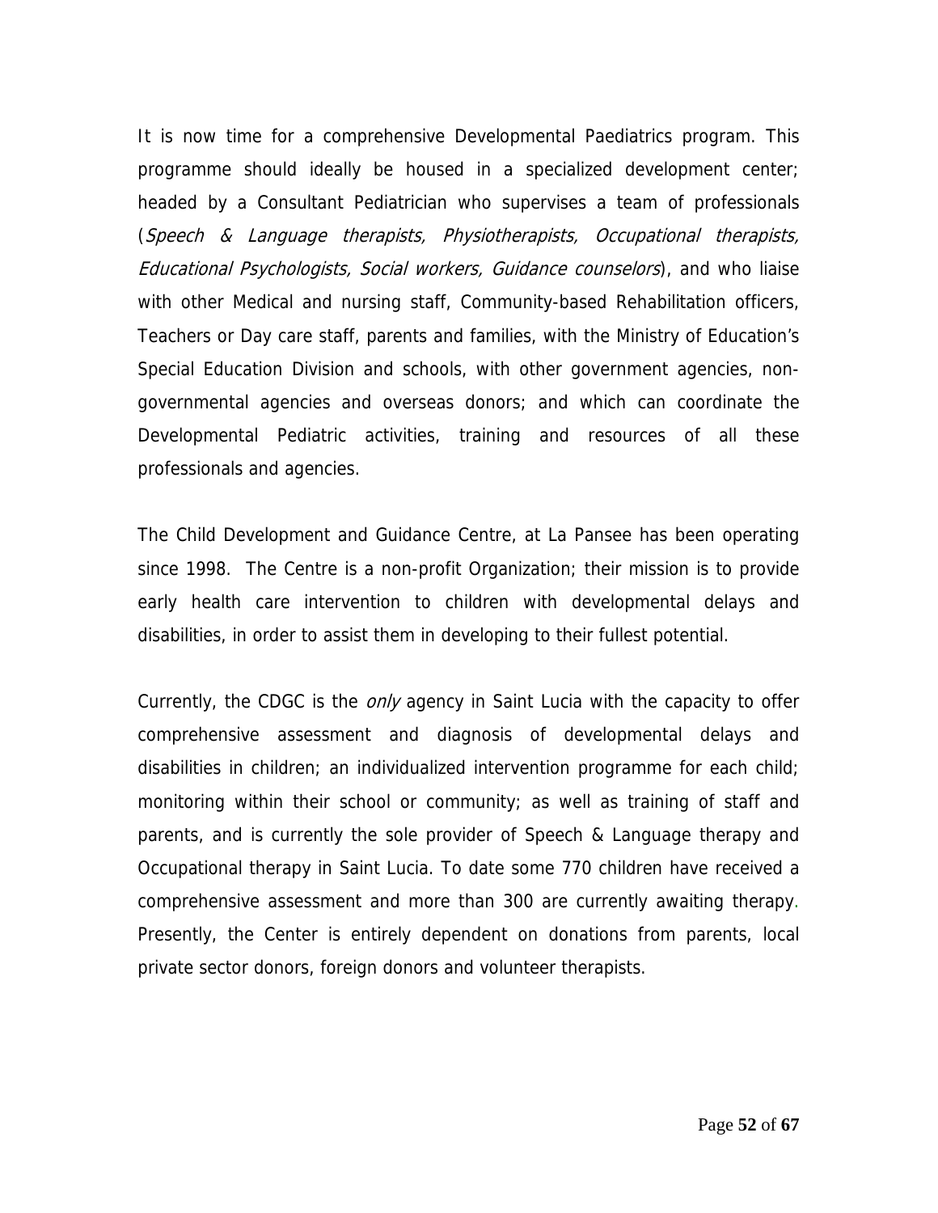It is now time for a comprehensive Developmental Paediatrics program. This programme should ideally be housed in a specialized development center; headed by a Consultant Pediatrician who supervises a team of professionals (*Speech & Language therapists, Physiotherapists, Occupational therapists, Educational Psychologists, Social workers, Guidance counselors*), and who liaise with other Medical and nursing staff, Community-based Rehabilitation officers, Teachers or Day care staff, parents and families, with the Ministry of Education's Special Education Division and schools, with other government agencies, non-governmental agencies and overseas donors; and which can coordinate the Developmental Pediatric activities, training and resources of all these professionals and agencies.

The Child Development and Guidance Centre, at La Pansee has been operating since 1998. The Centre is a non-profit Organization; their mission is to provide early health care intervention to children with developmental delays and disabilities, in order to assist them in developing to their fullest potential.

Currently, the CDGC is the *only* agency in Saint Lucia with the capacity to offer comprehensive assessment and diagnosis of developmental delays and disabilities in children; an individualized intervention programme for each child; monitoring within their school or community; as well as training of staff and parents, and is currently the sole provider of Speech & Language therapy and Occupational therapy in Saint Lucia. To date some 770 children have received a comprehensive assessment and more than 300 are currently awaiting therapy. Presently, the Center is entirely dependent on donations from parents, local private sector donors, foreign donors and volunteer therapists.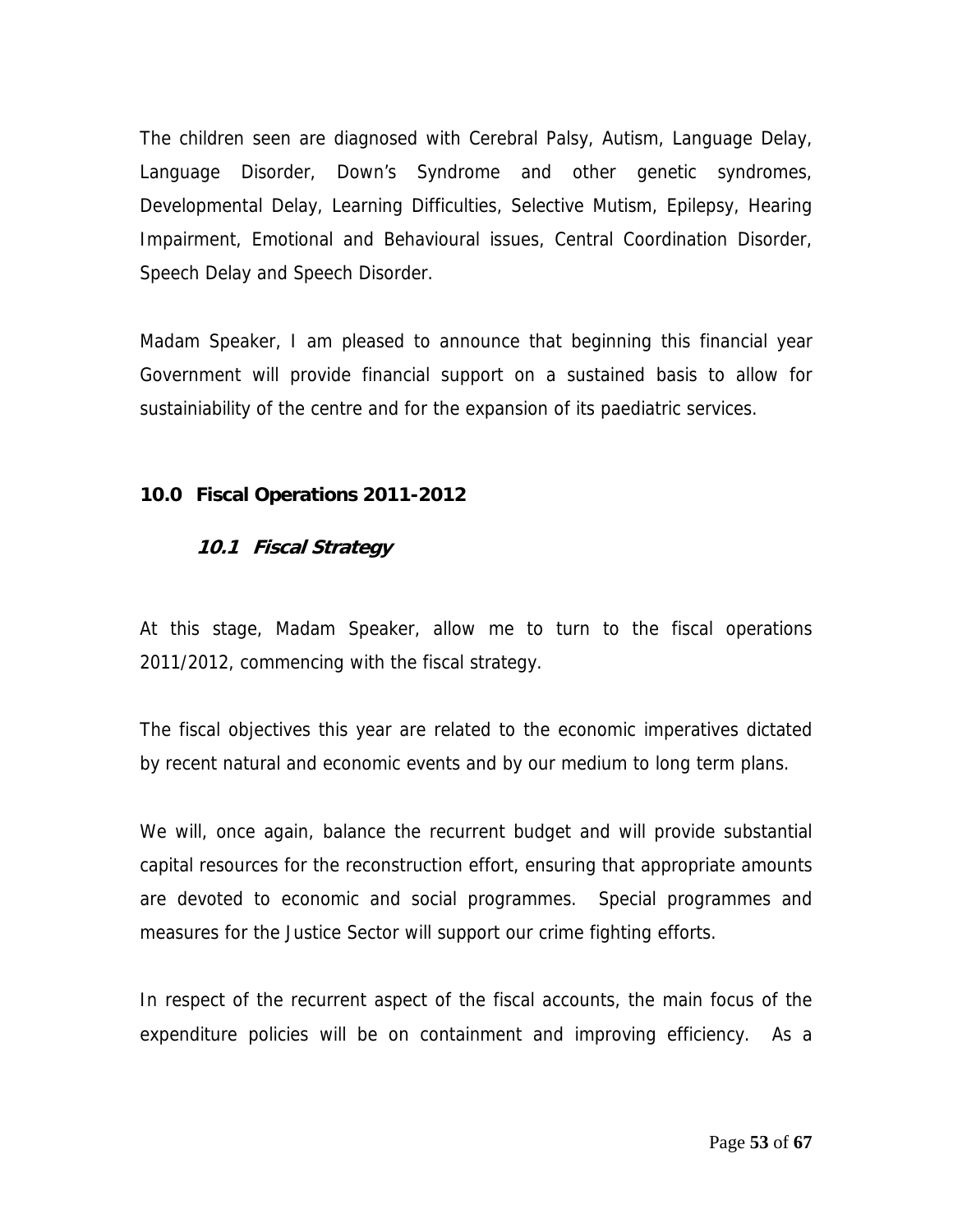The children seen are diagnosed with Cerebral Palsy, Autism, Language Delay, Language Disorder, Down's Syndrome and other genetic syndromes, Developmental Delay, Learning Difficulties, Selective Mutism, Epilepsy, Hearing Impairment, Emotional and Behavioural issues, Central Coordination Disorder, Speech Delay and Speech Disorder.

Madam Speaker, I am pleased to announce that beginning this financial year Government will provide financial support on a sustained basis to allow for sustainiability of the centre and for the expansion of its paediatric services.

## 10.0 Fiscal Operations 2011-2012

### *10.1 Fiscal Strategy*

At this stage, Madam Speaker, allow me to turn to the fiscal operations 2011/2012, commencing with the fiscal strategy.

The fiscal objectives this year are related to the economic imperatives dictated by recent natural and economic events and by our medium to long term plans.

We will, once again, balance the recurrent budget and will provide substantial capital resources for the reconstruction effort, ensuring that appropriate amounts are devoted to economic and social programmes. Special programmes and measures for the Justice Sector will support our crime fighting efforts.

In respect of the recurrent aspect of the fiscal accounts, the main focus of the expenditure policies will be on containment and improving efficiency. As a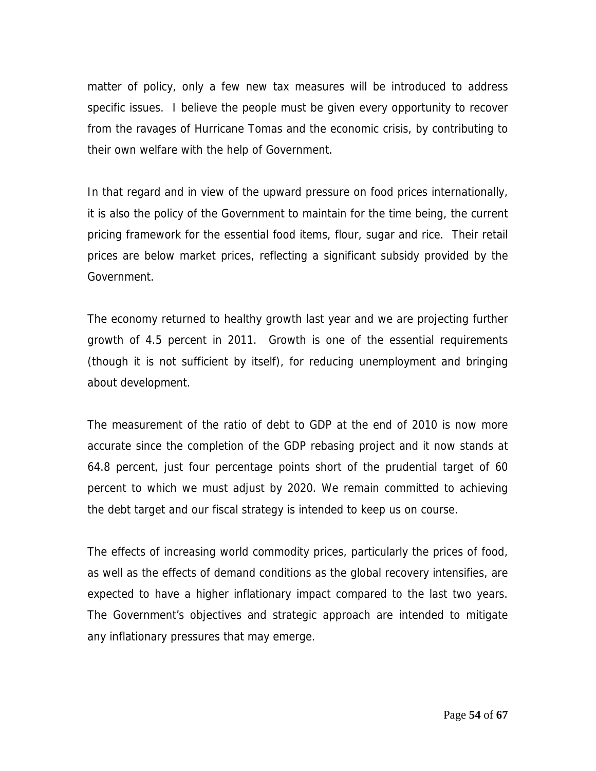matter of policy, only a few new tax measures will be introduced to address specific issues. I believe the people must be given every opportunity to recover from the ravages of Hurricane Tomas and the economic crisis, by contributing to their own welfare with the help of Government.

In that regard and in view of the upward pressure on food prices internationally, it is also the policy of the Government to maintain for the time being, the current pricing framework for the essential food items, flour, sugar and rice. Their retail prices are below market prices, reflecting a significant subsidy provided by the Government.

The economy returned to healthy growth last year and we are projecting further growth of 4.5 percent in 2011. Growth is one of the essential requirements (though it is not sufficient by itself), for reducing unemployment and bringing about development.

The measurement of the ratio of debt to GDP at the end of 2010 is now more accurate since the completion of the GDP rebasing project and it now stands at 64.8 percent, just four percentage points short of the prudential target of 60 percent to which we must adjust by 2020. We remain committed to achieving the debt target and our fiscal strategy is intended to keep us on course.

The effects of increasing world commodity prices, particularly the prices of food, as well as the effects of demand conditions as the global recovery intensifies, are expected to have a higher inflationary impact compared to the last two years. The Government's objectives and strategic approach are intended to mitigate any inflationary pressures that may emerge.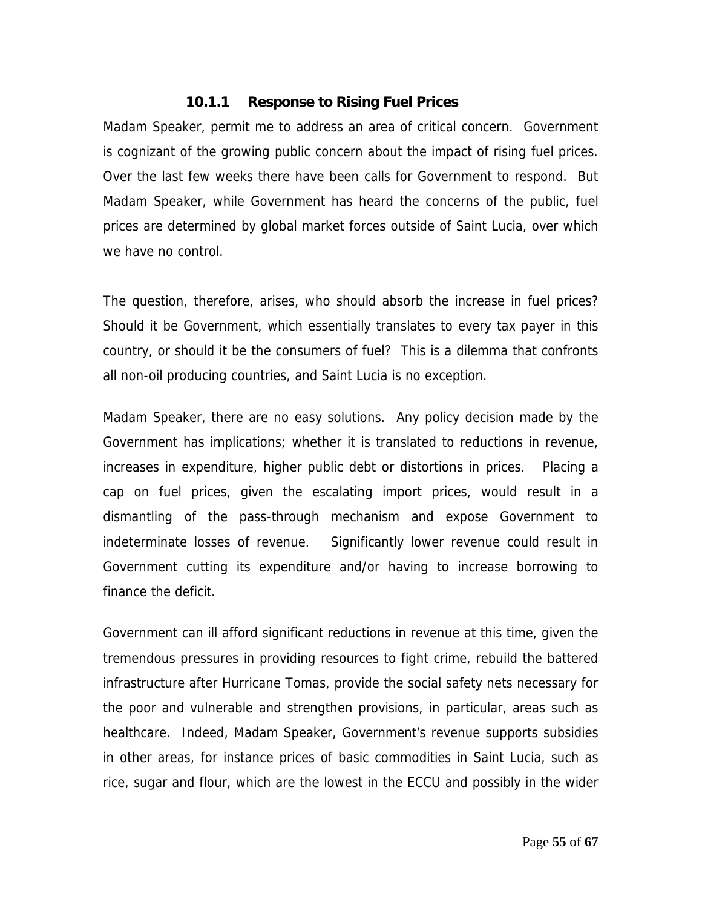#### 10.1.1 Response to Rising Fuel Prices

Madam Speaker, permit me to address an area of critical concern. Government is cognizant of the growing public concern about the impact of rising fuel prices. Over the last few weeks there have been calls for Government to respond. But Madam Speaker, while Government has heard the concerns of the public, fuel prices are determined by global market forces outside of Saint Lucia, over which we have no control.

The question, therefore, arises, who should absorb the increase in fuel prices? Should it be Government, which essentially translates to every tax payer in this country, or should it be the consumers of fuel? This is a dilemma that confronts all non-oil producing countries, and Saint Lucia is no exception.

Madam Speaker, there are no easy solutions. Any policy decision made by the Government has implications; whether it is translated to reductions in revenue, increases in expenditure, higher public debt or distortions in prices. Placing a cap on fuel prices, given the escalating import prices, would result in a dismantling of the pass-through mechanism and expose Government to indeterminate losses of revenue. Significantly lower revenue could result in Government cutting its expenditure and/or having to increase borrowing to finance the deficit.

Government can ill afford significant reductions in revenue at this time, given the tremendous pressures in providing resources to fight crime, rebuild the battered infrastructure after Hurricane Tomas, provide the social safety nets necessary for the poor and vulnerable and strengthen provisions, in particular, areas such as healthcare. Indeed, Madam Speaker, Government's revenue supports subsidies in other areas, for instance prices of basic commodities in Saint Lucia, such as rice, sugar and flour, which are the lowest in the ECCU and possibly in the wider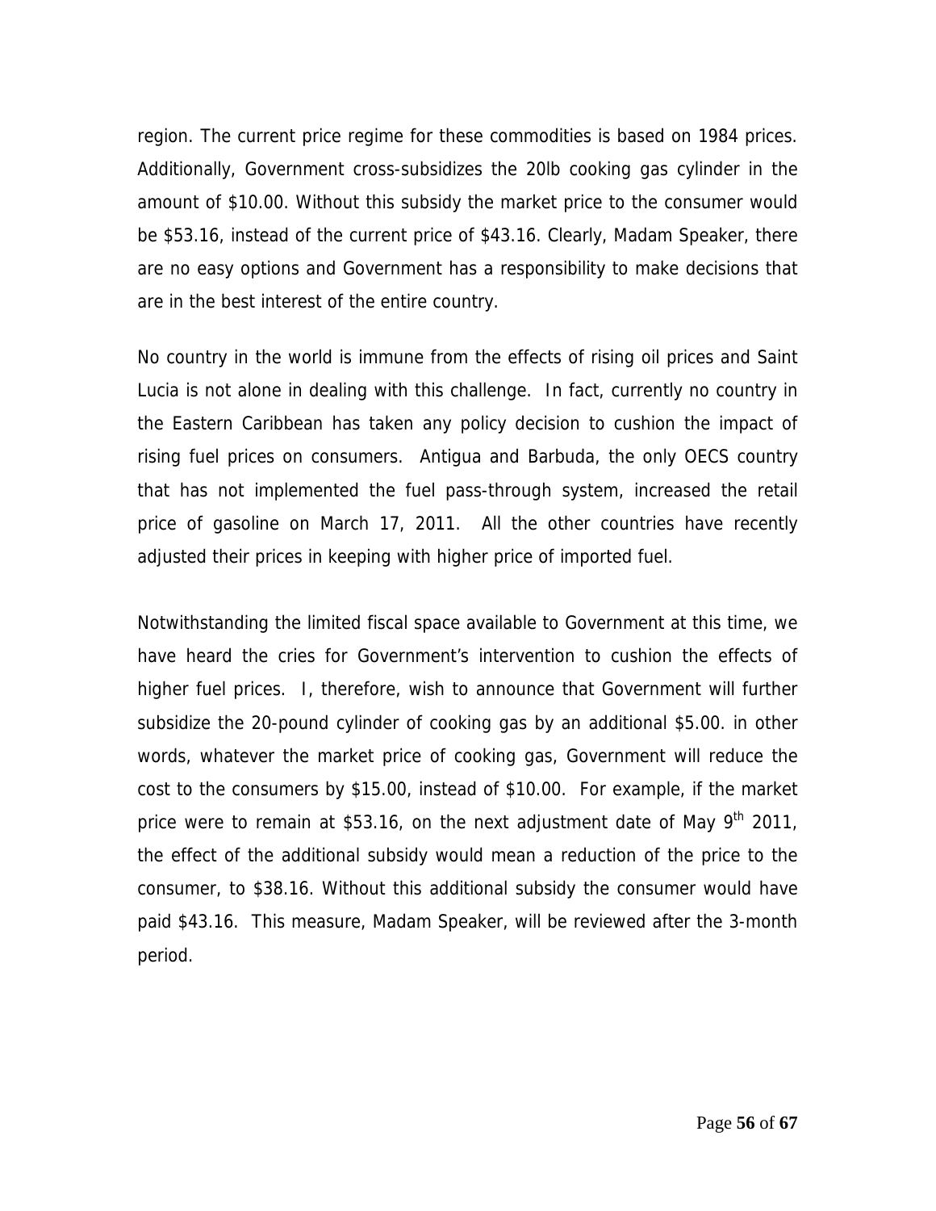region. The current price regime for these commodities is based on 1984 prices. Additionally, Government cross-subsidizes the 20lb cooking gas cylinder in the amount of $10.00. Without this subsidy the market price to the consumer would be $53.16, instead of the current price of $43.16. Clearly, Madam Speaker, there are no easy options and Government has a responsibility to make decisions that are in the best interest of the entire country.

No country in the world is immune from the effects of rising oil prices and Saint Lucia is not alone in dealing with this challenge. In fact, currently no country in the Eastern Caribbean has taken any policy decision to cushion the impact of rising fuel prices on consumers. Antigua and Barbuda, the only OECS country that has not implemented the fuel pass-through system, increased the retail price of gasoline on March 17, 2011. All the other countries have recently adjusted their prices in keeping with higher price of imported fuel.

Notwithstanding the limited fiscal space available to Government at this time, we have heard the cries for Government's intervention to cushion the effects of higher fuel prices. I, therefore, wish to announce that Government will further subsidize the 20-pound cylinder of cooking gas by an additional $5.00. in other words, whatever the market price of cooking gas, Government will reduce the cost to the consumers by $15.00, instead of $10.00. For example, if the market price were to remain at $53.16, on the next adjustment date of May 9th 2011, the effect of the additional subsidy would mean a reduction of the price to the consumer, to $38.16. Without this additional subsidy the consumer would have paid $43.16. This measure, Madam Speaker, will be reviewed after the 3-month period.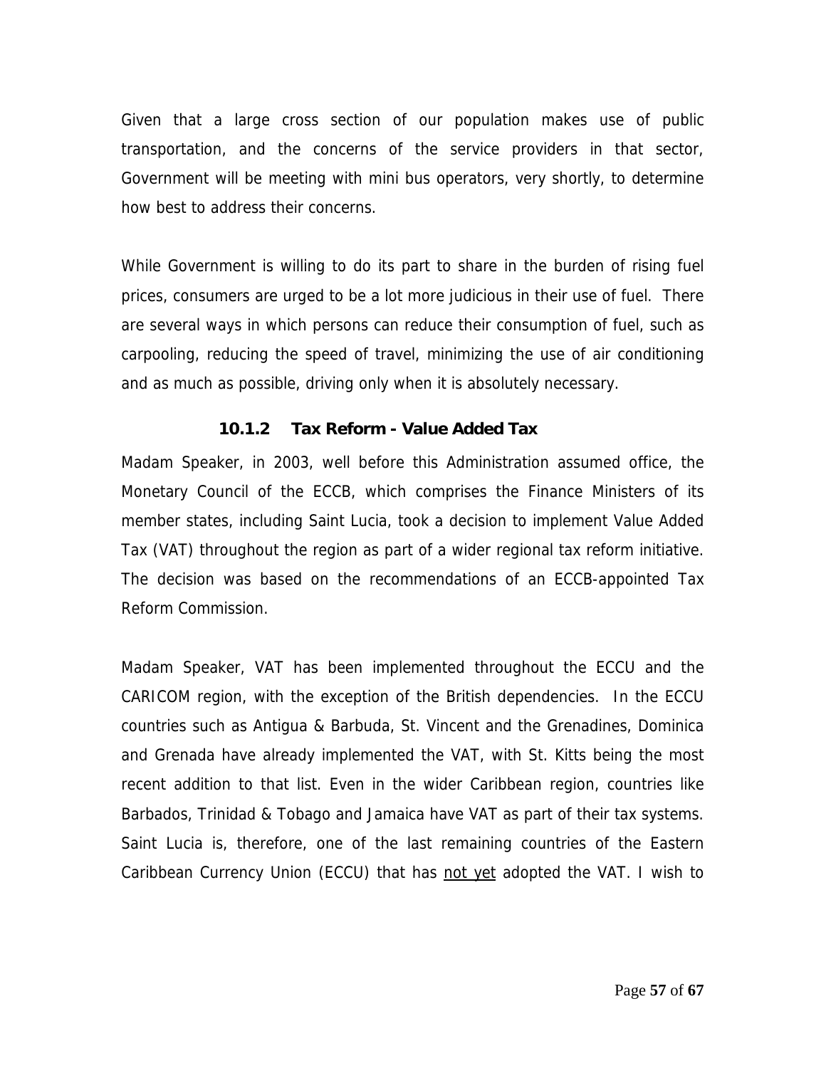Given that a large cross section of our population makes use of public transportation, and the concerns of the service providers in that sector, Government will be meeting with mini bus operators, very shortly, to determine how best to address their concerns.

While Government is willing to do its part to share in the burden of rising fuel prices, consumers are urged to be a lot more judicious in their use of fuel. There are several ways in which persons can reduce their consumption of fuel, such as carpooling, reducing the speed of travel, minimizing the use of air conditioning and as much as possible, driving only when it is absolutely necessary.

#### 10.1.2 Tax Reform - Value Added Tax

Madam Speaker, in 2003, well before this Administration assumed office, the Monetary Council of the ECCB, which comprises the Finance Ministers of its member states, including Saint Lucia, took a decision to implement Value Added Tax (VAT) throughout the region as part of a wider regional tax reform initiative. The decision was based on the recommendations of an ECCB-appointed Tax Reform Commission.

Madam Speaker, VAT has been implemented throughout the ECCU and the CARICOM region, with the exception of the British dependencies. In the ECCU countries such as Antigua & Barbuda, St. Vincent and the Grenadines, Dominica and Grenada have already implemented the VAT, with St. Kitts being the most recent addition to that list. Even in the wider Caribbean region, countries like Barbados, Trinidad & Tobago and Jamaica have VAT as part of their tax systems. Saint Lucia is, therefore, one of the last remaining countries of the Eastern Caribbean Currency Union (ECCU) that has <u>not yet</u> adopted the VAT. I wish to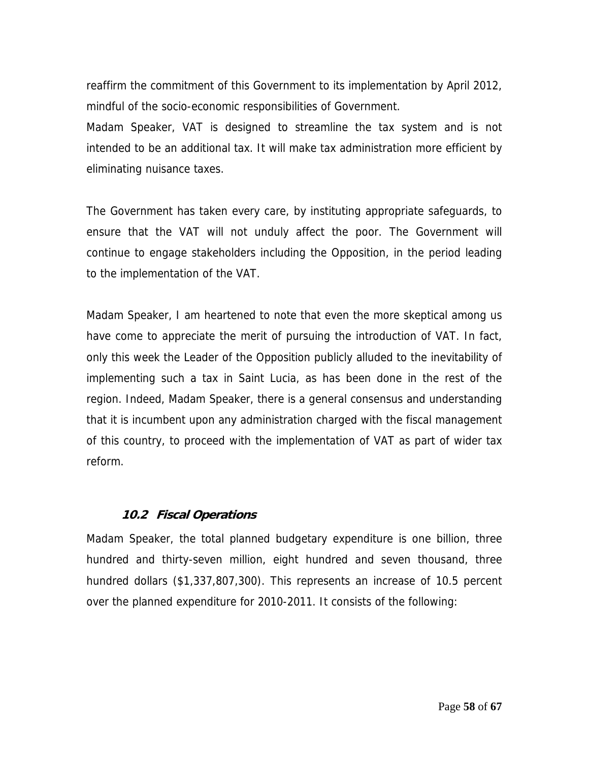reaffirm the commitment of this Government to its implementation by April 2012, mindful of the socio-economic responsibilities of Government.

Madam Speaker, VAT is designed to streamline the tax system and is not intended to be an additional tax. It will make tax administration more efficient by eliminating nuisance taxes.

The Government has taken every care, by instituting appropriate safeguards, to ensure that the VAT will not unduly affect the poor. The Government will continue to engage stakeholders including the Opposition, in the period leading to the implementation of the VAT.

Madam Speaker, I am heartened to note that even the more skeptical among us have come to appreciate the merit of pursuing the introduction of VAT. In fact, only this week the Leader of the Opposition publicly alluded to the inevitability of implementing such a tax in Saint Lucia, as has been done in the rest of the region. Indeed, Madam Speaker, there is a general consensus and understanding that it is incumbent upon any administration charged with the fiscal management of this country, to proceed with the implementation of VAT as part of wider tax reform.

### *10.2 Fiscal Operations*

Madam Speaker, the total planned budgetary expenditure is one billion, three hundred and thirty-seven million, eight hundred and seven thousand, three hundred dollars ($1,337,807,300). This represents an increase of 10.5 percent over the planned expenditure for 2010-2011. It consists of the following: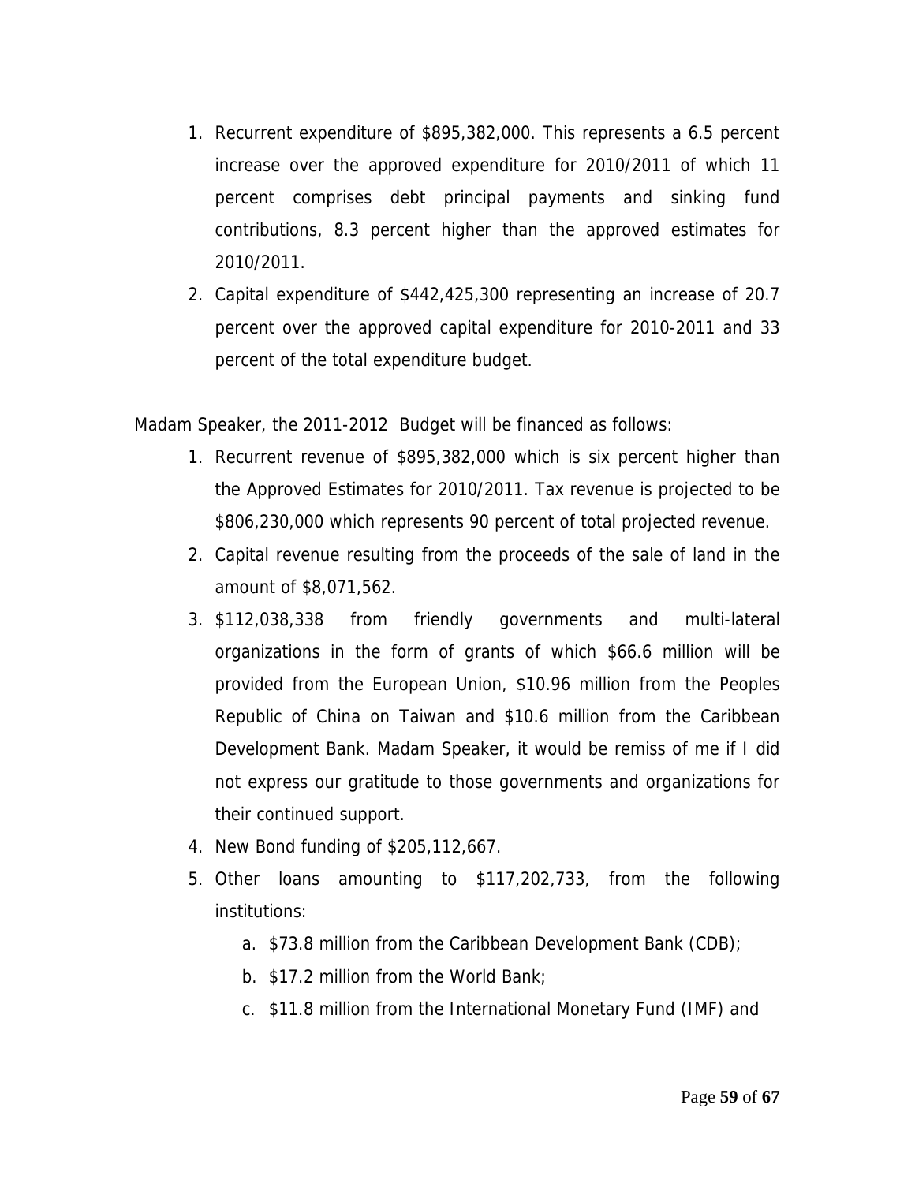1. Recurrent expenditure of $895,382,000. This represents a 6.5 percent increase over the approved expenditure for 2010/2011 of which 11 percent comprises debt principal payments and sinking fund contributions, 8.3 percent higher than the approved estimates for 2010/2011.
2. Capital expenditure of $442,425,300 representing an increase of 20.7 percent over the approved capital expenditure for 2010-2011 and 33 percent of the total expenditure budget.

Madam Speaker, the 2011-2012 Budget will be financed as follows:

1. Recurrent revenue of $895,382,000 which is six percent higher than the Approved Estimates for 2010/2011. Tax revenue is projected to be $806,230,000 which represents 90 percent of total projected revenue.
2. Capital revenue resulting from the proceeds of the sale of land in the amount of $8,071,562.
3. $112,038,338 from friendly governments and multi-lateral organizations in the form of grants of which $66.6 million will be provided from the European Union, $10.96 million from the Peoples Republic of China on Taiwan and $10.6 million from the Caribbean Development Bank. Madam Speaker, it would be remiss of me if I did not express our gratitude to those governments and organizations for their continued support.
4. New Bond funding of $205,112,667.
5. Other loans amounting to $117,202,733, from the following institutions:
    a. $73.8 million from the Caribbean Development Bank (CDB);
    b. $17.2 million from the World Bank;
    c. $11.8 million from the International Monetary Fund (IMF) and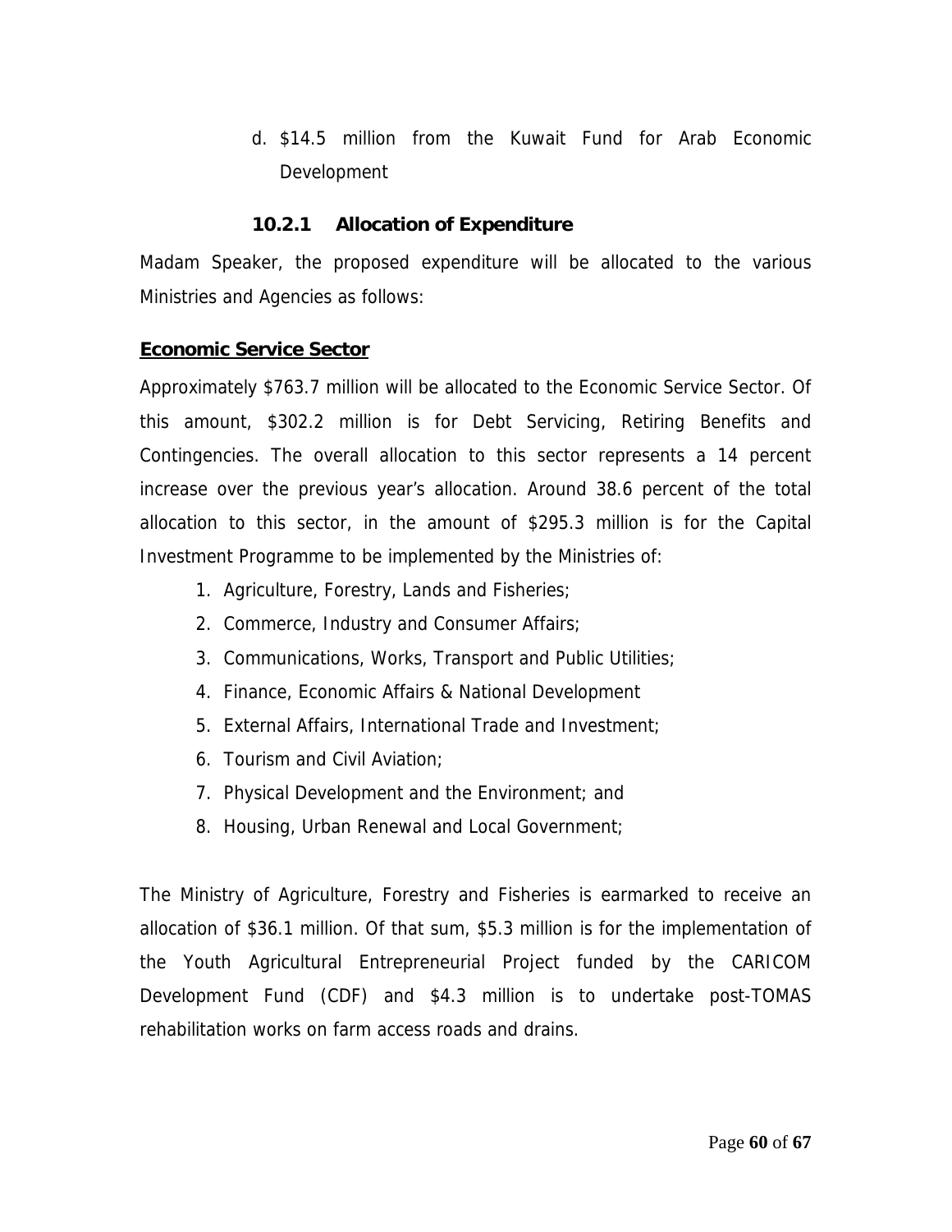d. $14.5 million from the Kuwait Fund for Arab Economic Development

#### 10.2.1 Allocation of Expenditure

Madam Speaker, the proposed expenditure will be allocated to the various Ministries and Agencies as follows:

**Economic Service Sector**

Approximately $763.7 million will be allocated to the Economic Service Sector. Of this amount, $302.2 million is for Debt Servicing, Retiring Benefits and Contingencies. The overall allocation to this sector represents a 14 percent increase over the previous year's allocation. Around 38.6 percent of the total allocation to this sector, in the amount of $295.3 million is for the Capital Investment Programme to be implemented by the Ministries of:

1. Agriculture, Forestry, Lands and Fisheries;
2. Commerce, Industry and Consumer Affairs;
3. Communications, Works, Transport and Public Utilities;
4. Finance, Economic Affairs & National Development
5. External Affairs, International Trade and Investment;
6. Tourism and Civil Aviation;
7. Physical Development and the Environment; and
8. Housing, Urban Renewal and Local Government;

The Ministry of Agriculture, Forestry and Fisheries is earmarked to receive an allocation of $36.1 million. Of that sum, $5.3 million is for the implementation of the Youth Agricultural Entrepreneurial Project funded by the CARICOM Development Fund (CDF) and $4.3 million is to undertake post-TOMAS rehabilitation works on farm access roads and drains.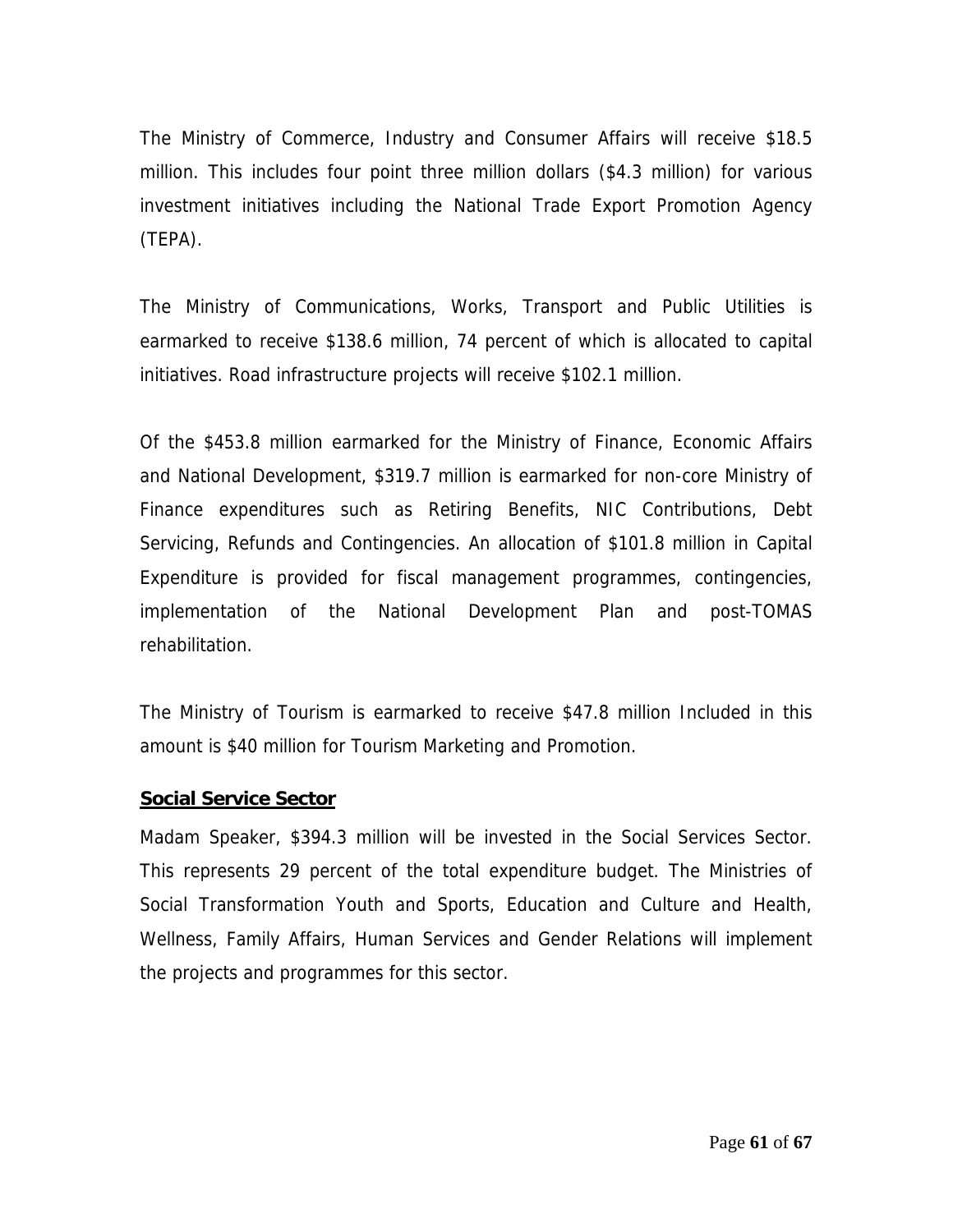The Ministry of Commerce, Industry and Consumer Affairs will receive $18.5 million. This includes four point three million dollars ($4.3 million) for various investment initiatives including the National Trade Export Promotion Agency (TEPA).

The Ministry of Communications, Works, Transport and Public Utilities is earmarked to receive $138.6 million, 74 percent of which is allocated to capital initiatives. Road infrastructure projects will receive $102.1 million.

Of the $453.8 million earmarked for the Ministry of Finance, Economic Affairs and National Development, $319.7 million is earmarked for non-core Ministry of Finance expenditures such as Retiring Benefits, NIC Contributions, Debt Servicing, Refunds and Contingencies. An allocation of $101.8 million in Capital Expenditure is provided for fiscal management programmes, contingencies, implementation of the National Development Plan and post-TOMAS rehabilitation.

The Ministry of Tourism is earmarked to receive $47.8 million Included in this amount is $40 million for Tourism Marketing and Promotion.

**Social Service Sector**

Madam Speaker, $394.3 million will be invested in the Social Services Sector. This represents 29 percent of the total expenditure budget. The Ministries of Social Transformation Youth and Sports, Education and Culture and Health, Wellness, Family Affairs, Human Services and Gender Relations will implement the projects and programmes for this sector.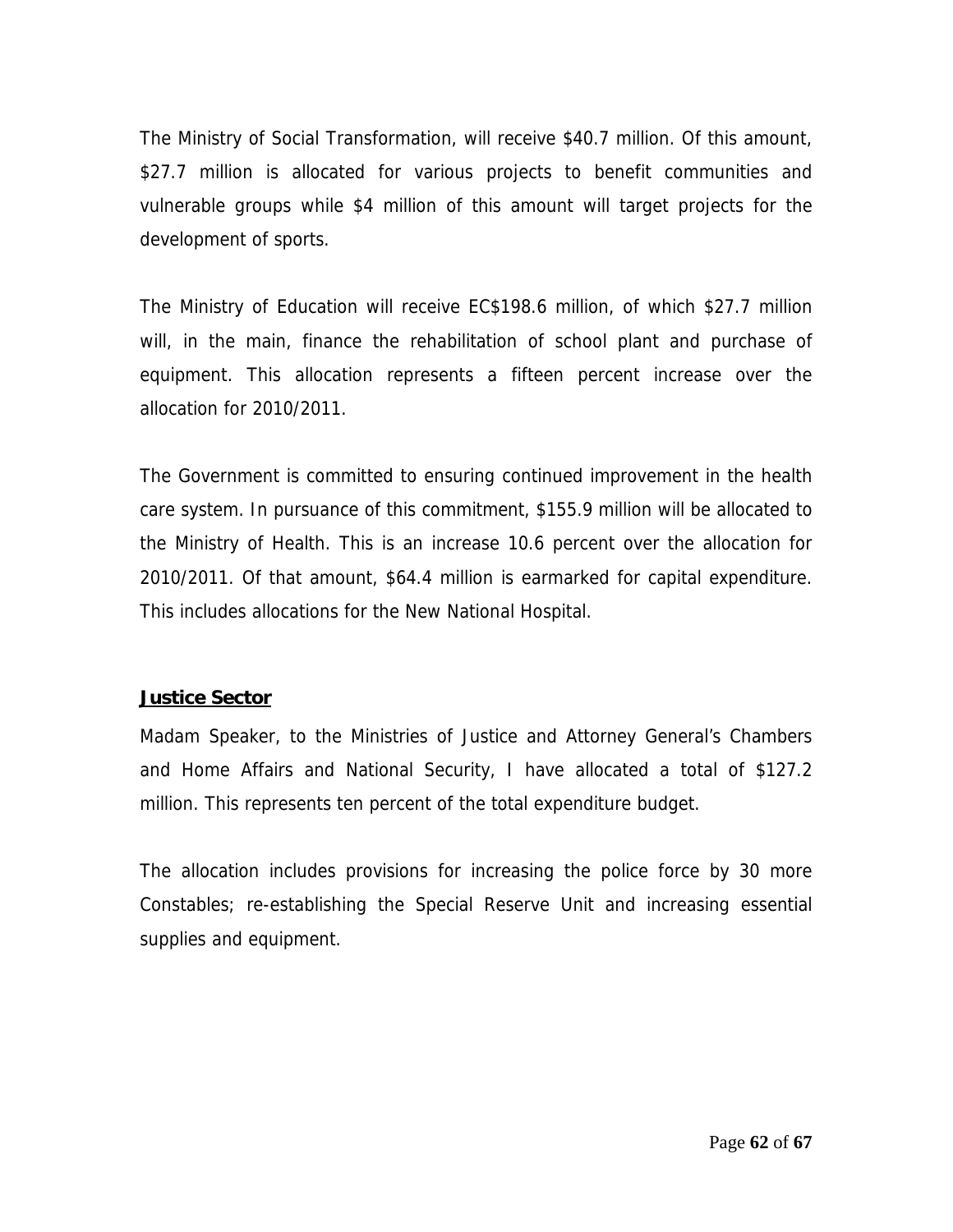The Ministry of Social Transformation, will receive $40.7 million. Of this amount, $27.7 million is allocated for various projects to benefit communities and vulnerable groups while $4 million of this amount will target projects for the development of sports.

The Ministry of Education will receive EC$198.6 million, of which $27.7 million will, in the main, finance the rehabilitation of school plant and purchase of equipment. This allocation represents a fifteen percent increase over the allocation for 2010/2011.

The Government is committed to ensuring continued improvement in the health care system. In pursuance of this commitment, $155.9 million will be allocated to the Ministry of Health. This is an increase 10.6 percent over the allocation for 2010/2011. Of that amount, $64.4 million is earmarked for capital expenditure. This includes allocations for the New National Hospital.

**Justice Sector**

Madam Speaker, to the Ministries of Justice and Attorney General's Chambers and Home Affairs and National Security, I have allocated a total of $127.2 million. This represents ten percent of the total expenditure budget.

The allocation includes provisions for increasing the police force by 30 more Constables; re-establishing the Special Reserve Unit and increasing essential supplies and equipment.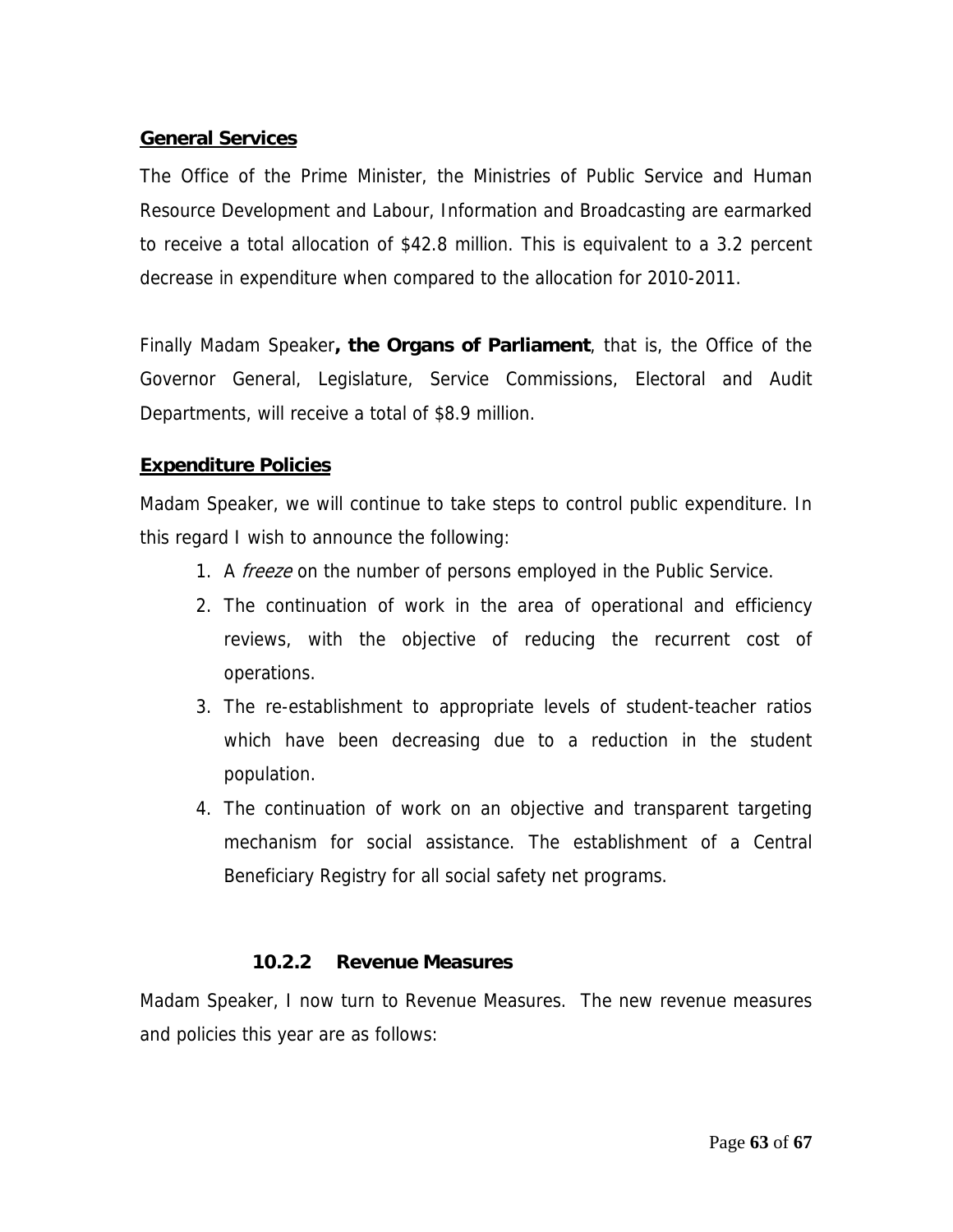**General Services**

The Office of the Prime Minister, the Ministries of Public Service and Human Resource Development and Labour, Information and Broadcasting are earmarked to receive a total allocation of $42.8 million. This is equivalent to a 3.2 percent decrease in expenditure when compared to the allocation for 2010-2011.

Finally Madam Speaker**, the Organs of Parliament**, that is, the Office of the Governor General, Legislature, Service Commissions, Electoral and Audit Departments, will receive a total of $8.9 million.

**Expenditure Policies**

Madam Speaker, we will continue to take steps to control public expenditure. In this regard I wish to announce the following:

1. A *freeze* on the number of persons employed in the Public Service.
2. The continuation of work in the area of operational and efficiency reviews, with the objective of reducing the recurrent cost of operations.
3. The re-establishment to appropriate levels of student-teacher ratios which have been decreasing due to a reduction in the student population.
4. The continuation of work on an objective and transparent targeting mechanism for social assistance. The establishment of a Central Beneficiary Registry for all social safety net programs.

### 10.2.2 Revenue Measures

Madam Speaker, I now turn to Revenue Measures. The new revenue measures and policies this year are as follows: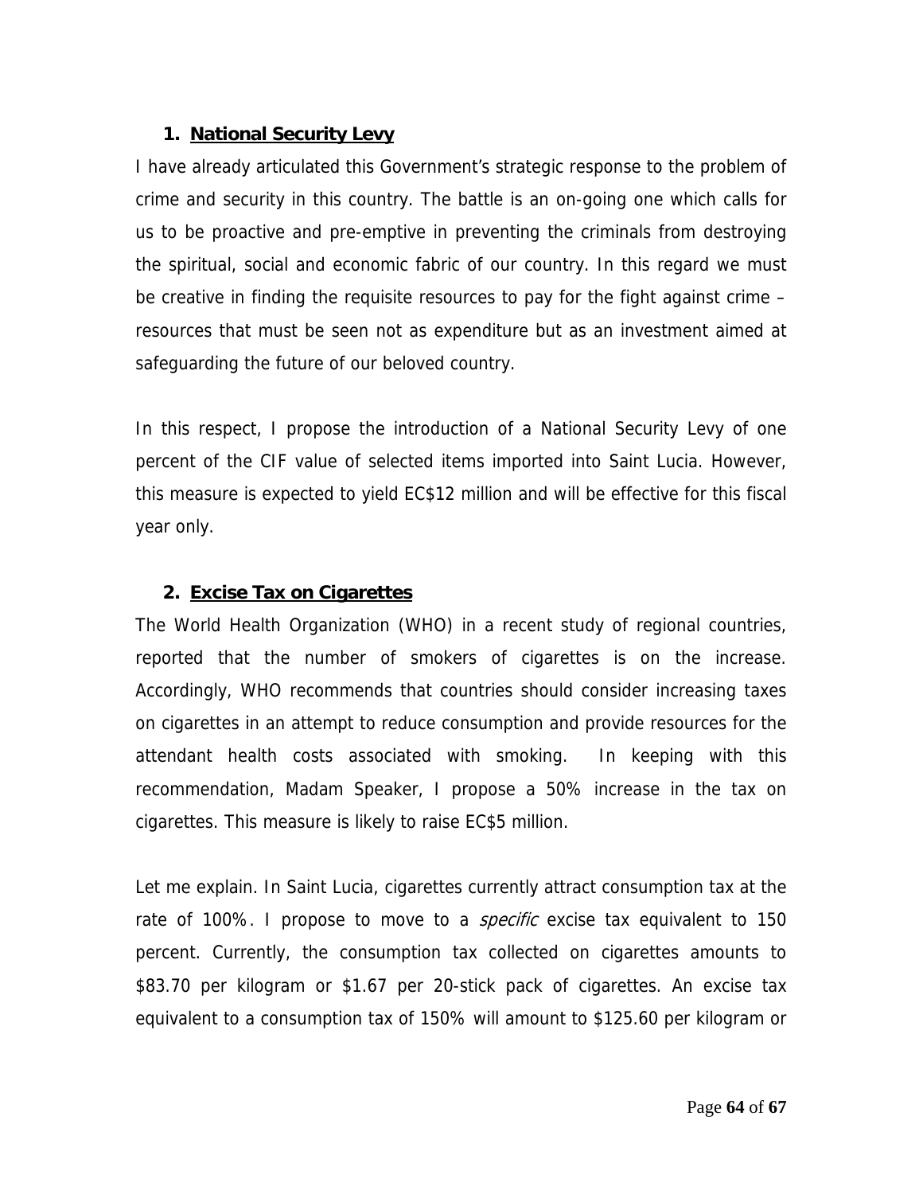## 1. National Security Levy

I have already articulated this Government's strategic response to the problem of crime and security in this country. The battle is an on-going one which calls for us to be proactive and pre-emptive in preventing the criminals from destroying the spiritual, social and economic fabric of our country. In this regard we must be creative in finding the requisite resources to pay for the fight against crime – resources that must be seen not as expenditure but as an investment aimed at safeguarding the future of our beloved country.

In this respect, I propose the introduction of a National Security Levy of one percent of the CIF value of selected items imported into Saint Lucia. However, this measure is expected to yield EC$12 million and will be effective for this fiscal year only.

## 2. Excise Tax on Cigarettes

The World Health Organization (WHO) in a recent study of regional countries, reported that the number of smokers of cigarettes is on the increase. Accordingly, WHO recommends that countries should consider increasing taxes on cigarettes in an attempt to reduce consumption and provide resources for the attendant health costs associated with smoking. In keeping with this recommendation, Madam Speaker, I propose a 50% increase in the tax on cigarettes. This measure is likely to raise EC$5 million.

Let me explain. In Saint Lucia, cigarettes currently attract consumption tax at the rate of 100%. I propose to move to a *specific* excise tax equivalent to 150 percent. Currently, the consumption tax collected on cigarettes amounts to $83.70 per kilogram or $1.67 per 20-stick pack of cigarettes. An excise tax equivalent to a consumption tax of 150% will amount to $125.60 per kilogram or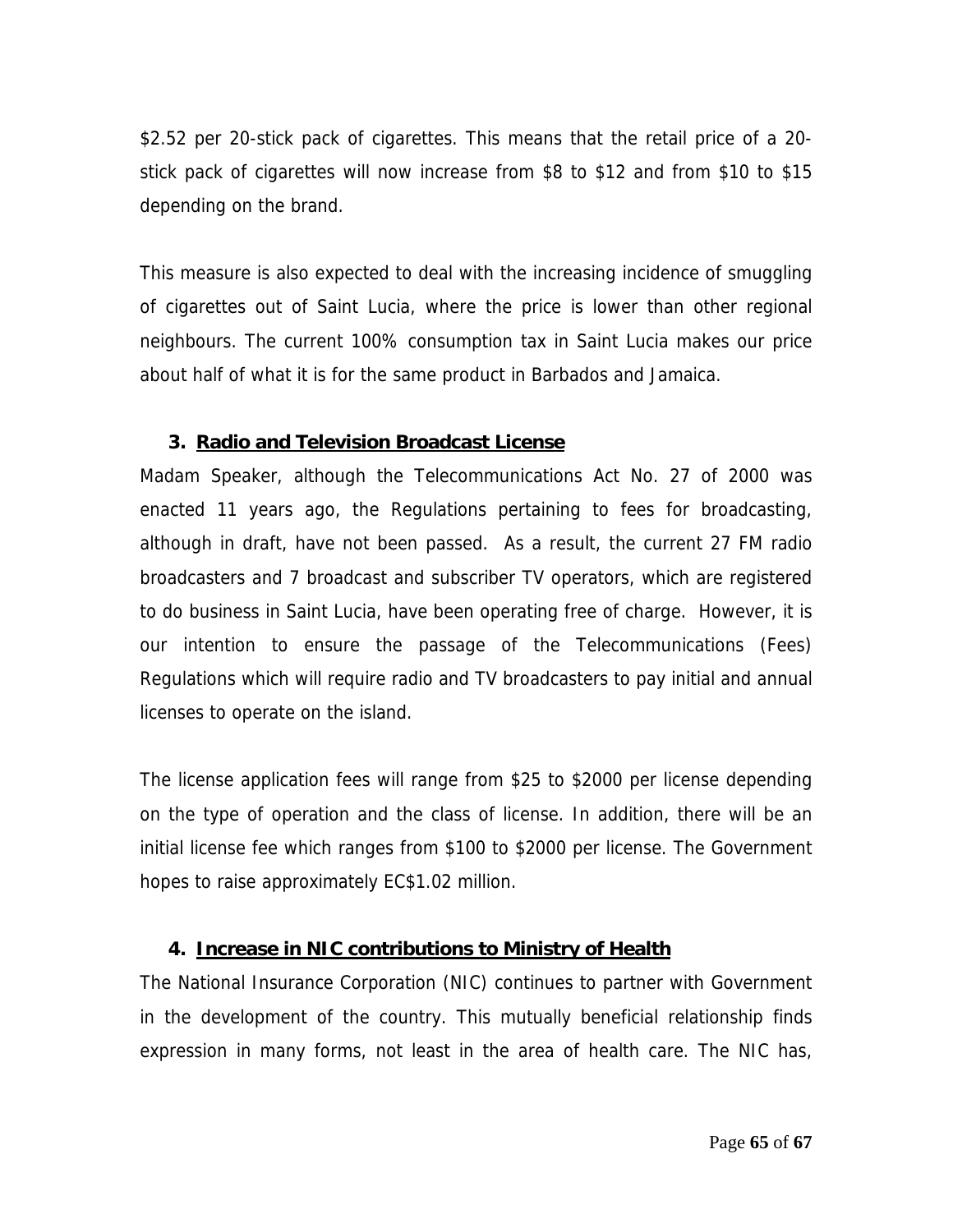$2.52 per 20-stick pack of cigarettes. This means that the retail price of a 20-stick pack of cigarettes will now increase from $8 to $12 and from $10 to $15 depending on the brand.

This measure is also expected to deal with the increasing incidence of smuggling of cigarettes out of Saint Lucia, where the price is lower than other regional neighbours. The current 100% consumption tax in Saint Lucia makes our price about half of what it is for the same product in Barbados and Jamaica.

### 3. Radio and Television Broadcast License

Madam Speaker, although the Telecommunications Act No. 27 of 2000 was enacted 11 years ago, the Regulations pertaining to fees for broadcasting, although in draft, have not been passed. As a result, the current 27 FM radio broadcasters and 7 broadcast and subscriber TV operators, which are registered to do business in Saint Lucia, have been operating free of charge. However, it is our intention to ensure the passage of the Telecommunications (Fees) Regulations which will require radio and TV broadcasters to pay initial and annual licenses to operate on the island.

The license application fees will range from $25 to $2000 per license depending on the type of operation and the class of license. In addition, there will be an initial license fee which ranges from $100 to $2000 per license. The Government hopes to raise approximately EC$1.02 million.

### 4. Increase in NIC contributions to Ministry of Health

The National Insurance Corporation (NIC) continues to partner with Government in the development of the country. This mutually beneficial relationship finds expression in many forms, not least in the area of health care. The NIC has,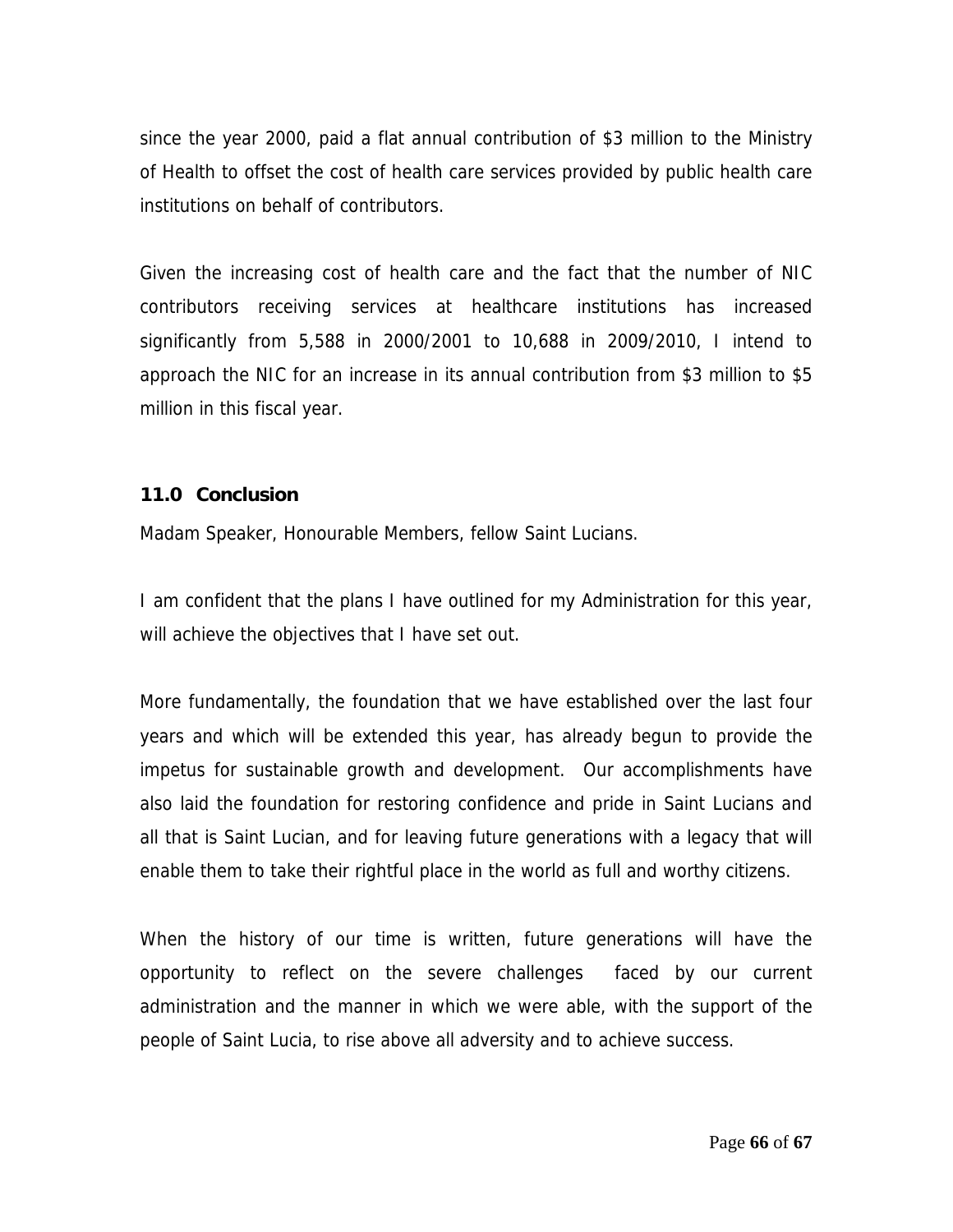since the year 2000, paid a flat annual contribution of $3 million to the Ministry of Health to offset the cost of health care services provided by public health care institutions on behalf of contributors.

Given the increasing cost of health care and the fact that the number of NIC contributors receiving services at healthcare institutions has increased significantly from 5,588 in 2000/2001 to 10,688 in 2009/2010, I intend to approach the NIC for an increase in its annual contribution from $3 million to $5 million in this fiscal year.

## 11.0 Conclusion

Madam Speaker, Honourable Members, fellow Saint Lucians.

I am confident that the plans I have outlined for my Administration for this year, will achieve the objectives that I have set out.

More fundamentally, the foundation that we have established over the last four years and which will be extended this year, has already begun to provide the impetus for sustainable growth and development. Our accomplishments have also laid the foundation for restoring confidence and pride in Saint Lucians and all that is Saint Lucian, and for leaving future generations with a legacy that will enable them to take their rightful place in the world as full and worthy citizens.

When the history of our time is written, future generations will have the opportunity to reflect on the severe challenges faced by our current administration and the manner in which we were able, with the support of the people of Saint Lucia, to rise above all adversity and to achieve success.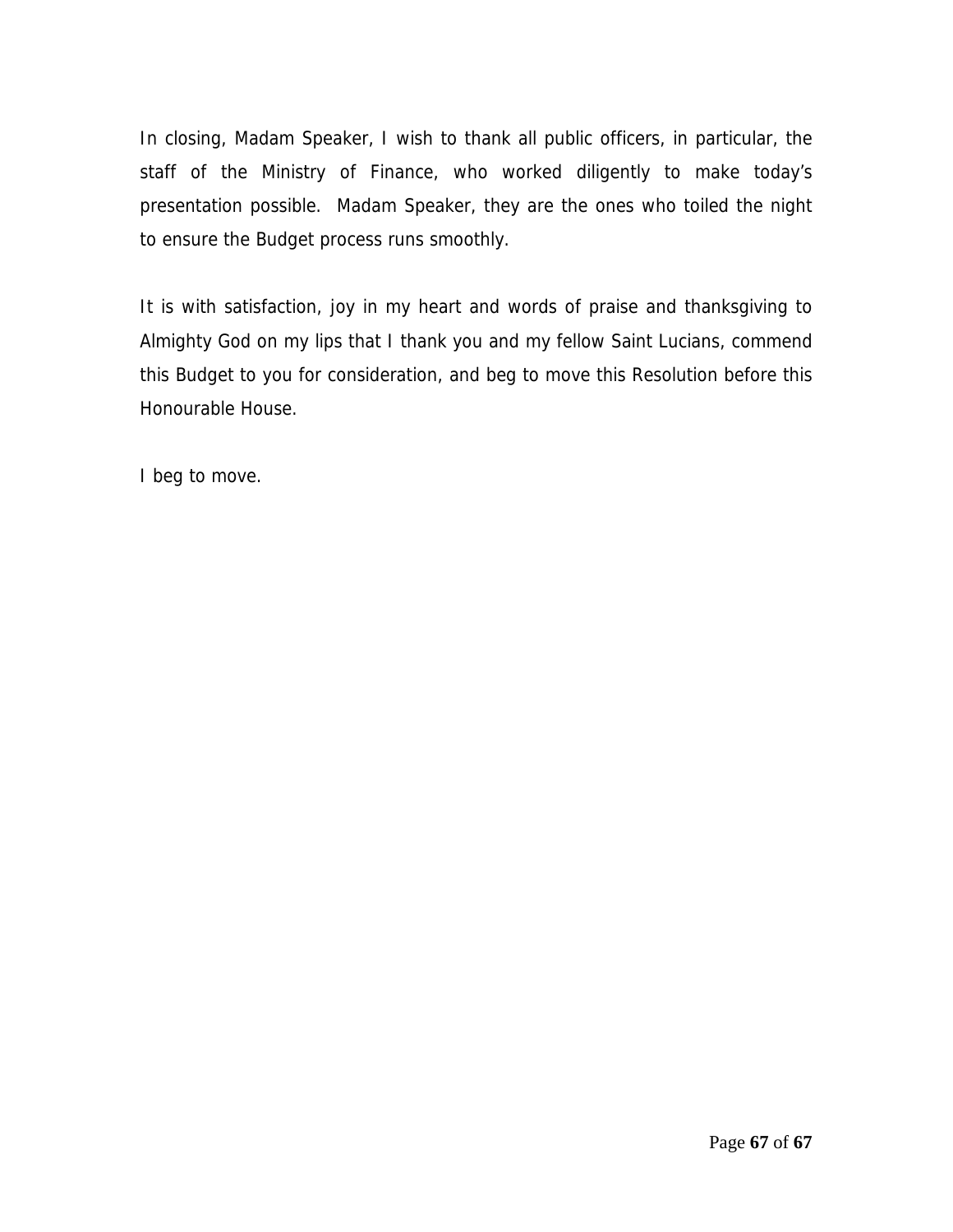In closing, Madam Speaker, I wish to thank all public officers, in particular, the staff of the Ministry of Finance, who worked diligently to make today's presentation possible. Madam Speaker, they are the ones who toiled the night to ensure the Budget process runs smoothly.

It is with satisfaction, joy in my heart and words of praise and thanksgiving to Almighty God on my lips that I thank you and my fellow Saint Lucians, commend this Budget to you for consideration, and beg to move this Resolution before this Honourable House.

I beg to move.